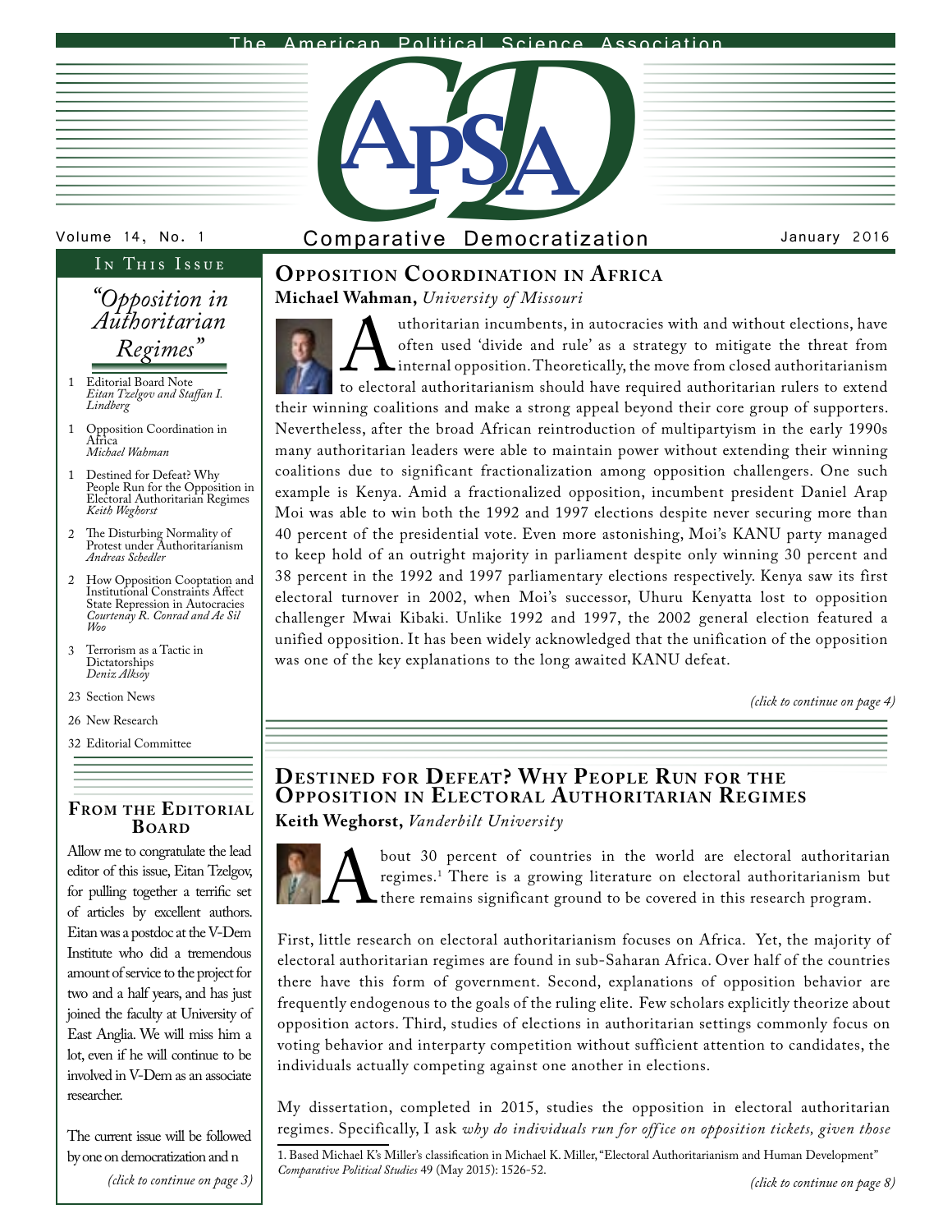The American Political Science Association

# APSA-CD Comparative Democratization

Volume 14, No. 1 — January 2016

## In This Issue

*"Opposition in Authoritarian Regimes"*

1 Editorial Board Note
*Eitan Tzelgov and Staffan I. Lindberg*

1 Opposition Coordination in Africa
*Michael Wahman*

1 Destined for Defeat? Why People Run for the Opposition in Electoral Authoritarian Regimes
*Keith Weghorst*

2 The Disturbing Normality of Protest under Authoritarianism
*Andreas Schedler*

2 How Opposition Cooptation and Institutional Constraints Affect State Repression in Autocracies
*Courtenay R. Conrad and Ae Sil Woo*

3 Terrorism as a Tactic in Dictatorships
*Deniz Alksoy*

23 Section News

26 New Research

32 Editorial Committee

## From the Editorial Board

Allow me to congratulate the lead editor of this issue, Eitan Tzelgov, for pulling together a terrific set of articles by excellent authors. Eitan was a postdoc at the V-Dem Institute who did a tremendous amount of service to the project for two and a half years, and has just joined the faculty at University of East Anglia. We will miss him a lot, even if he will continue to be involved in V-Dem as an associate researcher.

The current issue will be followed by one on democratization and n

*(click to continue on page 3)*

## Opposition Coordination in Africa

**Michael Wahman,** *University of Missouri*

Authoritarian incumbents, in autocracies with and without elections, have often used 'divide and rule' as a strategy to mitigate the threat from internal opposition. Theoretically, the move from closed authoritarianism to electoral authoritarianism should have required authoritarian rulers to extend their winning coalitions and make a strong appeal beyond their core group of supporters. Nevertheless, after the broad African reintroduction of multipartyism in the early 1990s many authoritarian leaders were able to maintain power without extending their winning coalitions due to significant fractionalization among opposition challengers. One such example is Kenya. Amid a fractionalized opposition, incumbent president Daniel Arap Moi was able to win both the 1992 and 1997 elections despite never securing more than 40 percent of the presidential vote. Even more astonishing, Moi's KANU party managed to keep hold of an outright majority in parliament despite only winning 30 percent and 38 percent in the 1992 and 1997 parliamentary elections respectively. Kenya saw its first electoral turnover in 2002, when Moi's successor, Uhuru Kenyatta lost to opposition challenger Mwai Kibaki. Unlike 1992 and 1997, the 2002 general election featured a unified opposition. It has been widely acknowledged that the unification of the opposition was one of the key explanations to the long awaited KANU defeat.

*(click to continue on page 4)*

## Destined for Defeat? Why People Run for the Opposition in Electoral Authoritarian Regimes

**Keith Weghorst,** *Vanderbilt University*

About 30 percent of countries in the world are electoral authoritarian regimes.[1] There is a growing literature on electoral authoritarianism but there remains significant ground to be covered in this research program.

First, little research on electoral authoritarianism focuses on Africa. Yet, the majority of electoral authoritarian regimes are found in sub-Saharan Africa. Over half of the countries there have this form of government. Second, explanations of opposition behavior are frequently endogenous to the goals of the ruling elite. Few scholars explicitly theorize about opposition actors. Third, studies of elections in authoritarian settings commonly focus on voting behavior and interparty competition without sufficient attention to candidates, the individuals actually competing against one another in elections.

My dissertation, completed in 2015, studies the opposition in electoral authoritarian regimes. Specifically, I ask *why do individuals run for office on opposition tickets, given those*

*(click to continue on page 8)*

1. Based Michael K's Miller's classification in Michael K. Miller, "Electoral Authoritarianism and Human Development" *Comparative Political Studies* 49 (May 2015): 1526-52.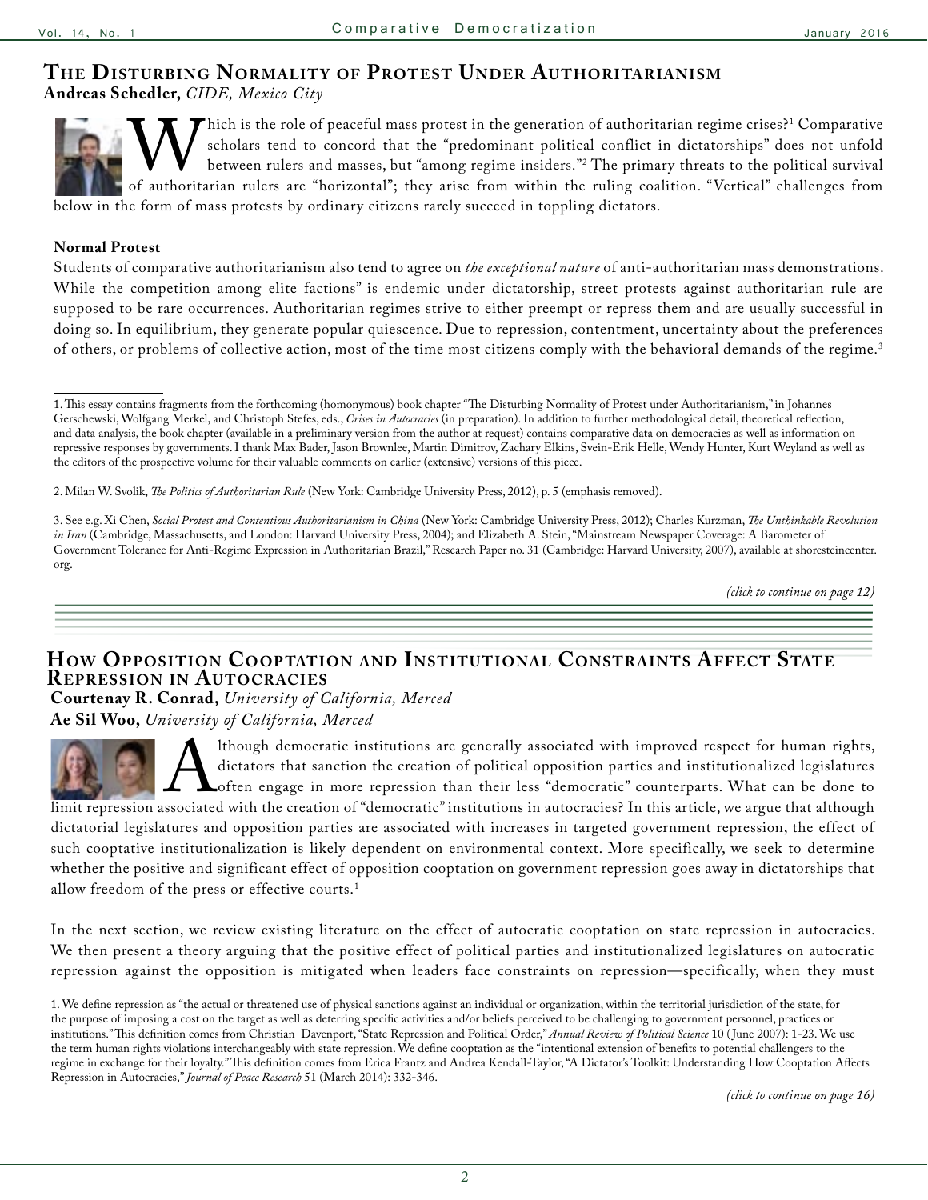## The Disturbing Normality of Protest Under Authoritarianism

**Andreas Schedler,** *CIDE, Mexico City*

Which is the role of peaceful mass protest in the generation of authoritarian regime crises?[1] Comparative scholars tend to concord that the "predominant political conflict in dictatorships" does not unfold between rulers and masses, but "among regime insiders."[2] The primary threats to the political survival of authoritarian rulers are "horizontal"; they arise from within the ruling coalition. "Vertical" challenges from below in the form of mass protests by ordinary citizens rarely succeed in toppling dictators.

### Normal Protest

Students of comparative authoritarianism also tend to agree on *the exceptional nature* of anti-authoritarian mass demonstrations. While the competition among elite factions" is endemic under dictatorship, street protests against authoritarian rule are supposed to be rare occurrences. Authoritarian regimes strive to either preempt or repress them and are usually successful in doing so. In equilibrium, they generate popular quiescence. Due to repression, contentment, uncertainty about the preferences of others, or problems of collective action, most of the time most citizens comply with the behavioral demands of the regime.[3]

1. This essay contains fragments from the forthcoming (homonymous) book chapter "The Disturbing Normality of Protest under Authoritarianism," in Johannes Gerschewski, Wolfgang Merkel, and Christoph Stefes, eds., *Crises in Autocracies* (in preparation). In addition to further methodological detail, theoretical reflection, and data analysis, the book chapter (available in a preliminary version from the author at request) contains comparative data on democracies as well as information on repressive responses by governments. I thank Max Bader, Jason Brownlee, Martin Dimitrov, Zachary Elkins, Svein-Erik Helle, Wendy Hunter, Kurt Weyland as well as the editors of the prospective volume for their valuable comments on earlier (extensive) versions of this piece.

2. Milan W. Svolik, *The Politics of Authoritarian Rule* (New York: Cambridge University Press, 2012), p. 5 (emphasis removed).

3. See e.g. Xi Chen, *Social Protest and Contentious Authoritarianism in China* (New York: Cambridge University Press, 2012); Charles Kurzman, *The Unthinkable Revolution in Iran* (Cambridge, Massachusetts, and London: Harvard University Press, 2004); and Elizabeth A. Stein, "Mainstream Newspaper Coverage: A Barometer of Government Tolerance for Anti-Regime Expression in Authoritarian Brazil," Research Paper no. 31 (Cambridge: Harvard University, 2007), available at shoresteincenter.org.

*(click to continue on page 12)*

## How Opposition Cooptation and Institutional Constraints Affect State Repression in Autocracies

**Courtenay R. Conrad,** *University of California, Merced*
**Ae Sil Woo,** *University of California, Merced*

Although democratic institutions are generally associated with improved respect for human rights, dictators that sanction the creation of political opposition parties and institutionalized legislatures often engage in more repression than their less "democratic" counterparts. What can be done to limit repression associated with the creation of "democratic" institutions in autocracies? In this article, we argue that although dictatorial legislatures and opposition parties are associated with increases in targeted government repression, the effect of such cooptative institutionalization is likely dependent on environmental context. More specifically, we seek to determine whether the positive and significant effect of opposition cooptation on government repression goes away in dictatorships that allow freedom of the press or effective courts.[1]

In the next section, we review existing literature on the effect of autocratic cooptation on state repression in autocracies. We then present a theory arguing that the positive effect of political parties and institutionalized legislatures on autocratic repression against the opposition is mitigated when leaders face constraints on repression—specifically, when they must

1. We define repression as "the actual or threatened use of physical sanctions against an individual or organization, within the territorial jurisdiction of the state, for the purpose of imposing a cost on the target as well as deterring specific activities and/or beliefs perceived to be challenging to government personnel, practices or institutions." This definition comes from Christian Davenport, "State Repression and Political Order," *Annual Review of Political Science* 10 (June 2007): 1-23. We use the term human rights violations interchangeably with state repression. We define cooptation as the "intentional extension of benefits to potential challengers to the regime in exchange for their loyalty." This definition comes from Erica Frantz and Andrea Kendall-Taylor, "A Dictator's Toolkit: Understanding How Cooptation Affects Repression in Autocracies," *Journal of Peace Research* 51 (March 2014): 332-346.

*(click to continue on page 16)*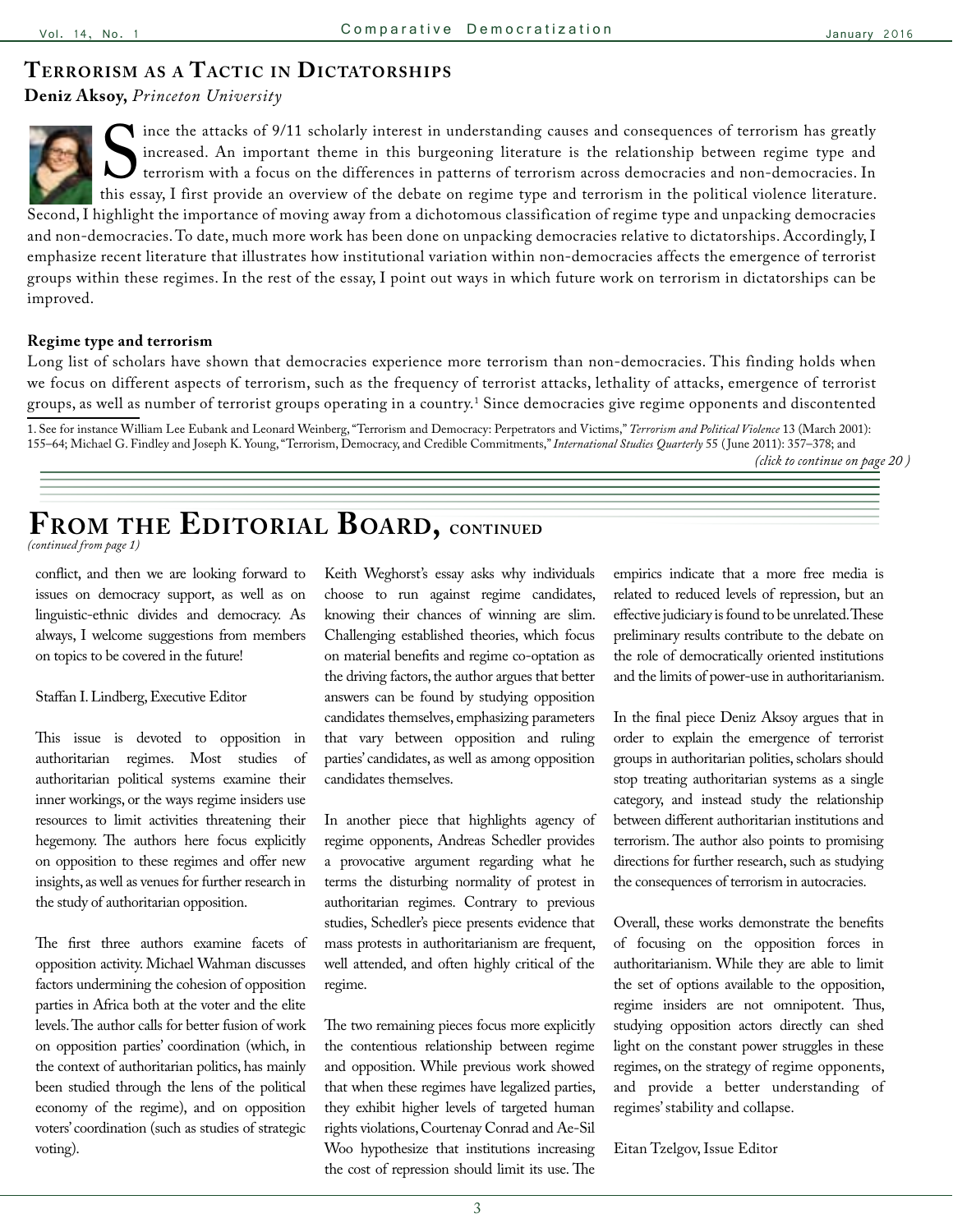# Terrorism as a Tactic in Dictatorships

**Deniz Aksoy,** *Princeton University*

Since the attacks of 9/11 scholarly interest in understanding causes and consequences of terrorism has greatly increased. An important theme in this burgeoning literature is the relationship between regime type and terrorism with a focus on the differences in patterns of terrorism across democracies and non-democracies. In this essay, I first provide an overview of the debate on regime type and terrorism in the political violence literature. Second, I highlight the importance of moving away from a dichotomous classification of regime type and unpacking democracies and non-democracies. To date, much more work has been done on unpacking democracies relative to dictatorships. Accordingly, I emphasize recent literature that illustrates how institutional variation within non-democracies affects the emergence of terrorist groups within these regimes. In the rest of the essay, I point out ways in which future work on terrorism in dictatorships can be improved.

**Regime type and terrorism**

Long list of scholars have shown that democracies experience more terrorism than non-democracies. This finding holds when we focus on different aspects of terrorism, such as the frequency of terrorist attacks, lethality of attacks, emergence of terrorist groups, as well as number of terrorist groups operating in a country.[1] Since democracies give regime opponents and discontented

1. See for instance William Lee Eubank and Leonard Weinberg, "Terrorism and Democracy: Perpetrators and Victims," *Terrorism and Political Violence* 13 (March 2001): 155–64; Michael G. Findley and Joseph K. Young, "Terrorism, Democracy, and Credible Commitments," *International Studies Quarterly* 55 (June 2011): 357–378; and

*(click to continue on page 20 )*

# From the Editorial Board, continued

*(continued from page 1)*

conflict, and then we are looking forward to issues on democracy support, as well as on linguistic-ethnic divides and democracy. As always, I welcome suggestions from members on topics to be covered in the future!

Staffan I. Lindberg, Executive Editor

This issue is devoted to opposition in authoritarian regimes. Most studies of authoritarian political systems examine their inner workings, or the ways regime insiders use resources to limit activities threatening their hegemony. The authors here focus explicitly on opposition to these regimes and offer new insights, as well as venues for further research in the study of authoritarian opposition.

The first three authors examine facets of opposition activity. Michael Wahman discusses factors undermining the cohesion of opposition parties in Africa both at the voter and the elite levels. The author calls for better fusion of work on opposition parties' coordination (which, in the context of authoritarian politics, has mainly been studied through the lens of the political economy of the regime), and on opposition voters' coordination (such as studies of strategic voting).

Keith Weghorst's essay asks why individuals choose to run against regime candidates, knowing their chances of winning are slim. Challenging established theories, which focus on material benefits and regime co-optation as the driving factors, the author argues that better answers can be found by studying opposition candidates themselves, emphasizing parameters that vary between opposition and ruling parties' candidates, as well as among opposition candidates themselves.

In another piece that highlights agency of regime opponents, Andreas Schedler provides a provocative argument regarding what he terms the disturbing normality of protest in authoritarian regimes. Contrary to previous studies, Schedler's piece presents evidence that mass protests in authoritarianism are frequent, well attended, and often highly critical of the regime.

The two remaining pieces focus more explicitly the contentious relationship between regime and opposition. While previous work showed that when these regimes have legalized parties, they exhibit higher levels of targeted human rights violations, Courtenay Conrad and Ae-Sil Woo hypothesize that institutions increasing the cost of repression should limit its use. The empirics indicate that a more free media is related to reduced levels of repression, but an effective judiciary is found to be unrelated. These preliminary results contribute to the debate on the role of democratically oriented institutions and the limits of power-use in authoritarianism.

In the final piece Deniz Aksoy argues that in order to explain the emergence of terrorist groups in authoritarian polities, scholars should stop treating authoritarian systems as a single category, and instead study the relationship between different authoritarian institutions and terrorism. The author also points to promising directions for further research, such as studying the consequences of terrorism in autocracies.

Overall, these works demonstrate the benefits of focusing on the opposition forces in authoritarianism. While they are able to limit the set of options available to the opposition, regime insiders are not omnipotent. Thus, studying opposition actors directly can shed light on the constant power struggles in these regimes, on the strategy of regime opponents, and provide a better understanding of regimes' stability and collapse.

Eitan Tzelgov, Issue Editor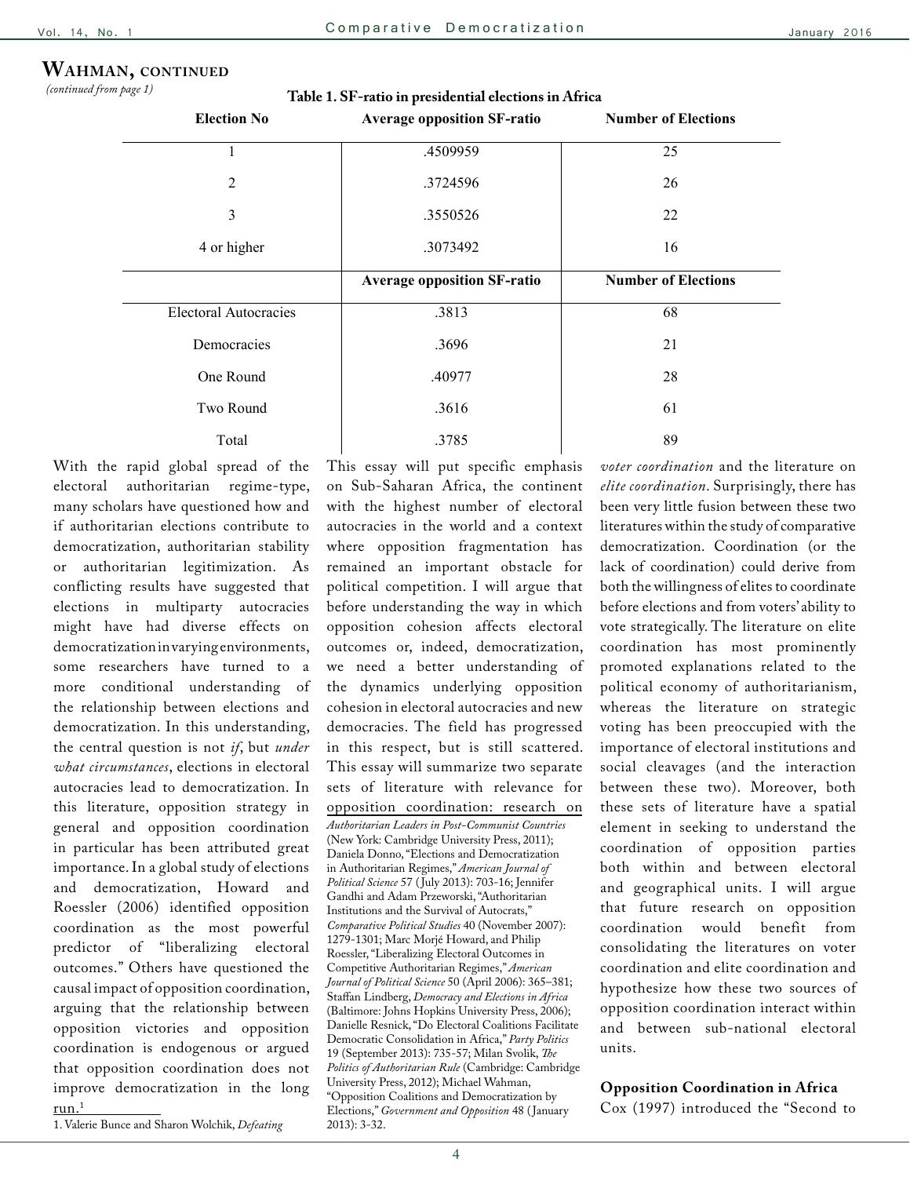## Wahman, continued

*(continued from page 1)*

**Table 1. SF-ratio in presidential elections in Africa**

| Election No | Average opposition SF-ratio | Number of Elections |
|---|---|---|
| 1 | .4509959 | 25 |
| 2 | .3724596 | 26 |
| 3 | .3550526 | 22 |
| 4 or higher | .3073492 | 16 |
| | **Average opposition SF-ratio** | **Number of Elections** |
| Electoral Autocracies | .3813 | 68 |
| Democracies | .3696 | 21 |
| One Round | .40977 | 28 |
| Two Round | .3616 | 61 |
| Total | .3785 | 89 |

With the rapid global spread of the electoral authoritarian regime-type, many scholars have questioned how and if authoritarian elections contribute to democratization, authoritarian stability or authoritarian legitimization. As conflicting results have suggested that elections in multiparty autocracies might have had diverse effects on democratization in varying environments, some researchers have turned to a more conditional understanding of the relationship between elections and democratization. In this understanding, the central question is not *if*, but *under what circumstances*, elections in electoral autocracies lead to democratization. In this literature, opposition strategy in general and opposition coordination in particular has been attributed great importance. In a global study of elections and democratization, Howard and Roessler (2006) identified opposition coordination as the most powerful predictor of "liberalizing electoral outcomes." Others have questioned the causal impact of opposition coordination, arguing that the relationship between opposition victories and opposition coordination is endogenous or argued that opposition coordination does not improve democratization in the long run.[1]

This essay will put specific emphasis on Sub-Saharan Africa, the continent with the highest number of electoral autocracies in the world and a context where opposition fragmentation has remained an important obstacle for political competition. I will argue that before understanding the way in which opposition cohesion affects electoral outcomes or, indeed, democratization, we need a better understanding of the dynamics underlying opposition cohesion in electoral autocracies and new democracies. The field has progressed in this respect, but is still scattered. This essay will summarize two separate sets of literature with relevance for opposition coordination: research on *voter coordination* and the literature on *elite coordination*. Surprisingly, there has been very little fusion between these two literatures within the study of comparative democratization. Coordination (or the lack of coordination) could derive from both the willingness of elites to coordinate before elections and from voters' ability to vote strategically. The literature on elite coordination has most prominently promoted explanations related to the political economy of authoritarianism, whereas the literature on strategic voting has been preoccupied with the importance of electoral institutions and social cleavages (and the interaction between these two). Moreover, both these sets of literature have a spatial element in seeking to understand the coordination of opposition parties both within and between electoral and geographical units. I will argue that future research on opposition coordination would benefit from consolidating the literatures on voter coordination and elite coordination and hypothesize how these two sources of opposition coordination interact within and between sub-national electoral units.

### Opposition Coordination in Africa

Cox (1997) introduced the "Second to

---

1. Valerie Bunce and Sharon Wolchik, *Defeating Authoritarian Leaders in Post-Communist Countries* (New York: Cambridge University Press, 2011); Daniela Donno, "Elections and Democratization in Authoritarian Regimes," *American Journal of Political Science* 57 (July 2013): 703-16; Jennifer Gandhi and Adam Przeworski, "Authoritarian Institutions and the Survival of Autocrats," *Comparative Political Studies* 40 (November 2007): 1279-1301; Marc Morjé Howard, and Philip Roessler, "Liberalizing Electoral Outcomes in Competitive Authoritarian Regimes," *American Journal of Political Science* 50 (April 2006): 365–381; Staffan Lindberg, *Democracy and Elections in Africa* (Baltimore: Johns Hopkins University Press, 2006); Danielle Resnick, "Do Electoral Coalitions Facilitate Democratic Consolidation in Africa," *Party Politics* 19 (September 2013): 735-57; Milan Svolik, *The Politics of Authoritarian Rule* (Cambridge: Cambridge University Press, 2012); Michael Wahman, "Opposition Coalitions and Democratization by Elections," *Government and Opposition* 48 (January 2013): 3-32.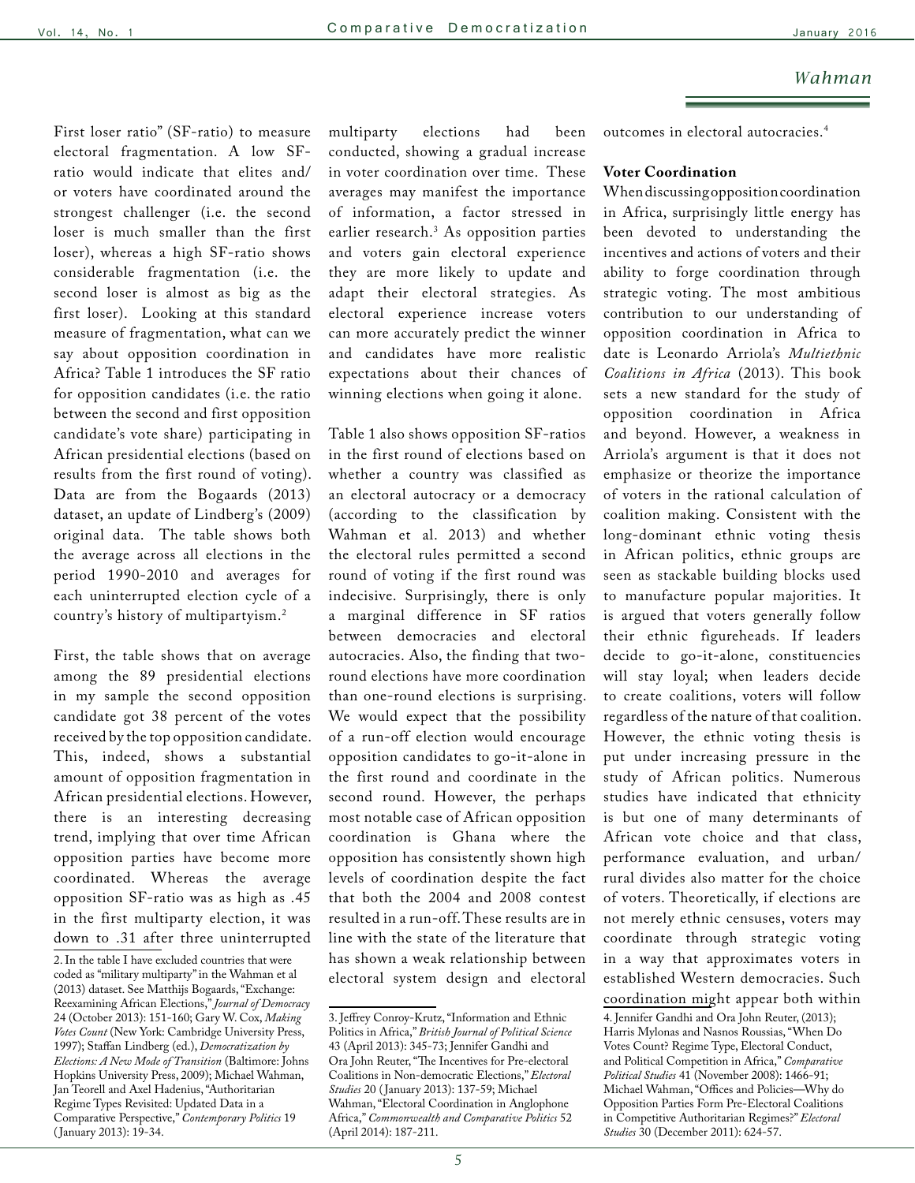First loser ratio" (SF-ratio) to measure electoral fragmentation. A low SF-ratio would indicate that elites and/or voters have coordinated around the strongest challenger (i.e. the second loser is much smaller than the first loser), whereas a high SF-ratio shows considerable fragmentation (i.e. the second loser is almost as big as the first loser). Looking at this standard measure of fragmentation, what can we say about opposition coordination in Africa? Table 1 introduces the SF ratio for opposition candidates (i.e. the ratio between the second and first opposition candidate's vote share) participating in African presidential elections (based on results from the first round of voting). Data are from the Bogaards (2013) dataset, an update of Lindberg's (2009) original data. The table shows both the average across all elections in the period 1990-2010 and averages for each uninterrupted election cycle of a country's history of multipartyism.[2]

First, the table shows that on average among the 89 presidential elections in my sample the second opposition candidate got 38 percent of the votes received by the top opposition candidate. This, indeed, shows a substantial amount of opposition fragmentation in African presidential elections. However, there is an interesting decreasing trend, implying that over time African opposition parties have become more coordinated. Whereas the average opposition SF-ratio was as high as .45 in the first multiparty election, it was down to .31 after three uninterrupted multiparty elections had been conducted, showing a gradual increase in voter coordination over time. These averages may manifest the importance of information, a factor stressed in earlier research.[3] As opposition parties and voters gain electoral experience they are more likely to update and adapt their electoral strategies. As electoral experience increase voters can more accurately predict the winner and candidates have more realistic expectations about their chances of winning elections when going it alone.

Table 1 also shows opposition SF-ratios in the first round of elections based on whether a country was classified as an electoral autocracy or a democracy (according to the classification by Wahman et al. 2013) and whether the electoral rules permitted a second round of voting if the first round was indecisive. Surprisingly, there is only a marginal difference in SF ratios between democracies and electoral autocracies. Also, the finding that two-round elections have more coordination than one-round elections is surprising. We would expect that the possibility of a run-off election would encourage opposition candidates to go-it-alone in the first round and coordinate in the second round. However, the perhaps most notable case of African opposition coordination is Ghana where the opposition has consistently shown high levels of coordination despite the fact that both the 2004 and 2008 contest resulted in a run-off. These results are in line with the state of the literature that has shown a weak relationship between electoral system design and electoral outcomes in electoral autocracies.[4]

**Voter Coordination**

When discussing opposition coordination in Africa, surprisingly little energy has been devoted to understanding the incentives and actions of voters and their ability to forge coordination through strategic voting. The most ambitious contribution to our understanding of opposition coordination in Africa to date is Leonardo Arriola's *Multiethnic Coalitions in Africa* (2013). This book sets a new standard for the study of opposition coordination in Africa and beyond. However, a weakness in Arriola's argument is that it does not emphasize or theorize the importance of voters in the rational calculation of coalition making. Consistent with the long-dominant ethnic voting thesis in African politics, ethnic groups are seen as stackable building blocks used to manufacture popular majorities. It is argued that voters generally follow their ethnic figureheads. If leaders decide to go-it-alone, constituencies will stay loyal; when leaders decide to create coalitions, voters will follow regardless of the nature of that coalition. However, the ethnic voting thesis is put under increasing pressure in the study of African politics. Numerous studies have indicated that ethnicity is but one of many determinants of African vote choice and that class, performance evaluation, and urban/rural divides also matter for the choice of voters. Theoretically, if elections are not merely ethnic censuses, voters may coordinate through strategic voting in a way that approximates voters in established Western democracies. Such coordination might appear both within

2. In the table I have excluded countries that were coded as "military multiparty" in the Wahman et al (2013) dataset. See Matthijs Bogaards, "Exchange: Reexamining African Elections," *Journal of Democracy* 24 (October 2013): 151-160; Gary W. Cox, *Making Votes Count* (New York: Cambridge University Press, 1997); Staffan Lindberg (ed.), *Democratization by Elections: A New Mode of Transition* (Baltimore: Johns Hopkins University Press, 2009); Michael Wahman, Jan Teorell and Axel Hadenius, "Authoritarian Regime Types Revisited: Updated Data in a Comparative Perspective," *Contemporary Politics* 19 (January 2013): 19-34.

3. Jeffrey Conroy-Krutz, "Information and Ethnic Politics in Africa," *British Journal of Political Science* 43 (April 2013): 345-73; Jennifer Gandhi and Ora John Reuter, "The Incentives for Pre-electoral Coalitions in Non-democratic Elections," *Electoral Studies* 20 (January 2013): 137-59; Michael Wahman, "Electoral Coordination in Anglophone Africa," *Commonwealth and Comparative Politics* 52 (April 2014): 187-211.

4. Jennifer Gandhi and Ora John Reuter, (2013); Harris Mylonas and Nasnos Roussias, "When Do Votes Count? Regime Type, Electoral Conduct, and Political Competition in Africa," *Comparative Political Studies* 41 (November 2008): 1466-91; Michael Wahman, "Offices and Policies—Why do Opposition Parties Form Pre-Electoral Coalitions in Competitive Authoritarian Regimes?" *Electoral Studies* 30 (December 2011): 624-57.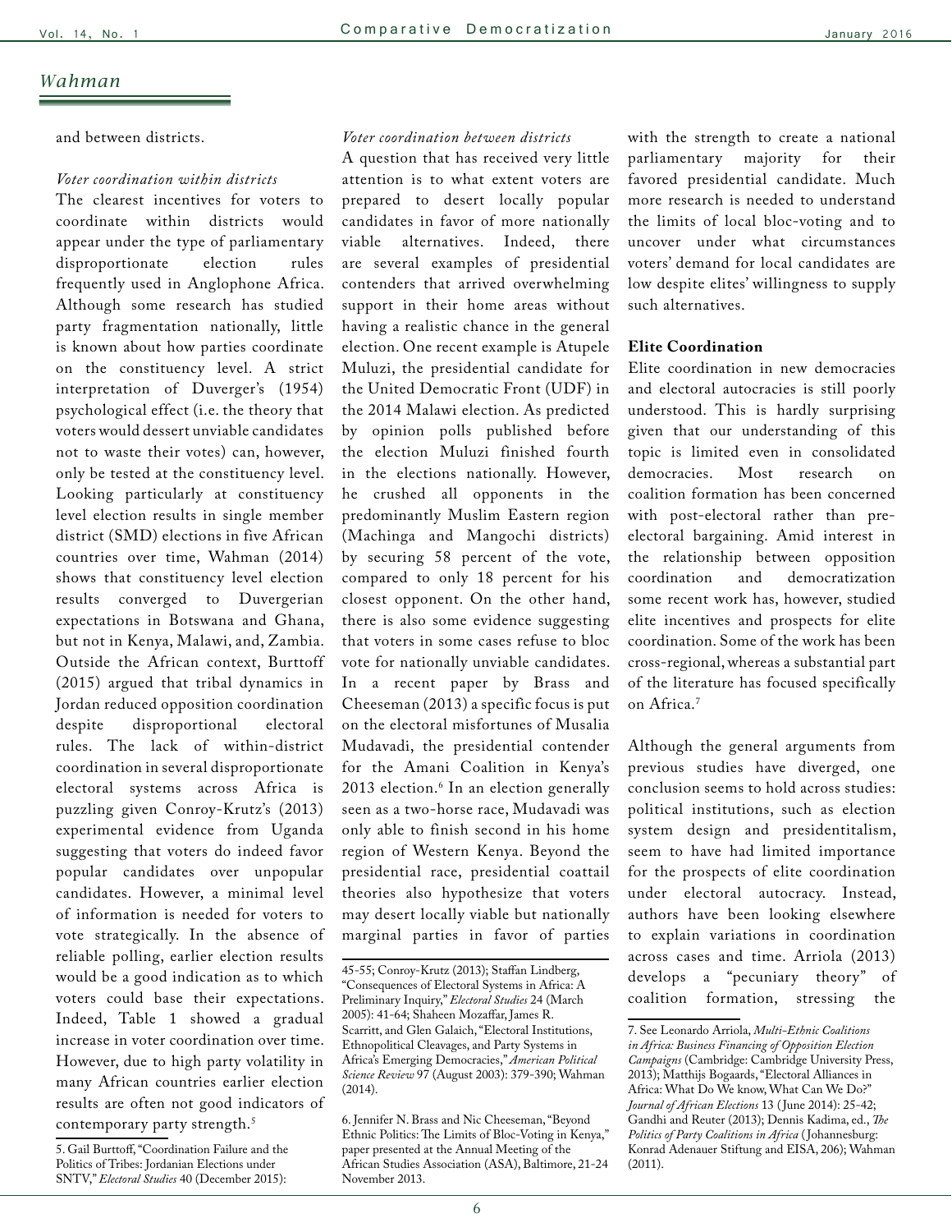and between districts.

*Voter coordination within districts*

The clearest incentives for voters to coordinate within districts would appear under the type of parliamentary disproportionate election rules frequently used in Anglophone Africa. Although some research has studied party fragmentation nationally, little is known about how parties coordinate on the constituency level. A strict interpretation of Duverger's (1954) psychological effect (i.e. the theory that voters would dessert unviable candidates not to waste their votes) can, however, only be tested at the constituency level. Looking particularly at constituency level election results in single member district (SMD) elections in five African countries over time, Wahman (2014) shows that constituency level election results converged to Duvergerian expectations in Botswana and Ghana, but not in Kenya, Malawi, and, Zambia. Outside the African context, Burttoff (2015) argued that tribal dynamics in Jordan reduced opposition coordination despite disproportional electoral rules. The lack of within-district coordination in several disproportionate electoral systems across Africa is puzzling given Conroy-Krutz's (2013) experimental evidence from Uganda suggesting that voters do indeed favor popular candidates over unpopular candidates. However, a minimal level of information is needed for voters to vote strategically. In the absence of reliable polling, earlier election results would be a good indication as to which voters could base their expectations. Indeed, Table 1 showed a gradual increase in voter coordination over time. However, due to high party volatility in many African countries earlier election results are often not good indicators of contemporary party strength.[5]

*Voter coordination between districts*

A question that has received very little attention is to what extent voters are prepared to desert locally popular candidates in favor of more nationally viable alternatives. Indeed, there are several examples of presidential contenders that arrived overwhelming support in their home areas without having a realistic chance in the general election. One recent example is Atupele Muluzi, the presidential candidate for the United Democratic Front (UDF) in the 2014 Malawi election. As predicted by opinion polls published before the election Muluzi finished fourth in the elections nationally. However, he crushed all opponents in the predominantly Muslim Eastern region (Machinga and Mangochi districts) by securing 58 percent of the vote, compared to only 18 percent for his closest opponent. On the other hand, there is also some evidence suggesting that voters in some cases refuse to bloc vote for nationally unviable candidates. In a recent paper by Brass and Cheeseman (2013) a specific focus is put on the electoral misfortunes of Musalia Mudavadi, the presidential contender for the Amani Coalition in Kenya's 2013 election.[6] In an election generally seen as a two-horse race, Mudavadi was only able to finish second in his home region of Western Kenya. Beyond the presidential race, presidential coattail theories also hypothesize that voters may desert locally viable but nationally marginal parties in favor of parties with the strength to create a national parliamentary majority for their favored presidential candidate. Much more research is needed to understand the limits of local bloc-voting and to uncover under what circumstances voters' demand for local candidates are low despite elites' willingness to supply such alternatives.

**Elite Coordination**

Elite coordination in new democracies and electoral autocracies is still poorly understood. This is hardly surprising given that our understanding of this topic is limited even in consolidated democracies. Most research on coalition formation has been concerned with post-electoral rather than pre-electoral bargaining. Amid interest in the relationship between opposition coordination and democratization some recent work has, however, studied elite incentives and prospects for elite coordination. Some of the work has been cross-regional, whereas a substantial part of the literature has focused specifically on Africa.[7]

Although the general arguments from previous studies have diverged, one conclusion seems to hold across studies: political institutions, such as election system design and presidentitalism, seem to have had limited importance for the prospects of elite coordination under electoral autocracy. Instead, authors have been looking elsewhere to explain variations in coordination across cases and time. Arriola (2013) develops a "pecuniary theory" of coalition formation, stressing the

---

5. Gail Burttoff, "Coordination Failure and the Politics of Tribes: Jordanian Elections under SNTV," *Electoral Studies* 40 (December 2015): 45-55; Conroy-Krutz (2013); Staffan Lindberg, "Consequences of Electoral Systems in Africa: A Preliminary Inquiry," *Electoral Studies* 24 (March 2005): 41-64; Shaheen Mozaffar, James R. Scarritt, and Glen Galaich, "Electoral Institutions, Ethnopolitical Cleavages, and Party Systems in Africa's Emerging Democracies," *American Political Science Review* 97 (August 2003): 379-390; Wahman (2014).

6. Jennifer N. Brass and Nic Cheeseman, "Beyond Ethnic Politics: The Limits of Bloc-Voting in Kenya," paper presented at the Annual Meeting of the African Studies Association (ASA), Baltimore, 21-24 November 2013.

7. See Leonardo Arriola, *Multi-Ethnic Coalitions in Africa: Business Financing of Opposition Election Campaigns* (Cambridge: Cambridge University Press, 2013); Matthijs Bogaards, "Electoral Alliances in Africa: What Do We know, What Can We Do?" *Journal of African Elections* 13 (June 2014): 25-42; Gandhi and Reuter (2013); Dennis Kadima, ed., *The Politics of Party Coalitions in Africa* (Johannesburg: Konrad Adenauer Stiftung and EISA, 206); Wahman (2011).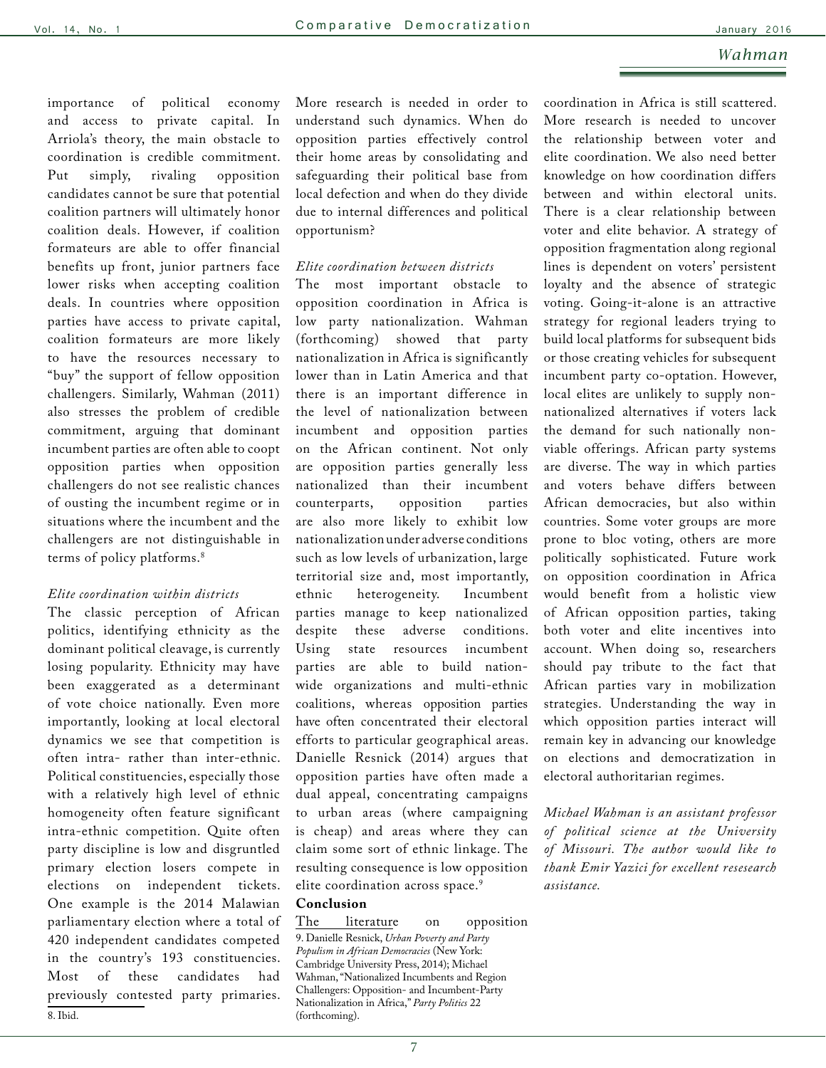importance of political economy and access to private capital. In Arriola's theory, the main obstacle to coordination is credible commitment. Put simply, rivaling opposition candidates cannot be sure that potential coalition partners will ultimately honor coalition deals. However, if coalition formateurs are able to offer financial benefits up front, junior partners face lower risks when accepting coalition deals. In countries where opposition parties have access to private capital, coalition formateurs are more likely to have the resources necessary to "buy" the support of fellow opposition challengers. Similarly, Wahman (2011) also stresses the problem of credible commitment, arguing that dominant incumbent parties are often able to coopt opposition parties when opposition challengers do not see realistic chances of ousting the incumbent regime or in situations where the incumbent and the challengers are not distinguishable in terms of policy platforms.[8]

*Elite coordination within districts*

The classic perception of African politics, identifying ethnicity as the dominant political cleavage, is currently losing popularity. Ethnicity may have been exaggerated as a determinant of vote choice nationally. Even more importantly, looking at local electoral dynamics we see that competition is often intra- rather than inter-ethnic. Political constituencies, especially those with a relatively high level of ethnic homogeneity often feature significant intra-ethnic competition. Quite often party discipline is low and disgruntled primary election losers compete in elections on independent tickets. One example is the 2014 Malawian parliamentary election where a total of 420 independent candidates competed in the country's 193 constituencies. Most of these candidates had previously contested party primaries. More research is needed in order to understand such dynamics. When do opposition parties effectively control their home areas by consolidating and safeguarding their political base from local defection and when do they divide due to internal differences and political opportunism?

*Elite coordination between districts*

The most important obstacle to opposition coordination in Africa is low party nationalization. Wahman (forthcoming) showed that party nationalization in Africa is significantly lower than in Latin America and that there is an important difference in the level of nationalization between incumbent and opposition parties on the African continent. Not only are opposition parties generally less nationalized than their incumbent counterparts, opposition parties are also more likely to exhibit low nationalization under adverse conditions such as low levels of urbanization, large territorial size and, most importantly, ethnic heterogeneity. Incumbent parties manage to keep nationalized despite these adverse conditions. Using state resources incumbent parties are able to build nation-wide organizations and multi-ethnic coalitions, whereas opposition parties have often concentrated their electoral efforts to particular geographical areas. Danielle Resnick (2014) argues that opposition parties have often made a dual appeal, concentrating campaigns to urban areas (where campaigning is cheap) and areas where they can claim some sort of ethnic linkage. The resulting consequence is low opposition elite coordination across space.[9]

**Conclusion**

The literature on opposition coordination in Africa is still scattered. More research is needed to uncover the relationship between voter and elite coordination. We also need better knowledge on how coordination differs between and within electoral units. There is a clear relationship between voter and elite behavior. A strategy of opposition fragmentation along regional lines is dependent on voters' persistent loyalty and the absence of strategic voting. Going-it-alone is an attractive strategy for regional leaders trying to build local platforms for subsequent bids or those creating vehicles for subsequent incumbent party co-optation. However, local elites are unlikely to supply non-nationalized alternatives if voters lack the demand for such nationally non-viable offerings. African party systems are diverse. The way in which parties and voters behave differs between African democracies, but also within countries. Some voter groups are more prone to bloc voting, others are more politically sophisticated. Future work on opposition coordination in Africa would benefit from a holistic view of African opposition parties, taking both voter and elite incentives into account. When doing so, researchers should pay tribute to the fact that African parties vary in mobilization strategies. Understanding the way in which opposition parties interact will remain key in advancing our knowledge on elections and democratization in electoral authoritarian regimes.

*Michael Wahman is an assistant professor of political science at the University of Missouri. The author would like to thank Emir Yazici for excellent resesearch assistance.*

8. Ibid.

9. Danielle Resnick, *Urban Poverty and Party Populism in African Democracies* (New York: Cambridge University Press, 2014); Michael Wahman, "Nationalized Incumbents and Region Challengers: Opposition- and Incumbent-Party Nationalization in Africa," *Party Politics* 22 (forthcoming).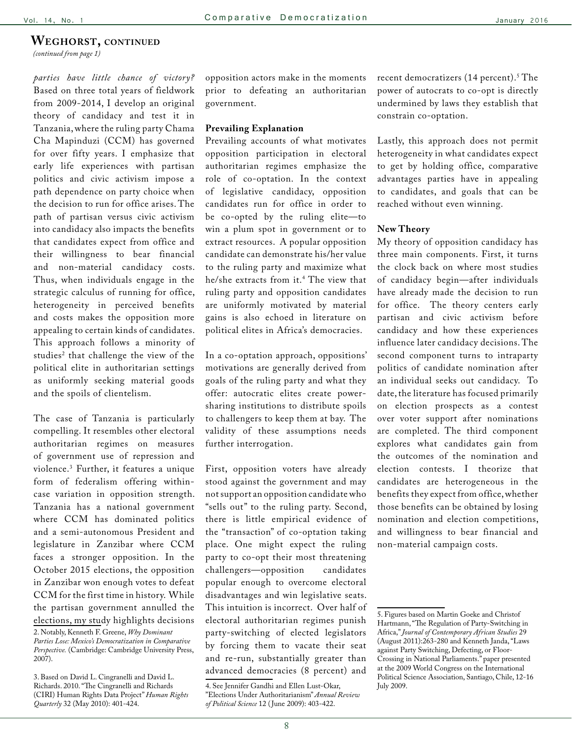## Weghorst, continued

*(continued from page 1)*

*parties have little chance of victory?* Based on three total years of fieldwork from 2009-2014, I develop an original theory of candidacy and test it in Tanzania, where the ruling party Chama Cha Mapinduzi (CCM) has governed for over fifty years. I emphasize that early life experiences with partisan politics and civic activism impose a path dependence on party choice when the decision to run for office arises. The path of partisan versus civic activism into candidacy also impacts the benefits that candidates expect from office and their willingness to bear financial and non-material candidacy costs. Thus, when individuals engage in the strategic calculus of running for office, heterogeneity in perceived benefits and costs makes the opposition more appealing to certain kinds of candidates. This approach follows a minority of studies[2] that challenge the view of the political elite in authoritarian settings as uniformly seeking material goods and the spoils of clientelism.

The case of Tanzania is particularly compelling. It resembles other electoral authoritarian regimes on measures of government use of repression and violence.[3] Further, it features a unique form of federalism offering within-case variation in opposition strength. Tanzania has a national government where CCM has dominated politics and a semi-autonomous President and legislature in Zanzibar where CCM faces a stronger opposition. In the October 2015 elections, the opposition in Zanzibar won enough votes to defeat CCM for the first time in history. While the partisan government annulled the elections, my study highlights decisions opposition actors make in the moments prior to defeating an authoritarian government.

### Prevailing Explanation

Prevailing accounts of what motivates opposition participation in electoral authoritarian regimes emphasize the role of co-optation. In the context of legislative candidacy, opposition candidates run for office in order to be co-opted by the ruling elite—to win a plum spot in government or to extract resources. A popular opposition candidate can demonstrate his/her value to the ruling party and maximize what he/she extracts from it.[4] The view that ruling party and opposition candidates are uniformly motivated by material gains is also echoed in literature on political elites in Africa's democracies.

In a co-optation approach, oppositions' motivations are generally derived from goals of the ruling party and what they offer: autocratic elites create power-sharing institutions to distribute spoils to challengers to keep them at bay. The validity of these assumptions needs further interrogation.

First, opposition voters have already stood against the government and may not support an opposition candidate who "sells out" to the ruling party. Second, there is little empirical evidence of the "transaction" of co-optation taking place. One might expect the ruling party to co-opt their most threatening challengers—opposition candidates popular enough to overcome electoral disadvantages and win legislative seats. This intuition is incorrect. Over half of electoral authoritarian regimes punish party-switching of elected legislators by forcing them to vacate their seat and re-run, substantially greater than advanced democracies (8 percent) and recent democratizers (14 percent).[5] The power of autocrats to co-opt is directly undermined by laws they establish that constrain co-optation.

Lastly, this approach does not permit heterogeneity in what candidates expect to get by holding office, comparative advantages parties have in appealing to candidates, and goals that can be reached without even winning.

### New Theory

My theory of opposition candidacy has three main components. First, it turns the clock back on where most studies of candidacy begin—after individuals have already made the decision to run for office. The theory centers early partisan and civic activism before candidacy and how these experiences influence later candidacy decisions. The second component turns to intraparty politics of candidate nomination after an individual seeks out candidacy. To date, the literature has focused primarily on election prospects as a contest over voter support after nominations are completed. The third component explores what candidates gain from the outcomes of the nomination and election contests. I theorize that candidates are heterogeneous in the benefits they expect from office, whether those benefits can be obtained by losing nomination and election competitions, and willingness to bear financial and non-material campaign costs.

---

2. Notably, Kenneth F. Greene, *Why Dominant Parties Lose: Mexico's Democratization in Comparative Perspective.* (Cambridge: Cambridge University Press, 2007).

3. Based on David L. Cingranelli and David L. Richards. 2010. "The Cingranelli and Richards (CIRI) Human Rights Data Project" *Human Rights Quarterly* 32 (May 2010): 401-424.

4. See Jennifer Gandhi and Ellen Lust-Okar, "Elections Under Authoritarianism" *Annual Review of Political Science* 12 (June 2009): 403-422.

5. Figures based on Martin Goeke and Christof Hartmann, "The Regulation of Party-Switching in Africa," *Journal of Contemporary African Studies* 29 (August 2011):263-280 and Kenneth Janda, "Laws against Party Switching, Defecting, or Floor-Crossing in National Parliaments." paper presented at the 2009 World Congress on the International Political Science Association, Santiago, Chile, 12-16 July 2009.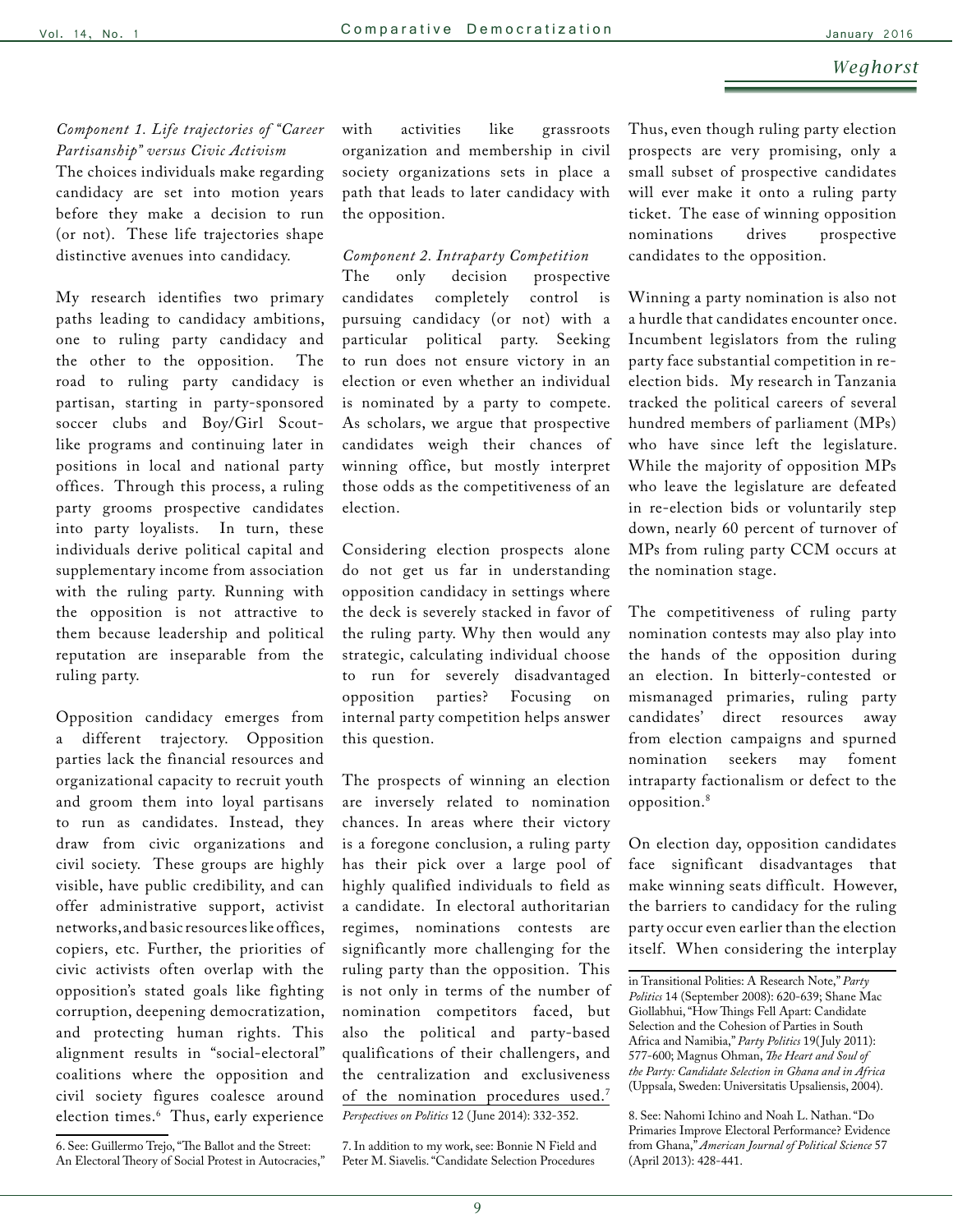*Component 1. Life trajectories of "Career Partisanship" versus Civic Activism*

The choices individuals make regarding candidacy are set into motion years before they make a decision to run (or not). These life trajectories shape distinctive avenues into candidacy.

My research identifies two primary paths leading to candidacy ambitions, one to ruling party candidacy and the other to the opposition. The road to ruling party candidacy is partisan, starting in party-sponsored soccer clubs and Boy/Girl Scout-like programs and continuing later in positions in local and national party offices. Through this process, a ruling party grooms prospective candidates into party loyalists. In turn, these individuals derive political capital and supplementary income from association with the ruling party. Running with the opposition is not attractive to them because leadership and political reputation are inseparable from the ruling party.

Opposition candidacy emerges from a different trajectory. Opposition parties lack the financial resources and organizational capacity to recruit youth and groom them into loyal partisans to run as candidates. Instead, they draw from civic organizations and civil society. These groups are highly visible, have public credibility, and can offer administrative support, activist networks, and basic resources like offices, copiers, etc. Further, the priorities of civic activists often overlap with the opposition's stated goals like fighting corruption, deepening democratization, and protecting human rights. This alignment results in "social-electoral" coalitions where the opposition and civil society figures coalesce around election times.[6] Thus, early experience with activities like grassroots organization and membership in civil society organizations sets in place a path that leads to later candidacy with the opposition.

*Component 2. Intraparty Competition*

The only decision prospective candidates completely control is pursuing candidacy (or not) with a particular political party. Seeking to run does not ensure victory in an election or even whether an individual is nominated by a party to compete. As scholars, we argue that prospective candidates weigh their chances of winning office, but mostly interpret those odds as the competitiveness of an election.

Considering election prospects alone do not get us far in understanding opposition candidacy in settings where the deck is severely stacked in favor of the ruling party. Why then would any strategic, calculating individual choose to run for severely disadvantaged opposition parties? Focusing on internal party competition helps answer this question.

The prospects of winning an election are inversely related to nomination chances. In areas where their victory is a foregone conclusion, a ruling party has their pick over a large pool of highly qualified individuals to field as a candidate. In electoral authoritarian regimes, nominations contests are significantly more challenging for the ruling party than the opposition. This is not only in terms of the number of nomination competitors faced, but also the political and party-based qualifications of their challengers, and the centralization and exclusiveness of the nomination procedures used.[7] Thus, even though ruling party election prospects are very promising, only a small subset of prospective candidates will ever make it onto a ruling party ticket. The ease of winning opposition nominations drives prospective candidates to the opposition.

Winning a party nomination is also not a hurdle that candidates encounter once. Incumbent legislators from the ruling party face substantial competition in re-election bids. My research in Tanzania tracked the political careers of several hundred members of parliament (MPs) who have since left the legislature. While the majority of opposition MPs who leave the legislature are defeated in re-election bids or voluntarily step down, nearly 60 percent of turnover of MPs from ruling party CCM occurs at the nomination stage.

The competitiveness of ruling party nomination contests may also play into the hands of the opposition during an election. In bitterly-contested or mismanaged primaries, ruling party candidates' direct resources away from election campaigns and spurned nomination seekers may foment intraparty factionalism or defect to the opposition.[8]

On election day, opposition candidates face significant disadvantages that make winning seats difficult. However, the barriers to candidacy for the ruling party occur even earlier than the election itself. When considering the interplay

---

6. See: Guillermo Trejo, "The Ballot and the Street: An Electoral Theory of Social Protest in Autocracies," *Perspectives on Politics* 12 (June 2014): 332-352.

7. In addition to my work, see: Bonnie N Field and Peter M. Siavelis. "Candidate Selection Procedures in Transitional Polities: A Research Note," *Party Politics* 14 (September 2008): 620-639; Shane Mac Giollabhui, "How Things Fell Apart: Candidate Selection and the Cohesion of Parties in South Africa and Namibia," *Party Politics* 19(July 2011): 577-600; Magnus Ohman, *The Heart and Soul of the Party: Candidate Selection in Ghana and in Africa* (Uppsala, Sweden: Universitatis Upsaliensis, 2004).

8. See: Nahomi Ichino and Noah L. Nathan. "Do Primaries Improve Electoral Performance? Evidence from Ghana," *American Journal of Political Science* 57 (April 2013): 428-441.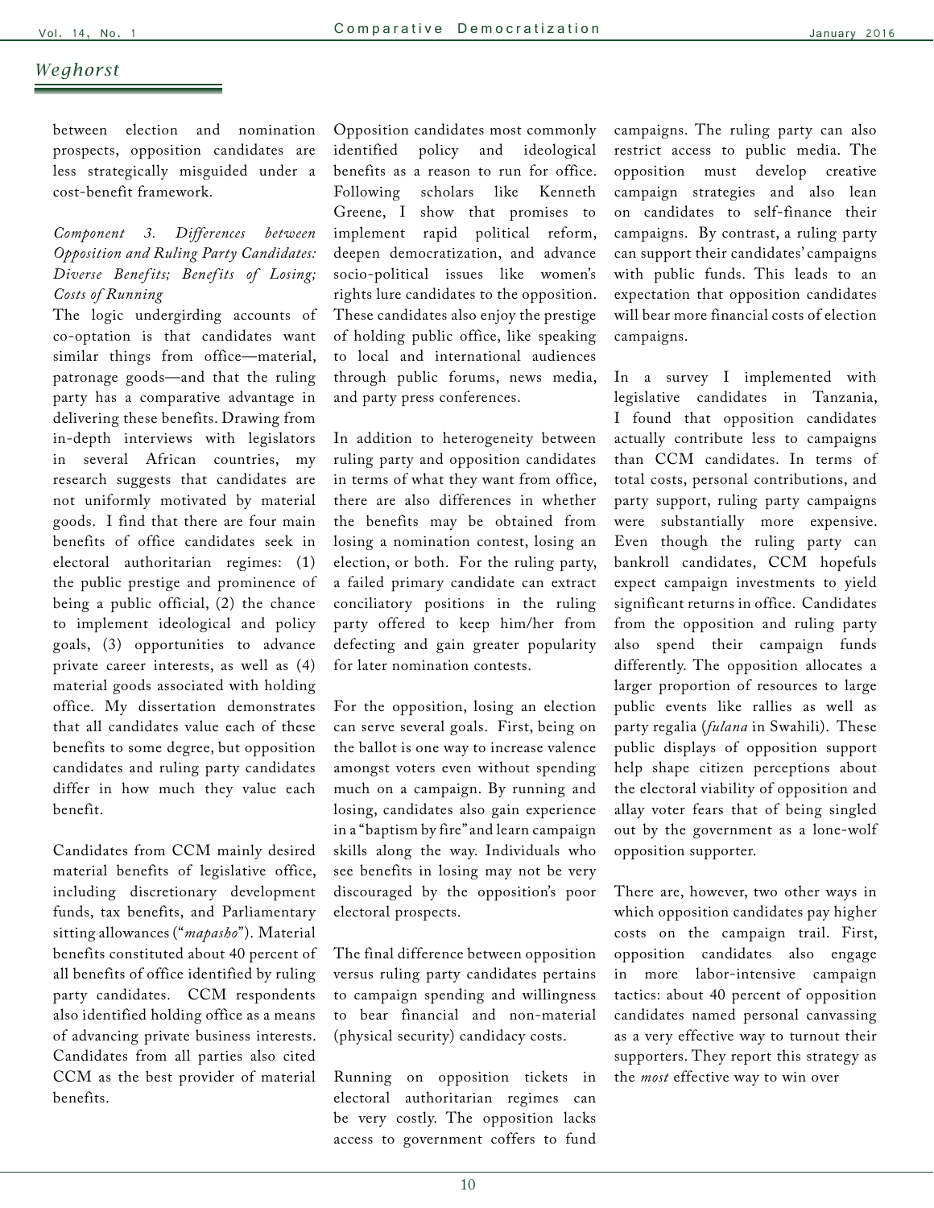between election and nomination prospects, opposition candidates are less strategically misguided under a cost-benefit framework.

*Component 3. Differences between Opposition and Ruling Party Candidates: Diverse Benefits; Benefits of Losing; Costs of Running*

The logic undergirding accounts of co-optation is that candidates want similar things from office—material, patronage goods—and that the ruling party has a comparative advantage in delivering these benefits. Drawing from in-depth interviews with legislators in several African countries, my research suggests that candidates are not uniformly motivated by material goods. I find that there are four main benefits of office candidates seek in electoral authoritarian regimes: (1) the public prestige and prominence of being a public official, (2) the chance to implement ideological and policy goals, (3) opportunities to advance private career interests, as well as (4) material goods associated with holding office. My dissertation demonstrates that all candidates value each of these benefits to some degree, but opposition candidates and ruling party candidates differ in how much they value each benefit.

Candidates from CCM mainly desired material benefits of legislative office, including discretionary development funds, tax benefits, and Parliamentary sitting allowances ("*mapasho*"). Material benefits constituted about 40 percent of all benefits of office identified by ruling party candidates. CCM respondents also identified holding office as a means of advancing private business interests. Candidates from all parties also cited CCM as the best provider of material benefits.

Opposition candidates most commonly identified policy and ideological benefits as a reason to run for office. Following scholars like Kenneth Greene, I show that promises to implement rapid political reform, deepen democratization, and advance socio-political issues like women's rights lure candidates to the opposition. These candidates also enjoy the prestige of holding public office, like speaking to local and international audiences through public forums, news media, and party press conferences.

In addition to heterogeneity between ruling party and opposition candidates in terms of what they want from office, there are also differences in whether the benefits may be obtained from losing a nomination contest, losing an election, or both. For the ruling party, a failed primary candidate can extract conciliatory positions in the ruling party offered to keep him/her from defecting and gain greater popularity for later nomination contests.

For the opposition, losing an election can serve several goals. First, being on the ballot is one way to increase valence amongst voters even without spending much on a campaign. By running and losing, candidates also gain experience in a "baptism by fire" and learn campaign skills along the way. Individuals who see benefits in losing may not be very discouraged by the opposition's poor electoral prospects.

The final difference between opposition versus ruling party candidates pertains to campaign spending and willingness to bear financial and non-material (physical security) candidacy costs.

Running on opposition tickets in electoral authoritarian regimes can be very costly. The opposition lacks access to government coffers to fund campaigns. The ruling party can also restrict access to public media. The opposition must develop creative campaign strategies and also lean on candidates to self-finance their campaigns. By contrast, a ruling party can support their candidates' campaigns with public funds. This leads to an expectation that opposition candidates will bear more financial costs of election campaigns.

In a survey I implemented with legislative candidates in Tanzania, I found that opposition candidates actually contribute less to campaigns than CCM candidates. In terms of total costs, personal contributions, and party support, ruling party campaigns were substantially more expensive. Even though the ruling party can bankroll candidates, CCM hopefuls expect campaign investments to yield significant returns in office. Candidates from the opposition and ruling party also spend their campaign funds differently. The opposition allocates a larger proportion of resources to large public events like rallies as well as party regalia (*fulana* in Swahili). These public displays of opposition support help shape citizen perceptions about the electoral viability of opposition and allay voter fears that of being singled out by the government as a lone-wolf opposition supporter.

There are, however, two other ways in which opposition candidates pay higher costs on the campaign trail. First, opposition candidates also engage in more labor-intensive campaign tactics: about 40 percent of opposition candidates named personal canvassing as a very effective way to turnout their supporters. They report this strategy as the *most* effective way to win over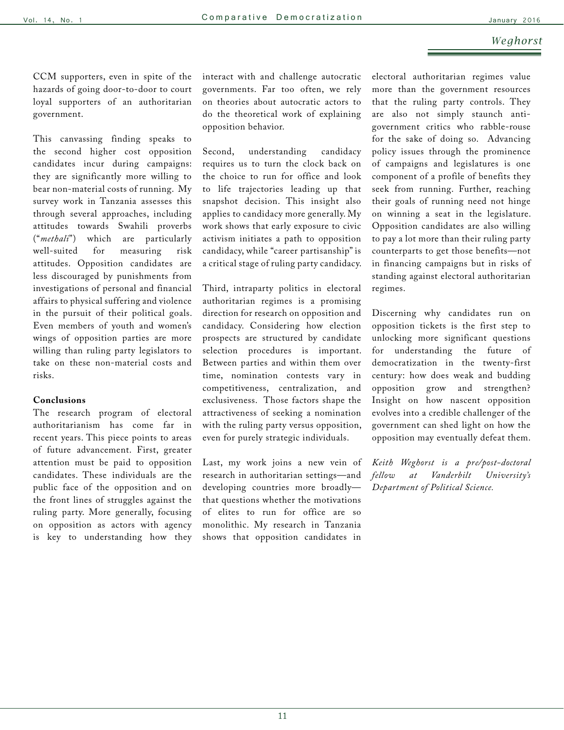CCM supporters, even in spite of the hazards of going door-to-door to court loyal supporters of an authoritarian government.

This canvassing finding speaks to the second higher cost opposition candidates incur during campaigns: they are significantly more willing to bear non-material costs of running. My survey work in Tanzania assesses this through several approaches, including attitudes towards Swahili proverbs ("*methali*") which are particularly well-suited for measuring risk attitudes. Opposition candidates are less discouraged by punishments from investigations of personal and financial affairs to physical suffering and violence in the pursuit of their political goals. Even members of youth and women's wings of opposition parties are more willing than ruling party legislators to take on these non-material costs and risks.

**Conclusions**

The research program of electoral authoritarianism has come far in recent years. This piece points to areas of future advancement. First, greater attention must be paid to opposition candidates. These individuals are the public face of the opposition and on the front lines of struggles against the ruling party. More generally, focusing on opposition as actors with agency is key to understanding how they interact with and challenge autocratic governments. Far too often, we rely on theories about autocratic actors to do the theoretical work of explaining opposition behavior.

Second, understanding candidacy requires us to turn the clock back on the choice to run for office and look to life trajectories leading up that snapshot decision. This insight also applies to candidacy more generally. My work shows that early exposure to civic activism initiates a path to opposition candidacy, while "career partisanship" is a critical stage of ruling party candidacy.

Third, intraparty politics in electoral authoritarian regimes is a promising direction for research on opposition and candidacy. Considering how election prospects are structured by candidate selection procedures is important. Between parties and within them over time, nomination contests vary in competitiveness, centralization, and exclusiveness. Those factors shape the attractiveness of seeking a nomination with the ruling party versus opposition, even for purely strategic individuals.

Last, my work joins a new vein of research in authoritarian settings—and developing countries more broadly—that questions whether the motivations of elites to run for office are so monolithic. My research in Tanzania shows that opposition candidates in electoral authoritarian regimes value more than the government resources that the ruling party controls. They are also not simply staunch anti-government critics who rabble-rouse for the sake of doing so. Advancing policy issues through the prominence of campaigns and legislatures is one component of a profile of benefits they seek from running. Further, reaching their goals of running need not hinge on winning a seat in the legislature. Opposition candidates are also willing to pay a lot more than their ruling party counterparts to get those benefits—not in financing campaigns but in risks of standing against electoral authoritarian regimes.

Discerning why candidates run on opposition tickets is the first step to unlocking more significant questions for understanding the future of democratization in the twenty-first century: how does weak and budding opposition grow and strengthen? Insight on how nascent opposition evolves into a credible challenger of the government can shed light on how the opposition may eventually defeat them.

*Keith Weghorst is a pre/post-doctoral fellow at Vanderbilt University's Department of Political Science.*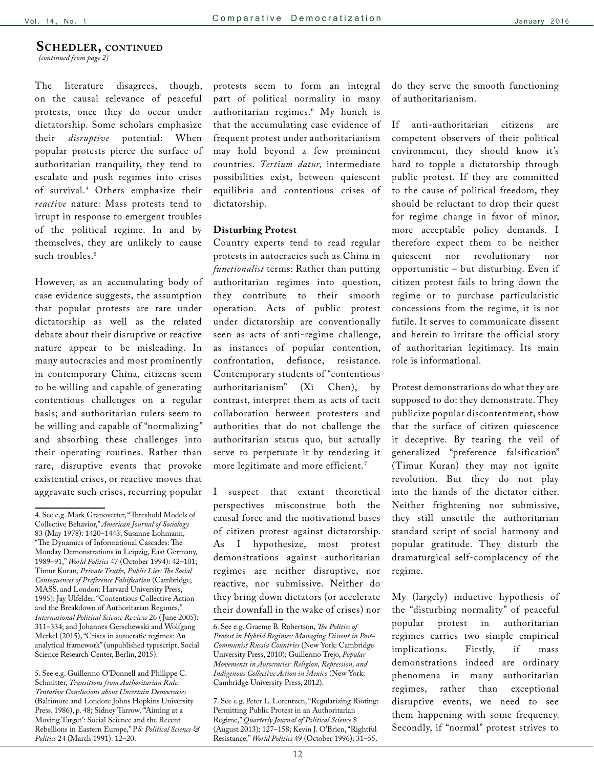## Schedler, continued

*(continued from page 2)*

The literature disagrees, though, on the causal relevance of peaceful protests, once they do occur under dictatorship. Some scholars emphasize their *disruptive* potential: When popular protests pierce the surface of authoritarian tranquility, they tend to escalate and push regimes into crises of survival.[4] Others emphasize their *reactive* nature: Mass protests tend to irrupt in response to emergent troubles of the political regime. In and by themselves, they are unlikely to cause such troubles.[5]

However, as an accumulating body of case evidence suggests, the assumption that popular protests are rare under dictatorship as well as the related debate about their disruptive or reactive nature appear to be misleading. In many autocracies and most prominently in contemporary China, citizens seem to be willing and capable of generating contentious challenges on a regular basis; and authoritarian rulers seem to be willing and capable of "normalizing" and absorbing these challenges into their operating routines. Rather than rare, disruptive events that provoke existential crises, or reactive moves that aggravate such crises, recurring popular protests seem to form an integral part of political normality in many authoritarian regimes.[6] My hunch is that the accumulating case evidence of frequent protest under authoritarianism may hold beyond a few prominent countries. *Tertium datur,* intermediate possibilities exist, between quiescent equilibria and contentious crises of dictatorship.

**Disturbing Protest**

Country experts tend to read regular protests in autocracies such as China in *functionalist* terms: Rather than putting authoritarian regimes into question, they contribute to their smooth operation. Acts of public protest under dictatorship are conventionally seen as acts of anti-regime challenge, as instances of popular contention, confrontation, defiance, resistance. Contemporary students of "contentious authoritarianism" (Xi Chen), by contrast, interpret them as acts of tacit collaboration between protesters and authorities that do not challenge the authoritarian status quo, but actually serve to perpetuate it by rendering it more legitimate and more efficient.[7]

I suspect that extant theoretical perspectives misconstrue both the causal force and the motivational bases of citizen protest against dictatorship. As I hypothesize, most protest demonstrations against authoritarian regimes are neither disruptive, nor reactive, nor submissive. Neither do they bring down dictators (or accelerate their downfall in the wake of crises) nor do they serve the smooth functioning of authoritarianism.

If anti-authoritarian citizens are competent observers of their political environment, they should know it's hard to topple a dictatorship through public protest. If they are committed to the cause of political freedom, they should be reluctant to drop their quest for regime change in favor of minor, more acceptable policy demands. I therefore expect them to be neither quiescent nor revolutionary nor opportunistic – but disturbing. Even if citizen protest fails to bring down the regime or to purchase particularistic concessions from the regime, it is not futile. It serves to communicate dissent and herein to irritate the official story of authoritarian legitimacy. Its main role is informational.

Protest demonstrations do what they are supposed to do: they demonstrate. They publicize popular discontentment, show that the surface of citizen quiescence it deceptive. By tearing the veil of generalized "preference falsification" (Timur Kuran) they may not ignite revolution. But they do not play into the hands of the dictator either. Neither frightening nor submissive, they still unsettle the authoritarian standard script of social harmony and popular gratitude. They disturb the dramaturgical self-complacency of the regime.

My (largely) inductive hypothesis of the "disturbing normality" of peaceful popular protest in authoritarian regimes carries two simple empirical implications. Firstly, if mass demonstrations indeed are ordinary phenomena in many authoritarian regimes, rather than exceptional disruptive events, we need to see them happening with some frequency. Secondly, if "normal" protest strives to

---

4. See e.g. Mark Granovetter, "Threshold Models of Collective Behavior," *American Journal of Sociology* 83 (May 1978): 1420–1443; Susanne Lohmann, "The Dynamics of Informational Cascades: The Monday Demonstrations in Leipzig, East Germany, 1989–91," *World Politics* 47 (October 1994): 42–101; Timur Kuran, *Private Truths, Public Lies: The Social Consequences of Preference Falsification* (Cambridge, MASS. and London: Harvard University Press, 1995); Jay Ulfelder, "Contentious Collective Action and the Breakdown of Authoritarian Regimes," *International Political Science Review* 26 (June 2005): 311–334; and Johannes Gerschewski and Wolfgang Merkel (2015), "Crises in autocratic regimes: An analytical framework" (unpublished typescript, Social Science Research Center, Berlin, 2015).

5. See e.g. Guillermo O'Donnell and Philippe C. Schmitter, *Transitions from Authoritarian Rule: Tentative Conclusions about Uncertain Democracies* (Baltimore and London: Johns Hopkins University Press, 1986), p. 48; Sidney Tarrow, "'Aiming at a Moving Target': Social Science and the Recent Rebellions in Eastern Europe," *PS: Political Science & Politics* 24 (March 1991): 12–20.

6. See e.g. Graeme B. Robertson, *The Politics of Protest in Hybrid Regimes: Managing Dissent in Post-Communist Russia Countries* (New York: Cambridge University Press, 2010); Guillermo Trejo, *Popular Movements in Autocracies: Religion, Repression, and Indigenous Collective Action in Mexico* (New York: Cambridge University Press, 2012).

7. See e.g. Peter L. Lorentzen, "Regularizing Rioting: Permitting Public Protest in an Authoritarian Regime," *Quarterly Journal of Political Science* 8 (August 2013): 127–158; Kevin J. O'Brien, "Rightful Resistance," *World Politics* 49 (October 1996): 31–55.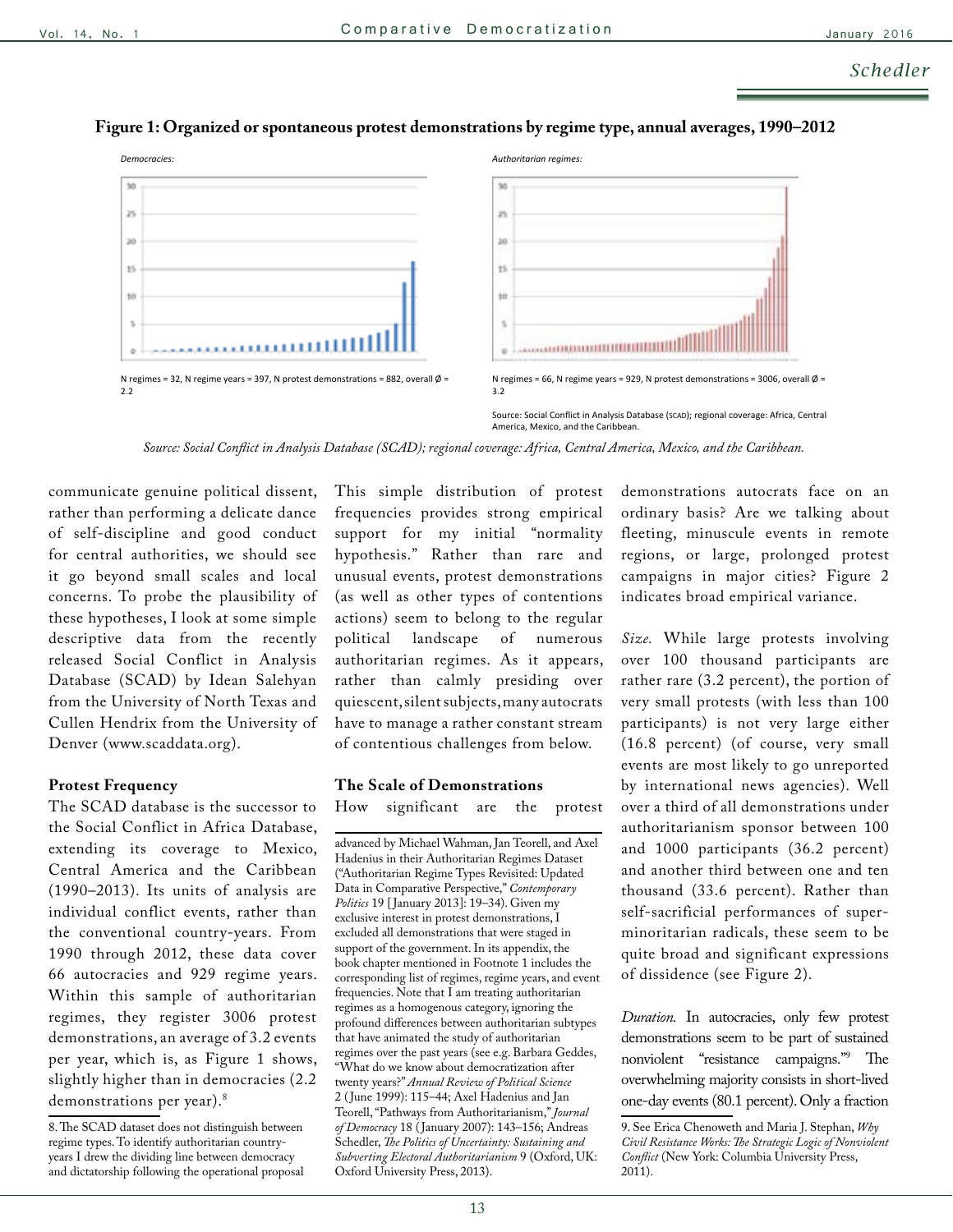**Figure 1: Organized or spontaneous protest demonstrations by regime type, annual averages, 1990–2012**

*Democracies:*

N regimes = 32, N regime years = 397, N protest demonstrations = 882, overall Ø = 2.2

*Authoritarian regimes:*

N regimes = 66, N regime years = 929, N protest demonstrations = 3006, overall Ø = 3.2

Source: Social Conflict in Analysis Database (SCAD); regional coverage: Africa, Central America, Mexico, and the Caribbean.

*Source: Social Conflict in Analysis Database (SCAD); regional coverage: Africa, Central America, Mexico, and the Caribbean.*

communicate genuine political dissent, rather than performing a delicate dance of self-discipline and good conduct for central authorities, we should see it go beyond small scales and local concerns. To probe the plausibility of these hypotheses, I look at some simple descriptive data from the recently released Social Conflict in Analysis Database (SCAD) by Idean Salehyan from the University of North Texas and Cullen Hendrix from the University of Denver (www.scaddata.org).

### Protest Frequency

The SCAD database is the successor to the Social Conflict in Africa Database, extending its coverage to Mexico, Central America and the Caribbean (1990–2013). Its units of analysis are individual conflict events, rather than the conventional country-years. From 1990 through 2012, these data cover 66 autocracies and 929 regime years. Within this sample of authoritarian regimes, they register 3006 protest demonstrations, an average of 3.2 events per year, which is, as Figure 1 shows, slightly higher than in democracies (2.2 demonstrations per year).[8]

This simple distribution of protest frequencies provides strong empirical support for my initial "normality hypothesis." Rather than rare and unusual events, protest demonstrations (as well as other types of contentions actions) seem to belong to the regular political landscape of numerous authoritarian regimes. As it appears, rather than calmly presiding over quiescent, silent subjects, many autocrats have to manage a rather constant stream of contentious challenges from below.

### The Scale of Demonstrations

How significant are the protest demonstrations autocrats face on an ordinary basis? Are we talking about fleeting, minuscule events in remote regions, or large, prolonged protest campaigns in major cities? Figure 2 indicates broad empirical variance.

*Size.* While large protests involving over 100 thousand participants are rather rare (3.2 percent), the portion of very small protests (with less than 100 participants) is not very large either (16.8 percent) (of course, very small events are most likely to go unreported by international news agencies). Well over a third of all demonstrations under authoritarianism sponsor between 100 and 1000 participants (36.2 percent) and another third between one and ten thousand (33.6 percent). Rather than self-sacrificial performances of super-minoritarian radicals, these seem to be quite broad and significant expressions of dissidence (see Figure 2).

*Duration.* In autocracies, only few protest demonstrations seem to be part of sustained nonviolent "resistance campaigns."[9] The overwhelming majority consists in short-lived one-day events (80.1 percent). Only a fraction

8. The SCAD dataset does not distinguish between regime types. To identify authoritarian country-years I drew the dividing line between democracy and dictatorship following the operational proposal advanced by Michael Wahman, Jan Teorell, and Axel Hadenius in their Authoritarian Regimes Dataset ("Authoritarian Regime Types Revisited: Updated Data in Comparative Perspective," *Contemporary Politics* 19 [January 2013]: 19–34). Given my exclusive interest in protest demonstrations, I excluded all demonstrations that were staged in support of the government. In its appendix, the book chapter mentioned in Footnote 1 includes the corresponding list of regimes, regime years, and event frequencies. Note that I am treating authoritarian regimes as a homogenous category, ignoring the profound differences between authoritarian subtypes that have animated the study of authoritarian regimes over the past years (see e.g. Barbara Geddes, "What do we know about democratization after twenty years?" *Annual Review of Political Science* 2 (June 1999): 115–44; Axel Hadenius and Jan Teorell, "Pathways from Authoritarianism," *Journal of Democracy* 18 (January 2007): 143–156; Andreas Schedler, *The Politics of Uncertainty: Sustaining and Subverting Electoral Authoritarianism* 9 (Oxford, UK: Oxford University Press, 2013).

9. See Erica Chenoweth and Maria J. Stephan, *Why Civil Resistance Works: The Strategic Logic of Nonviolent Conflict* (New York: Columbia University Press, 2011).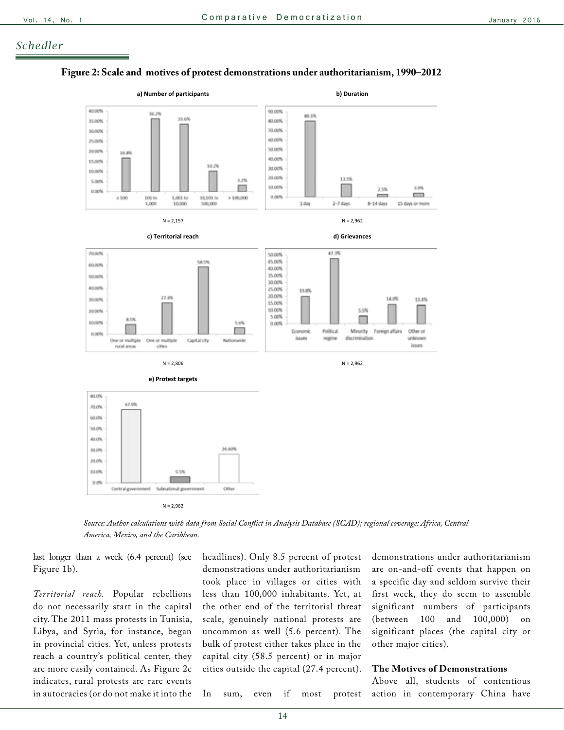**Figure 2: Scale and motives of protest demonstrations under authoritarianism, 1990–2012**

**a) Number of participants**

| ≤ 100 | 101 to 1,000 | 1,001 to 10,000 | 10,101 to 100,000 | > 100,000 |
|---|---|---|---|---|
| 16.8% | 36.2% | 33.6% | 10.2% | 3.2% |

N = 2,157

**b) Duration**

| 1 day | 2–7 days | 8–14 days | 15 days or more |
|---|---|---|---|
| 80.1% | 13.5% | 2.5% | 3.9% |

N = 2,962

**c) Territorial reach**

| One or multiple rural areas | One or multiple cities | Capital city | Nationwide |
|---|---|---|---|
| 8.5% | 27.4% | 58.5% | 5.6% |

N = 2,806

**d) Grievances**

| Economic issues | Political regime | Minority discrimination | Foreign affairs | Other or unknown issues |
|---|---|---|---|---|
| 19.8% | 47.3% | 5.5% | 14.0% | 13.4% |

N = 2,962

**e) Protest targets**

| Central government | Subnational government | Other |
|---|---|---|
| 67.9% | 5.5% | 26.60% |

N = 2,962

*Source: Author calculations with data from Social Conflict in Analysis Database (SCAD); regional coverage: Africa, Central America, Mexico, and the Caribbean.*

last longer than a week (6.4 percent) (see Figure 1b).

*Territorial reach.* Popular rebellions do not necessarily start in the capital city. The 2011 mass protests in Tunisia, Libya, and Syria, for instance, began in provincial cities. Yet, unless protests reach a country's political center, they are more easily contained. As Figure 2c indicates, rural protests are rare events in autocracies (or do not make it into the headlines). Only 8.5 percent of protest demonstrations under authoritarianism took place in villages or cities with less than 100,000 inhabitants. Yet, at the other end of the territorial threat scale, genuinely national protests are uncommon as well (5.6 percent). The bulk of protest either takes place in the capital city (58.5 percent) or in major cities outside the capital (27.4 percent).

In sum, even if most protest demonstrations under authoritarianism are on-and-off events that happen on a specific day and seldom survive their first week, they do seem to assemble significant numbers of participants (between 100 and 100,000) on significant places (the capital city or other major cities).

### The Motives of Demonstrations

Above all, students of contentious action in contemporary China have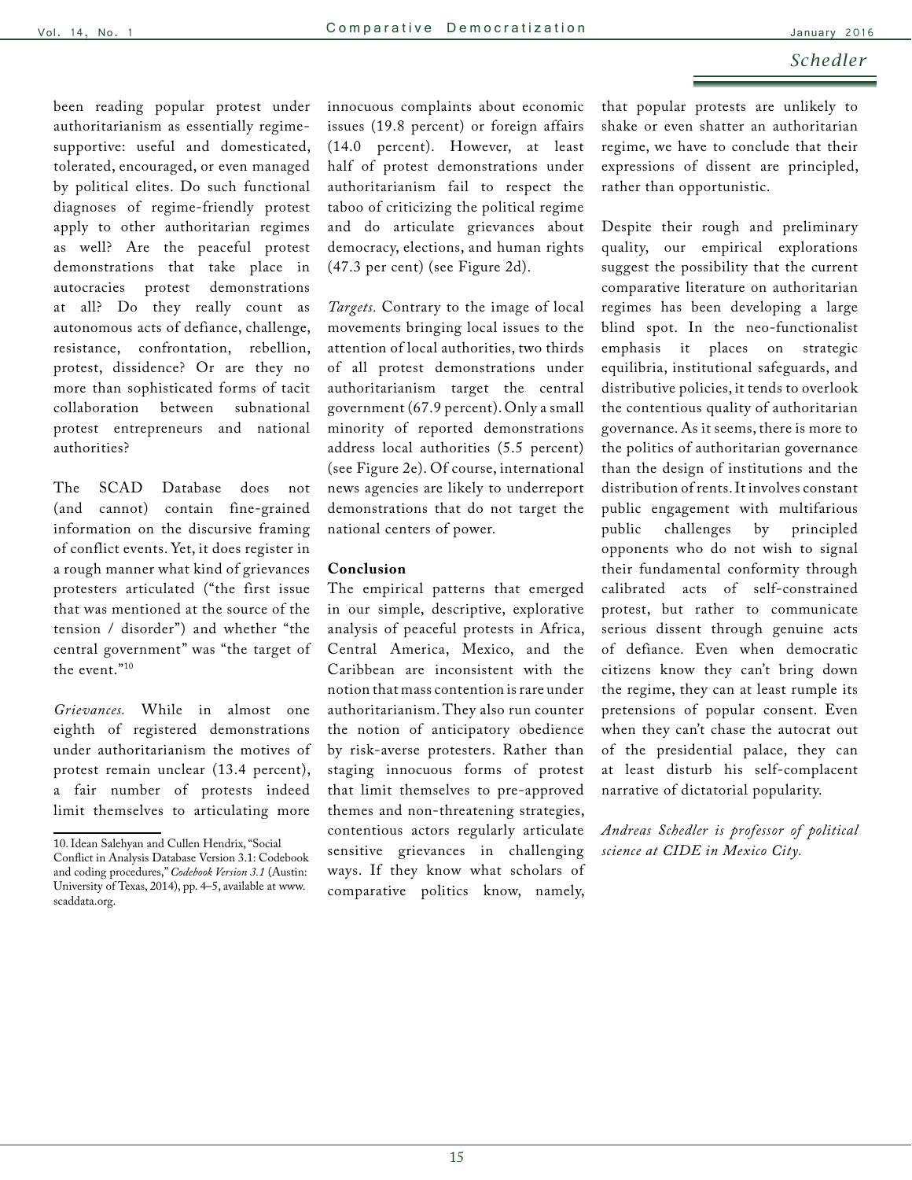been reading popular protest under authoritarianism as essentially regime-supportive: useful and domesticated, tolerated, encouraged, or even managed by political elites. Do such functional diagnoses of regime-friendly protest apply to other authoritarian regimes as well? Are the peaceful protest demonstrations that take place in autocracies protest demonstrations at all? Do they really count as autonomous acts of defiance, challenge, resistance, confrontation, rebellion, protest, dissidence? Or are they no more than sophisticated forms of tacit collaboration between subnational protest entrepreneurs and national authorities?

The SCAD Database does not (and cannot) contain fine-grained information on the discursive framing of conflict events. Yet, it does register in a rough manner what kind of grievances protesters articulated ("the first issue that was mentioned at the source of the tension / disorder") and whether "the central government" was "the target of the event."[10]

*Grievances.* While in almost one eighth of registered demonstrations under authoritarianism the motives of protest remain unclear (13.4 percent), a fair number of protests indeed limit themselves to articulating more innocuous complaints about economic issues (19.8 percent) or foreign affairs (14.0 percent). However, at least half of protest demonstrations under authoritarianism fail to respect the taboo of criticizing the political regime and do articulate grievances about democracy, elections, and human rights (47.3 per cent) (see Figure 2d).

*Targets.* Contrary to the image of local movements bringing local issues to the attention of local authorities, two thirds of all protest demonstrations under authoritarianism target the central government (67.9 percent). Only a small minority of reported demonstrations address local authorities (5.5 percent) (see Figure 2e). Of course, international news agencies are likely to underreport demonstrations that do not target the national centers of power.

**Conclusion**

The empirical patterns that emerged in our simple, descriptive, explorative analysis of peaceful protests in Africa, Central America, Mexico, and the Caribbean are inconsistent with the notion that mass contention is rare under authoritarianism. They also run counter the notion of anticipatory obedience by risk-averse protesters. Rather than staging innocuous forms of protest that limit themselves to pre-approved themes and non-threatening strategies, contentious actors regularly articulate sensitive grievances in challenging ways. If they know what scholars of comparative politics know, namely, that popular protests are unlikely to shake or even shatter an authoritarian regime, we have to conclude that their expressions of dissent are principled, rather than opportunistic.

Despite their rough and preliminary quality, our empirical explorations suggest the possibility that the current comparative literature on authoritarian regimes has been developing a large blind spot. In the neo-functionalist emphasis it places on strategic equilibria, institutional safeguards, and distributive policies, it tends to overlook the contentious quality of authoritarian governance. As it seems, there is more to the politics of authoritarian governance than the design of institutions and the distribution of rents. It involves constant public engagement with multifarious public challenges by principled opponents who do not wish to signal their fundamental conformity through calibrated acts of self-constrained protest, but rather to communicate serious dissent through genuine acts of defiance. Even when democratic citizens know they can't bring down the regime, they can at least rumple its pretensions of popular consent. Even when they can't chase the autocrat out of the presidential palace, they can at least disturb his self-complacent narrative of dictatorial popularity.

*Andreas Schedler is professor of political science at CIDE in Mexico City.*

---

10. Idean Salehyan and Cullen Hendrix, "Social Conflict in Analysis Database Version 3.1: Codebook and coding procedures," *Codebook Version 3.1* (Austin: University of Texas, 2014), pp. 4–5, available at www.scaddata.org.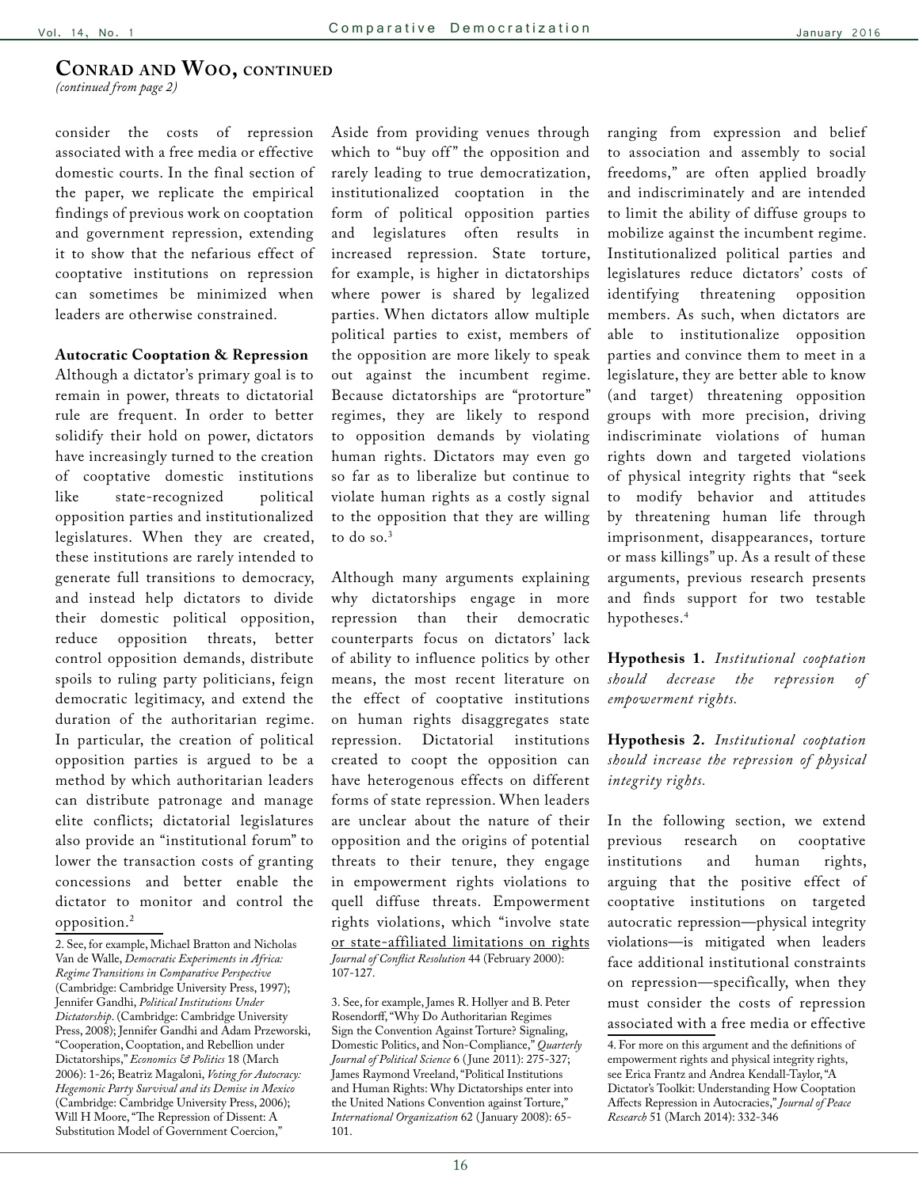## Conrad and Woo, continued

*(continued from page 2)*

consider the costs of repression associated with a free media or effective domestic courts. In the final section of the paper, we replicate the empirical findings of previous work on cooptation and government repression, extending it to show that the nefarious effect of cooptative institutions on repression can sometimes be minimized when leaders are otherwise constrained.

**Autocratic Cooptation & Repression**

Although a dictator's primary goal is to remain in power, threats to dictatorial rule are frequent. In order to better solidify their hold on power, dictators have increasingly turned to the creation of cooptative domestic institutions like state-recognized political opposition parties and institutionalized legislatures. When they are created, these institutions are rarely intended to generate full transitions to democracy, and instead help dictators to divide their domestic political opposition, reduce opposition threats, better control opposition demands, distribute spoils to ruling party politicians, feign democratic legitimacy, and extend the duration of the authoritarian regime. In particular, the creation of political opposition parties is argued to be a method by which authoritarian leaders can distribute patronage and manage elite conflicts; dictatorial legislatures also provide an "institutional forum" to lower the transaction costs of granting concessions and better enable the dictator to monitor and control the opposition.[2]

Aside from providing venues through which to "buy off" the opposition and rarely leading to true democratization, institutionalized cooptation in the form of political opposition parties and legislatures often results in increased repression. State torture, for example, is higher in dictatorships where power is shared by legalized parties. When dictators allow multiple political parties to exist, members of the opposition are more likely to speak out against the incumbent regime. Because dictatorships are "protorture" regimes, they are likely to respond to opposition demands by violating human rights. Dictators may even go so far as to liberalize but continue to violate human rights as a costly signal to the opposition that they are willing to do so.[3]

Although many arguments explaining why dictatorships engage in more repression than their democratic counterparts focus on dictators' lack of ability to influence politics by other means, the most recent literature on the effect of cooptative institutions on human rights disaggregates state repression. Dictatorial institutions created to coopt the opposition can have heterogenous effects on different forms of state repression. When leaders are unclear about the nature of their opposition and the origins of potential threats to their tenure, they engage in empowerment rights violations to quell diffuse threats. Empowerment rights violations, which "involve state or state-affiliated limitations on rights ranging from expression and belief to association and assembly to social freedoms," are often applied broadly and indiscriminately and are intended to limit the ability of diffuse groups to mobilize against the incumbent regime. Institutionalized political parties and legislatures reduce dictators' costs of identifying threatening opposition members. As such, when dictators are able to institutionalize opposition parties and convince them to meet in a legislature, they are better able to know (and target) threatening opposition groups with more precision, driving indiscriminate violations of human rights down and targeted violations of physical integrity rights that "seek to modify behavior and attitudes by threatening human life through imprisonment, disappearances, torture or mass killings" up. As a result of these arguments, previous research presents and finds support for two testable hypotheses.[4]

**Hypothesis 1.** *Institutional cooptation should decrease the repression of empowerment rights.*

**Hypothesis 2.** *Institutional cooptation should increase the repression of physical integrity rights.*

In the following section, we extend previous research on cooptative institutions and human rights, arguing that the positive effect of cooptative institutions on targeted autocratic repression—physical integrity violations—is mitigated when leaders face additional institutional constraints on repression—specifically, when they must consider the costs of repression associated with a free media or effective

---

2. See, for example, Michael Bratton and Nicholas Van de Walle, *Democratic Experiments in Africa: Regime Transitions in Comparative Perspective* (Cambridge: Cambridge University Press, 1997); Jennifer Gandhi, *Political Institutions Under Dictatorship*. (Cambridge: Cambridge University Press, 2008); Jennifer Gandhi and Adam Przeworski, "Cooperation, Cooptation, and Rebellion under Dictatorships," *Economics & Politics* 18 (March 2006): 1-26; Beatriz Magaloni, *Voting for Autocracy: Hegemonic Party Survival and its Demise in Mexico* (Cambridge: Cambridge University Press, 2006); Will H Moore, "The Repression of Dissent: A Substitution Model of Government Coercion," *Journal of Conflict Resolution* 44 (February 2000): 107-127.

3. See, for example, James R. Hollyer and B. Peter Rosendorff, "Why Do Authoritarian Regimes Sign the Convention Against Torture? Signaling, Domestic Politics, and Non-Compliance," *Quarterly Journal of Political Science* 6 (June 2011): 275-327; James Raymond Vreeland, "Political Institutions and Human Rights: Why Dictatorships enter into the United Nations Convention against Torture," *International Organization* 62 (January 2008): 65-101.

4. For more on this argument and the definitions of empowerment rights and physical integrity rights, see Erica Frantz and Andrea Kendall-Taylor, "A Dictator's Toolkit: Understanding How Cooptation Affects Repression in Autocracies," *Journal of Peace Research* 51 (March 2014): 332-346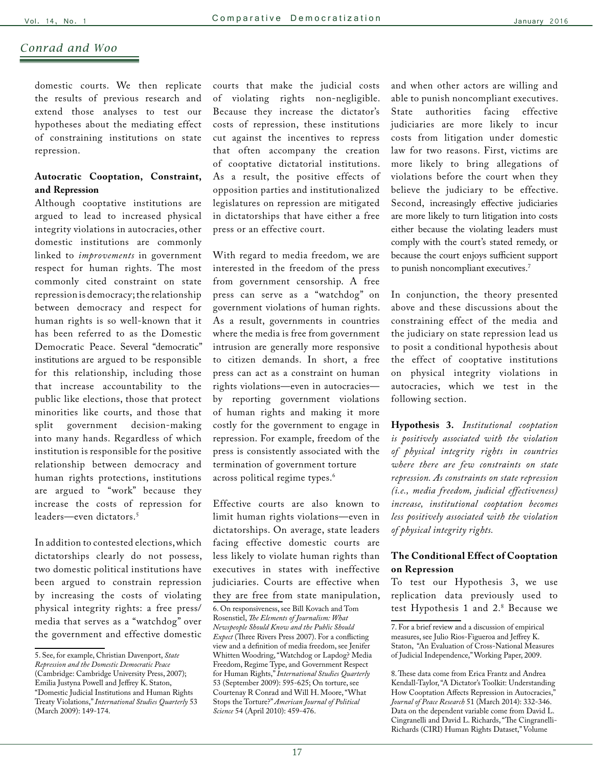domestic courts. We then replicate the results of previous research and extend those analyses to test our hypotheses about the mediating effect of constraining institutions on state repression.

**Autocratic Cooptation, Constraint, and Repression**

Although cooptative institutions are argued to lead to increased physical integrity violations in autocracies, other domestic institutions are commonly linked to *improvements* in government respect for human rights. The most commonly cited constraint on state repression is democracy; the relationship between democracy and respect for human rights is so well-known that it has been referred to as the Domestic Democratic Peace. Several "democratic" institutions are argued to be responsible for this relationship, including those that increase accountability to the public like elections, those that protect minorities like courts, and those that split government decision-making into many hands. Regardless of which institution is responsible for the positive relationship between democracy and human rights protections, institutions are argued to "work" because they increase the costs of repression for leaders—even dictators.[5]

In addition to contested elections, which dictatorships clearly do not possess, two domestic political institutions have been argued to constrain repression by increasing the costs of violating physical integrity rights: a free press/media that serves as a "watchdog" over the government and effective domestic courts that make the judicial costs of violating rights non-negligible. Because they increase the dictator's costs of repression, these institutions cut against the incentives to repress that often accompany the creation of cooptative dictatorial institutions. As a result, the positive effects of opposition parties and institutionalized legislatures on repression are mitigated in dictatorships that have either a free press or an effective court.

With regard to media freedom, we are interested in the freedom of the press from government censorship. A free press can serve as a "watchdog" on government violations of human rights. As a result, governments in countries where the media is free from government intrusion are generally more responsive to citizen demands. In short, a free press can act as a constraint on human rights violations—even in autocracies—by reporting government violations of human rights and making it more costly for the government to engage in repression. For example, freedom of the press is consistently associated with the termination of government torture across political regime types.[6]

Effective courts are also known to limit human rights violations—even in dictatorships. On average, state leaders facing effective domestic courts are less likely to violate human rights than executives in states with ineffective judiciaries. Courts are effective when they are free from state manipulation, and when other actors are willing and able to punish noncompliant executives. State authorities facing effective judiciaries are more likely to incur costs from litigation under domestic law for two reasons. First, victims are more likely to bring allegations of violations before the court when they believe the judiciary to be effective. Second, increasingly effective judiciaries are more likely to turn litigation into costs either because the violating leaders must comply with the court's stated remedy, or because the court enjoys sufficient support to punish noncompliant executives.[7]

In conjunction, the theory presented above and these discussions about the constraining effect of the media and the judiciary on state repression lead us to posit a conditional hypothesis about the effect of cooptative institutions on physical integrity violations in autocracies, which we test in the following section.

**Hypothesis 3.** *Institutional cooptation is positively associated with the violation of physical integrity rights in countries where there are few constraints on state repression. As constraints on state repression (i.e., media freedom, judicial effectiveness) increase, institutional cooptation becomes less positively associated with the violation of physical integrity rights.*

**The Conditional Effect of Cooptation on Repression**

To test our Hypothesis 3, we use replication data previously used to test Hypothesis 1 and 2.[8] Because we

---

5. See, for example, Christian Davenport, *State Repression and the Domestic Democratic Peace* (Cambridge: Cambridge University Press, 2007); Emilia Justyna Powell and Jeffrey K. Staton, "Domestic Judicial Institutions and Human Rights Treaty Violations," *International Studies Quarterly* 53 (March 2009): 149-174.

6. On responsiveness, see Bill Kovach and Tom Rosenstiel, *The Elements of Journalism: What Newspeople Should Know and the Public Should Expect* (Three Rivers Press 2007). For a conflicting view and a definition of media freedom, see Jenifer Whitten Woodring, "Watchdog or Lapdog? Media Freedom, Regime Type, and Government Respect for Human Rights," *International Studies Quarterly* 53 (September 2009): 595-625; On torture, see Courtenay R Conrad and Will H. Moore, "What Stops the Torture?" *American Journal of Political Science* 54 (April 2010): 459-476.

7. For a brief review and a discussion of empirical measures, see Julio Rios-Figueroa and Jeffrey K. Staton, "An Evaluation of Cross-National Measures of Judicial Independence," Working Paper, 2009.

8. These data come from Erica Frantz and Andrea Kendall-Taylor, "A Dictator's Toolkit: Understanding How Cooptation Affects Repression in Autocracies," *Journal of Peace Research* 51 (March 2014): 332-346. Data on the dependent variable come from David L. Cingranelli and David L. Richards, "The Cingranelli-Richards (CIRI) Human Rights Dataset," Volume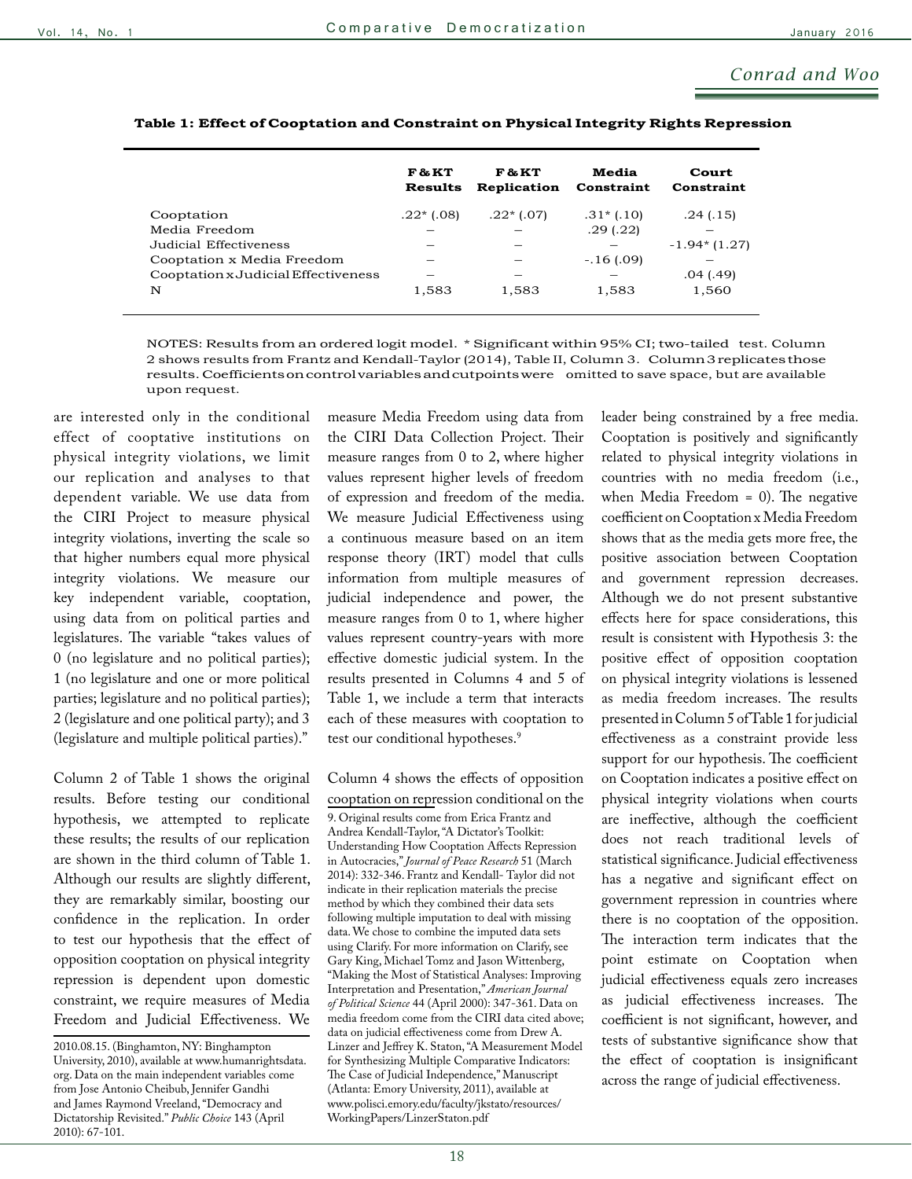**Table 1: Effect of Cooptation and Constraint on Physical Integrity Rights Repression**

| | F & KT Results | F & KT Replication | Media Constraint | Court Constraint |
|---|---|---|---|---|
| Cooptation | .22* (.08) | .22* (.07) | .31* (.10) | .24 (.15) |
| Media Freedom | – | – | .29 (.22) | – |
| Judicial Effectiveness | – | – | – | -1.94* (1.27) |
| Cooptation x Media Freedom | – | – | -.16 (.09) | – |
| Cooptation x Judicial Effectiveness | – | – | – | .04 (.49) |
| N | 1,583 | 1,583 | 1,583 | 1,560 |

NOTES: Results from an ordered logit model. * Significant within 95% CI; two-tailed test. Column 2 shows results from Frantz and Kendall-Taylor (2014), Table II, Column 3. Column 3 replicates those results. Coefficients on control variables and cutpoints were omitted to save space, but are available upon request.

are interested only in the conditional effect of cooptative institutions on physical integrity violations, we limit our replication and analyses to that dependent variable. We use data from the CIRI Project to measure physical integrity violations, inverting the scale so that higher numbers equal more physical integrity violations. We measure our key independent variable, cooptation, using data from on political parties and legislatures. The variable "takes values of 0 (no legislature and no political parties); 1 (no legislature and one or more political parties; legislature and no political parties); 2 (legislature and one political party); and 3 (legislature and multiple political parties)."

Column 2 of Table 1 shows the original results. Before testing our conditional hypothesis, we attempted to replicate these results; the results of our replication are shown in the third column of Table 1. Although our results are slightly different, they are remarkably similar, boosting our confidence in the replication. In order to test our hypothesis that the effect of opposition cooptation on physical integrity repression is dependent upon domestic constraint, we require measures of Media Freedom and Judicial Effectiveness. We measure Media Freedom using data from the CIRI Data Collection Project. Their measure ranges from 0 to 2, where higher values represent higher levels of freedom of expression and freedom of the media. We measure Judicial Effectiveness using a continuous measure based on an item response theory (IRT) model that culls information from multiple measures of judicial independence and power, the measure ranges from 0 to 1, where higher values represent country-years with more effective domestic judicial system. In the results presented in Columns 4 and 5 of Table 1, we include a term that interacts each of these measures with cooptation to test our conditional hypotheses.[9]

Column 4 shows the effects of opposition cooptation on repression conditional on the leader being constrained by a free media. Cooptation is positively and significantly related to physical integrity violations in countries with no media freedom (i.e., when Media Freedom = 0). The negative coefficient on Cooptation x Media Freedom shows that as the media gets more free, the positive association between Cooptation and government repression decreases. Although we do not present substantive effects here for space considerations, this result is consistent with Hypothesis 3: the positive effect of opposition cooptation on physical integrity violations is lessened as media freedom increases. The results presented in Column 5 of Table 1 for judicial effectiveness as a constraint provide less support for our hypothesis. The coefficient on Cooptation indicates a positive effect on physical integrity violations when courts are ineffective, although the coefficient does not reach traditional levels of statistical significance. Judicial effectiveness has a negative and significant effect on government repression in countries where there is no cooptation of the opposition. The interaction term indicates that the point estimate on Cooptation when judicial effectiveness equals zero increases as judicial effectiveness increases. The coefficient is not significant, however, and tests of substantive significance show that the effect of cooptation is insignificant across the range of judicial effectiveness.

---

2010.08.15. (Binghamton, NY: Binghampton University, 2010), available at www.humanrightsdata.org. Data on the main independent variables come from Jose Antonio Cheibub, Jennifer Gandhi and James Raymond Vreeland, "Democracy and Dictatorship Revisited." *Public Choice* 143 (April 2010): 67-101.

9. Original results come from Erica Frantz and Andrea Kendall-Taylor, "A Dictator's Toolkit: Understanding How Cooptation Affects Repression in Autocracies," *Journal of Peace Research* 51 (March 2014): 332-346. Frantz and Kendall- Taylor did not indicate in their replication materials the precise method by which they combined their data sets following multiple imputation to deal with missing data. We chose to combine the imputed data sets using Clarify. For more information on Clarify, see Gary King, Michael Tomz and Jason Wittenberg, "Making the Most of Statistical Analyses: Improving Interpretation and Presentation," *American Journal of Political Science* 44 (April 2000): 347-361. Data on media freedom come from the CIRI data cited above; data on judicial effectiveness come from Drew A. Linzer and Jeffrey K. Staton, "A Measurement Model for Synthesizing Multiple Comparative Indicators: The Case of Judicial Independence," Manuscript (Atlanta: Emory University, 2011), available at www.polisci.emory.edu/faculty/jkstato/resources/WorkingPapers/LinzerStaton.pdf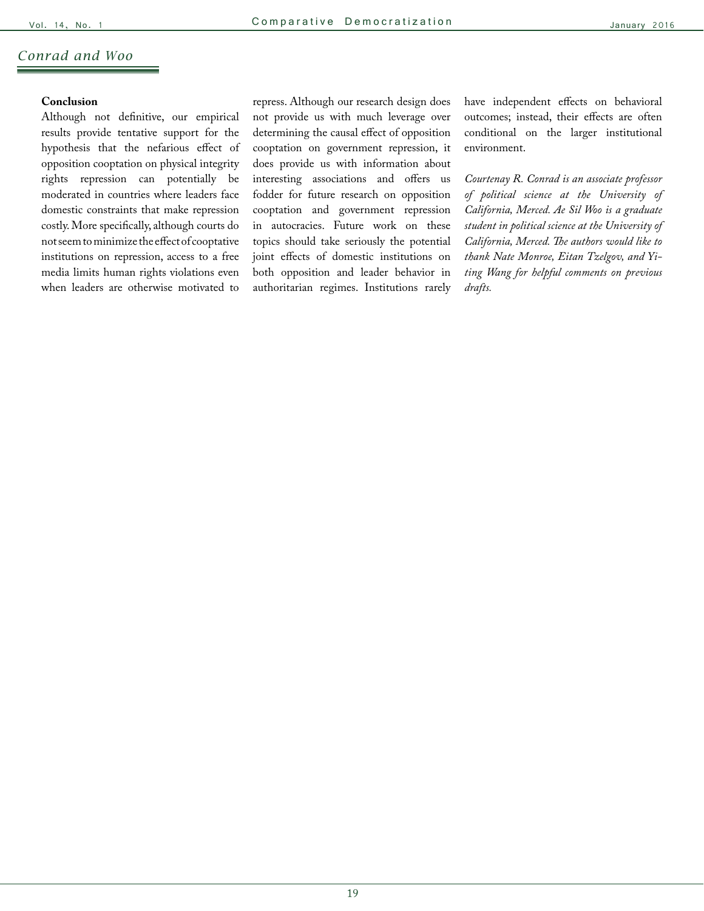### Conclusion

Although not definitive, our empirical results provide tentative support for the hypothesis that the nefarious effect of opposition cooptation on physical integrity rights repression can potentially be moderated in countries where leaders face domestic constraints that make repression costly. More specifically, although courts do not seem to minimize the effect of cooptative institutions on repression, access to a free media limits human rights violations even when leaders are otherwise motivated to repress. Although our research design does not provide us with much leverage over determining the causal effect of opposition cooptation on government repression, it does provide us with information about interesting associations and offers us fodder for future research on opposition cooptation and government repression in autocracies. Future work on these topics should take seriously the potential joint effects of domestic institutions on both opposition and leader behavior in authoritarian regimes. Institutions rarely have independent effects on behavioral outcomes; instead, their effects are often conditional on the larger institutional environment.

*Courtenay R. Conrad is an associate professor of political science at the University of California, Merced. Ae Sil Woo is a graduate student in political science at the University of California, Merced. The authors would like to thank Nate Monroe, Eitan Tzelgov, and Yi-ting Wang for helpful comments on previous drafts.*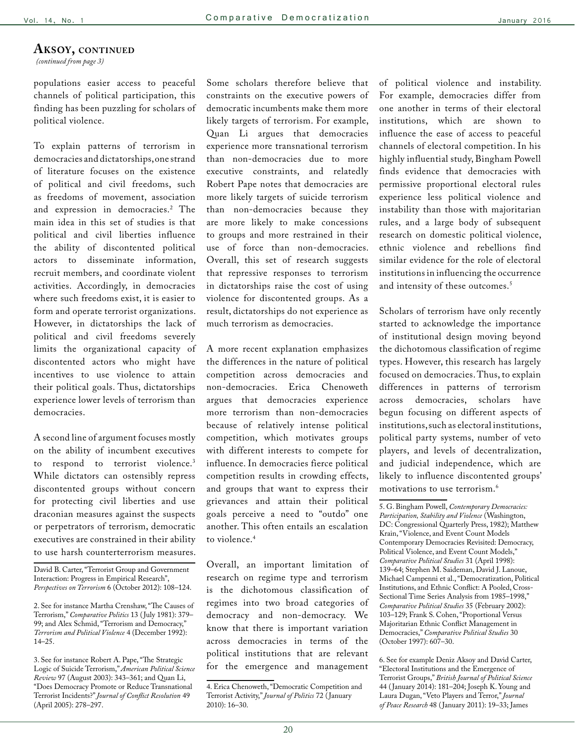## Aksoy, continued

*(continued from page 3)*

populations easier access to peaceful channels of political participation, this finding has been puzzling for scholars of political violence.

To explain patterns of terrorism in democracies and dictatorships, one strand of literature focuses on the existence of political and civil freedoms, such as freedoms of movement, association and expression in democracies.[2] The main idea in this set of studies is that political and civil liberties influence the ability of discontented political actors to disseminate information, recruit members, and coordinate violent activities. Accordingly, in democracies where such freedoms exist, it is easier to form and operate terrorist organizations. However, in dictatorships the lack of political and civil freedoms severely limits the organizational capacity of discontented actors who might have incentives to use violence to attain their political goals. Thus, dictatorships experience lower levels of terrorism than democracies.

A second line of argument focuses mostly on the ability of incumbent executives to respond to terrorist violence.[3] While dictators can ostensibly repress discontented groups without concern for protecting civil liberties and use draconian measures against the suspects or perpetrators of terrorism, democratic executives are constrained in their ability to use harsh counterterrorism measures. Some scholars therefore believe that constraints on the executive powers of democratic incumbents make them more likely targets of terrorism. For example, Quan Li argues that democracies experience more transnational terrorism than non-democracies due to more executive constraints, and relatedly Robert Pape notes that democracies are more likely targets of suicide terrorism than non-democracies because they are more likely to make concessions to groups and more restrained in their use of force than non-democracies. Overall, this set of research suggests that repressive responses to terrorism in dictatorships raise the cost of using violence for discontented groups. As a result, dictatorships do not experience as much terrorism as democracies.

A more recent explanation emphasizes the differences in the nature of political competition across democracies and non-democracies. Erica Chenoweth argues that democracies experience more terrorism than non-democracies because of relatively intense political competition, which motivates groups with different interests to compete for influence. In democracies fierce political competition results in crowding effects, and groups that want to express their grievances and attain their political goals perceive a need to "outdo" one another. This often entails an escalation to violence.[4]

Overall, an important limitation of research on regime type and terrorism is the dichotomous classification of regimes into two broad categories of democracy and non-democracy. We know that there is important variation across democracies in terms of the political institutions that are relevant for the emergence and management of political violence and instability. For example, democracies differ from one another in terms of their electoral institutions, which are shown to influence the ease of access to peaceful channels of electoral competition. In his highly influential study, Bingham Powell finds evidence that democracies with permissive proportional electoral rules experience less political violence and instability than those with majoritarian rules, and a large body of subsequent research on domestic political violence, ethnic violence and rebellions find similar evidence for the role of electoral institutions in influencing the occurrence and intensity of these outcomes.[5]

Scholars of terrorism have only recently started to acknowledge the importance of institutional design moving beyond the dichotomous classification of regime types. However, this research has largely focused on democracies. Thus, to explain differences in patterns of terrorism across democracies, scholars have begun focusing on different aspects of institutions, such as electoral institutions, political party systems, number of veto players, and levels of decentralization, and judicial independence, which are likely to influence discontented groups' motivations to use terrorism.[6]

---

David B. Carter, "Terrorist Group and Government Interaction: Progress in Empirical Research", *Perspectives on Terrorism* 6 (October 2012): 108–124.

2. See for instance Martha Crenshaw, "The Causes of Terrorism," *Comparative Politics* 13 (July 1981): 379–99; and Alex Schmid, "Terrorism and Democracy," *Terrorism and Political Violence* 4 (December 1992): 14–25.

3. See for instance Robert A. Pape, "The Strategic Logic of Suicide Terrorism," *American Political Science Review* 97 (August 2003): 343–361; and Quan Li, "Does Democracy Promote or Reduce Transnational Terrorist Incidents?" *Journal of Conflict Resolution* 49 (April 2005): 278–297.

4. Erica Chenoweth, "Democratic Competition and Terrorist Activity," *Journal of Politics* 72 (January 2010): 16–30.

5. G. Bingham Powell, *Contemporary Democracies: Participation, Stability and Violence* (Washington, DC: Congressional Quarterly Press, 1982); Matthew Krain, "Violence, and Event Count Models Contemporary Democracies Revisited: Democracy, Political Violence, and Event Count Models," *Comparative Political Studies* 31 (April 1998): 139–64; Stephen M. Saideman, David J. Lanoue, Michael Campenni et al., "Democratization, Political Institutions, and Ethnic Conflict: A Pooled, Cross-Sectional Time Series Analysis from 1985–1998," *Comparative Political Studies* 35 (February 2002): 103–129; Frank S. Cohen, "Proportional Versus Majoritarian Ethnic Conflict Management in Democracies," *Comparative Political Studies* 30 (October 1997): 607–30.

6. See for example Deniz Aksoy and David Carter, "Electoral Institutions and the Emergence of Terrorist Groups," *British Journal of Political Science* 44 (January 2014): 181–204; Joseph K. Young and Laura Dugan, "Veto Players and Terror," *Journal of Peace Research* 48 (January 2011): 19–33; James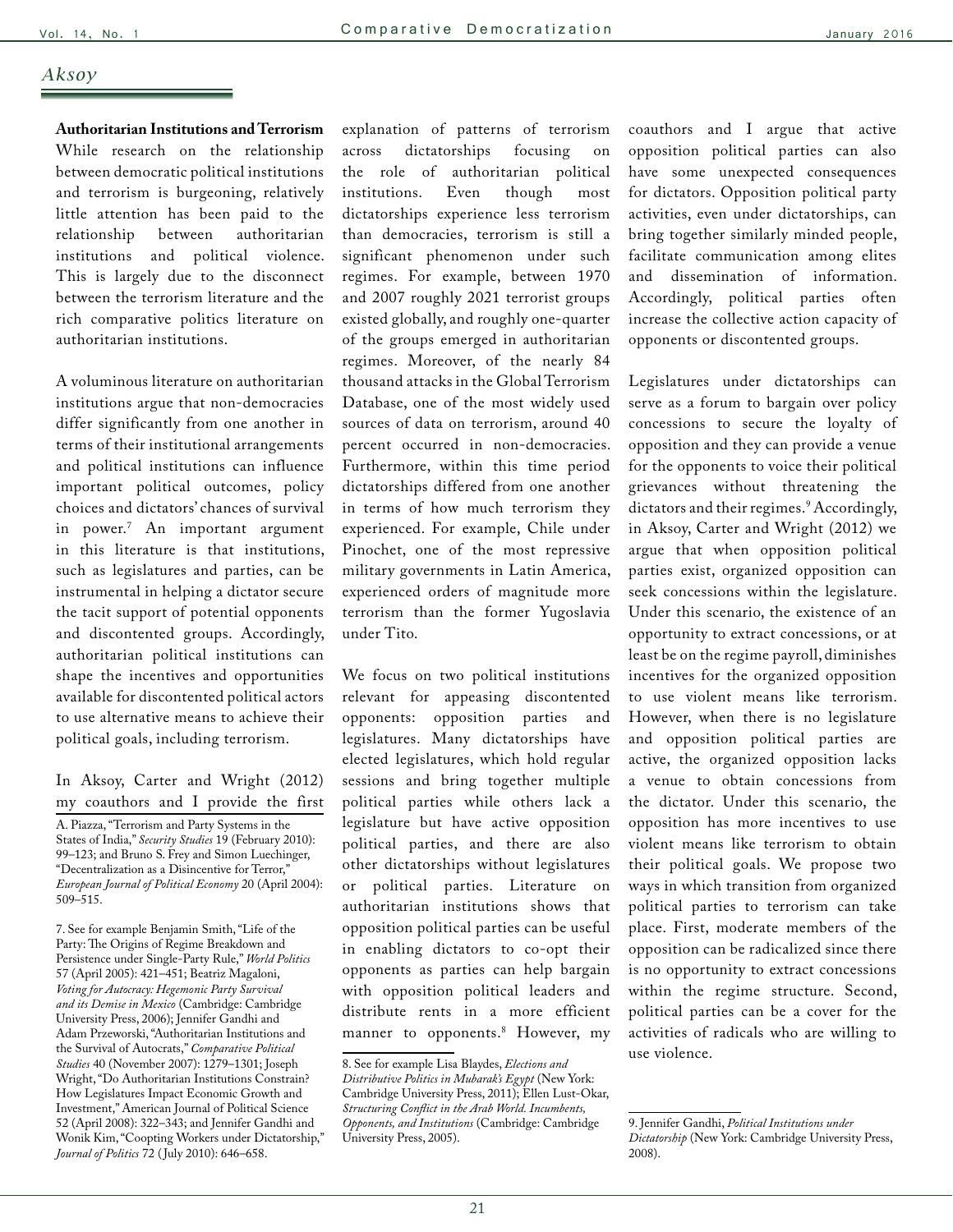**Authoritarian Institutions and Terrorism**

While research on the relationship between democratic political institutions and terrorism is burgeoning, relatively little attention has been paid to the relationship between authoritarian institutions and political violence. This is largely due to the disconnect between the terrorism literature and the rich comparative politics literature on authoritarian institutions.

A voluminous literature on authoritarian institutions argue that non-democracies differ significantly from one another in terms of their institutional arrangements and political institutions can influence important political outcomes, policy choices and dictators' chances of survival in power.[7] An important argument in this literature is that institutions, such as legislatures and parties, can be instrumental in helping a dictator secure the tacit support of potential opponents and discontented groups. Accordingly, authoritarian political institutions can shape the incentives and opportunities available for discontented political actors to use alternative means to achieve their political goals, including terrorism.

In Aksoy, Carter and Wright (2012) my coauthors and I provide the first explanation of patterns of terrorism across dictatorships focusing on the role of authoritarian political institutions. Even though most dictatorships experience less terrorism than democracies, terrorism is still a significant phenomenon under such regimes. For example, between 1970 and 2007 roughly 2021 terrorist groups existed globally, and roughly one-quarter of the groups emerged in authoritarian regimes. Moreover, of the nearly 84 thousand attacks in the Global Terrorism Database, one of the most widely used sources of data on terrorism, around 40 percent occurred in non-democracies. Furthermore, within this time period dictatorships differed from one another in terms of how much terrorism they experienced. For example, Chile under Pinochet, one of the most repressive military governments in Latin America, experienced orders of magnitude more terrorism than the former Yugoslavia under Tito.

We focus on two political institutions relevant for appeasing discontented opponents: opposition parties and legislatures. Many dictatorships have elected legislatures, which hold regular sessions and bring together multiple political parties while others lack a legislature but have active opposition political parties, and there are also other dictatorships without legislatures or political parties. Literature on authoritarian institutions shows that opposition political parties can be useful in enabling dictators to co-opt their opponents as parties can help bargain with opposition political leaders and distribute rents in a more efficient manner to opponents.[8] However, my coauthors and I argue that active opposition political parties can also have some unexpected consequences for dictators. Opposition political party activities, even under dictatorships, can bring together similarly minded people, facilitate communication among elites and dissemination of information. Accordingly, political parties often increase the collective action capacity of opponents or discontented groups.

Legislatures under dictatorships can serve as a forum to bargain over policy concessions to secure the loyalty of opposition and they can provide a venue for the opponents to voice their political grievances without threatening the dictators and their regimes.[9] Accordingly, in Aksoy, Carter and Wright (2012) we argue that when opposition political parties exist, organized opposition can seek concessions within the legislature. Under this scenario, the existence of an opportunity to extract concessions, or at least be on the regime payroll, diminishes incentives for the organized opposition to use violent means like terrorism. However, when there is no legislature and opposition political parties are active, the organized opposition lacks a venue to obtain concessions from the dictator. Under this scenario, the opposition has more incentives to use violent means like terrorism to obtain their political goals. We propose two ways in which transition from organized political parties to terrorism can take place. First, moderate members of the opposition can be radicalized since there is no opportunity to extract concessions within the regime structure. Second, political parties can be a cover for the activities of radicals who are willing to use violence.

---

A. Piazza, "Terrorism and Party Systems in the States of India," *Security Studies* 19 (February 2010): 99–123; and Bruno S. Frey and Simon Luechinger, "Decentralization as a Disincentive for Terror," *European Journal of Political Economy* 20 (April 2004): 509–515.

7. See for example Benjamin Smith, "Life of the Party: The Origins of Regime Breakdown and Persistence under Single-Party Rule," *World Politics* 57 (April 2005): 421–451; Beatriz Magaloni, *Voting for Autocracy: Hegemonic Party Survival and its Demise in Mexico* (Cambridge: Cambridge University Press, 2006); Jennifer Gandhi and Adam Przeworski, "Authoritarian Institutions and the Survival of Autocrats," *Comparative Political Studies* 40 (November 2007): 1279–1301; Joseph Wright, "Do Authoritarian Institutions Constrain? How Legislatures Impact Economic Growth and Investment," American Journal of Political Science 52 (April 2008): 322–343; and Jennifer Gandhi and Wonik Kim, "Coopting Workers under Dictatorship," *Journal of Politics* 72 (July 2010): 646–658.

8. See for example Lisa Blaydes, *Elections and Distributive Politics in Mubarak's Egypt* (New York: Cambridge University Press, 2011); Ellen Lust-Okar, *Structuring Conflict in the Arab World. Incumbents, Opponents, and Institutions* (Cambridge: Cambridge University Press, 2005).

9. Jennifer Gandhi, *Political Institutions under Dictatorship* (New York: Cambridge University Press, 2008).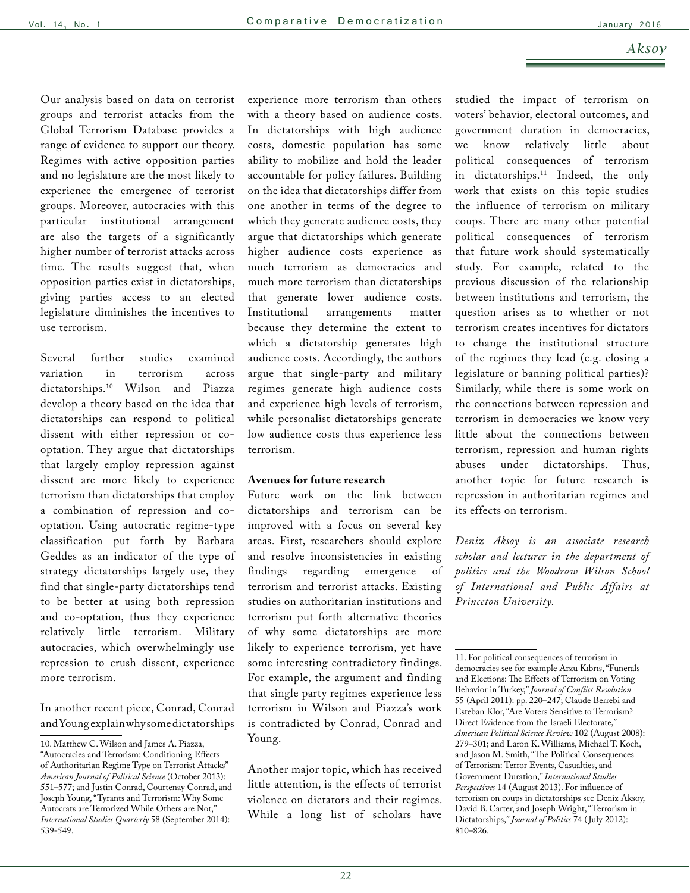Our analysis based on data on terrorist groups and terrorist attacks from the Global Terrorism Database provides a range of evidence to support our theory. Regimes with active opposition parties and no legislature are the most likely to experience the emergence of terrorist groups. Moreover, autocracies with this particular institutional arrangement are also the targets of a significantly higher number of terrorist attacks across time. The results suggest that, when opposition parties exist in dictatorships, giving parties access to an elected legislature diminishes the incentives to use terrorism.

Several further studies examined variation in terrorism across dictatorships.[10] Wilson and Piazza develop a theory based on the idea that dictatorships can respond to political dissent with either repression or co-optation. They argue that dictatorships that largely employ repression against dissent are more likely to experience terrorism than dictatorships that employ a combination of repression and co-optation. Using autocratic regime-type classification put forth by Barbara Geddes as an indicator of the type of strategy dictatorships largely use, they find that single-party dictatorships tend to be better at using both repression and co-optation, thus they experience relatively little terrorism. Military autocracies, which overwhelmingly use repression to crush dissent, experience more terrorism.

In another recent piece, Conrad, Conrad and Young explain why some dictatorships experience more terrorism than others with a theory based on audience costs. In dictatorships with high audience costs, domestic population has some ability to mobilize and hold the leader accountable for policy failures. Building on the idea that dictatorships differ from one another in terms of the degree to which they generate audience costs, they argue that dictatorships which generate higher audience costs experience as much terrorism as democracies and much more terrorism than dictatorships that generate lower audience costs. Institutional arrangements matter because they determine the extent to which a dictatorship generates high audience costs. Accordingly, the authors argue that single-party and military regimes generate high audience costs and experience high levels of terrorism, while personalist dictatorships generate low audience costs thus experience less terrorism.

**Avenues for future research**

Future work on the link between dictatorships and terrorism can be improved with a focus on several key areas. First, researchers should explore and resolve inconsistencies in existing findings regarding emergence of terrorism and terrorist attacks. Existing studies on authoritarian institutions and terrorism put forth alternative theories of why some dictatorships are more likely to experience terrorism, yet have some interesting contradictory findings. For example, the argument and finding that single party regimes experience less terrorism in Wilson and Piazza's work is contradicted by Conrad, Conrad and Young.

Another major topic, which has received little attention, is the effects of terrorist violence on dictators and their regimes. While a long list of scholars have studied the impact of terrorism on voters' behavior, electoral outcomes, and government duration in democracies, we know relatively little about political consequences of terrorism in dictatorships.[11] Indeed, the only work that exists on this topic studies the influence of terrorism on military coups. There are many other potential political consequences of terrorism that future work should systematically study. For example, related to the previous discussion of the relationship between institutions and terrorism, the question arises as to whether or not terrorism creates incentives for dictators to change the institutional structure of the regimes they lead (e.g. closing a legislature or banning political parties)? Similarly, while there is some work on the connections between repression and terrorism in democracies we know very little about the connections between terrorism, repression and human rights abuses under dictatorships. Thus, another topic for future research is repression in authoritarian regimes and its effects on terrorism.

*Deniz Aksoy is an associate research scholar and lecturer in the department of politics and the Woodrow Wilson School of International and Public Affairs at Princeton University.*

---

10. Matthew C. Wilson and James A. Piazza, "Autocracies and Terrorism: Conditioning Effects of Authoritarian Regime Type on Terrorist Attacks" *American Journal of Political Science* (October 2013): 551–577; and Justin Conrad, Courtenay Conrad, and Joseph Young, "Tyrants and Terrorism: Why Some Autocrats are Terrorized While Others are Not," *International Studies Quarterly* 58 (September 2014): 539-549.

11. For political consequences of terrorism in democracies see for example Arzu Kıbrıs, "Funerals and Elections: The Effects of Terrorism on Voting Behavior in Turkey," *Journal of Conflict Resolution* 55 (April 2011): pp. 220–247; Claude Berrebi and Esteban Klor, "Are Voters Sensitive to Terrorism? Direct Evidence from the Israeli Electorate," *American Political Science Review* 102 (August 2008): 279–301; and Laron K. Williams, Michael T. Koch, and Jason M. Smith, "The Political Consequences of Terrorism: Terror Events, Casualties, and Government Duration," *International Studies Perspectives* 14 (August 2013). For influence of terrorism on coups in dictatorships see Deniz Aksoy, David B. Carter, and Joseph Wright, "Terrorism in Dictatorships," *Journal of Politics* 74 (July 2012): 810–826.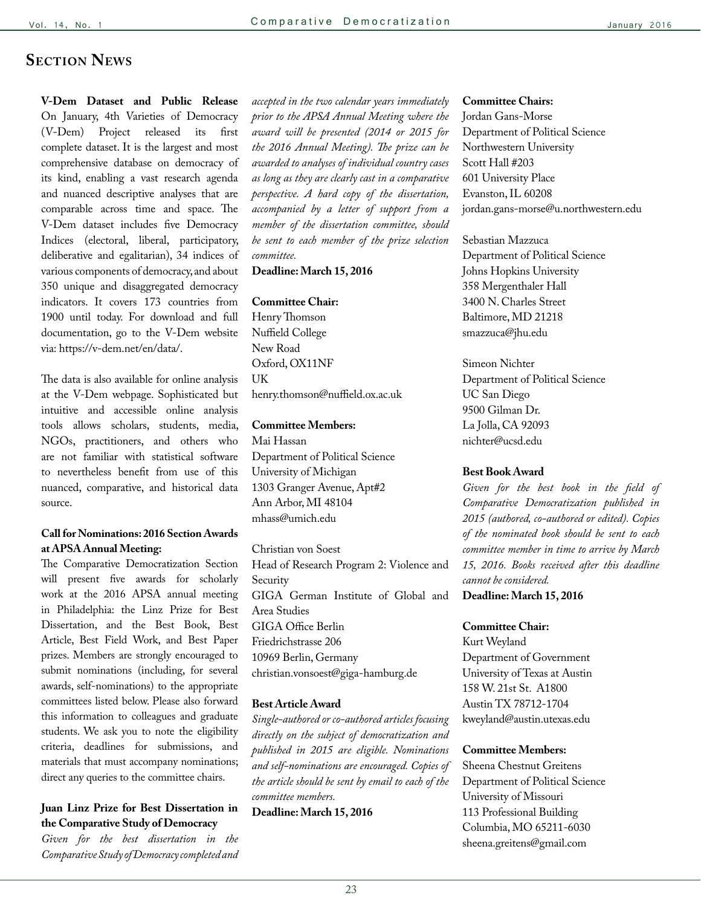## Section News

**V-Dem Dataset and Public Release**
On January, 4th Varieties of Democracy (V-Dem) Project released its first complete dataset. It is the largest and most comprehensive database on democracy of its kind, enabling a vast research agenda and nuanced descriptive analyses that are comparable across time and space. The V-Dem dataset includes five Democracy Indices (electoral, liberal, participatory, deliberative and egalitarian), 34 indices of various components of democracy, and about 350 unique and disaggregated democracy indicators. It covers 173 countries from 1900 until today. For download and full documentation, go to the V-Dem website via: https://v-dem.net/en/data/.

The data is also available for online analysis at the V-Dem webpage. Sophisticated but intuitive and accessible online analysis tools allows scholars, students, media, NGOs, practitioners, and others who are not familiar with statistical software to nevertheless benefit from use of this nuanced, comparative, and historical data source.

**Call for Nominations: 2016 Section Awards at APSA Annual Meeting:**
The Comparative Democratization Section will present five awards for scholarly work at the 2016 APSA annual meeting in Philadelphia: the Linz Prize for Best Dissertation, and the Best Book, Best Article, Best Field Work, and Best Paper prizes. Members are strongly encouraged to submit nominations (including, for several awards, self-nominations) to the appropriate committees listed below. Please also forward this information to colleagues and graduate students. We ask you to note the eligibility criteria, deadlines for submissions, and materials that must accompany nominations; direct any queries to the committee chairs.

**Juan Linz Prize for Best Dissertation in the Comparative Study of Democracy**
*Given for the best dissertation in the Comparative Study of Democracy completed and accepted in the two calendar years immediately prior to the APSA Annual Meeting where the award will be presented (2014 or 2015 for the 2016 Annual Meeting). The prize can be awarded to analyses of individual country cases as long as they are clearly cast in a comparative perspective. A hard copy of the dissertation, accompanied by a letter of support from a member of the dissertation committee, should be sent to each member of the prize selection committee.*
**Deadline: March 15, 2016**

**Committee Chair:**
Henry Thomson
Nuffield College
New Road
Oxford, OX11NF
UK
henry.thomson@nuffield.ox.ac.uk

**Committee Members:**
Mai Hassan
Department of Political Science
University of Michigan
1303 Granger Avenue, Apt#2
Ann Arbor, MI 48104
mhass@umich.edu

Christian von Soest
Head of Research Program 2: Violence and Security
GIGA German Institute of Global and Area Studies
GIGA Office Berlin
Friedrichstrasse 206
10969 Berlin, Germany
christian.vonsoest@giga-hamburg.de

**Best Article Award**
*Single-authored or co-authored articles focusing directly on the subject of democratization and published in 2015 are eligible. Nominations and self-nominations are encouraged. Copies of the article should be sent by email to each of the committee members.*
**Deadline: March 15, 2016**

**Committee Chairs:**
Jordan Gans-Morse
Department of Political Science
Northwestern University
Scott Hall #203
601 University Place
Evanston, IL 60208
jordan.gans-morse@u.northwestern.edu

Sebastian Mazzuca
Department of Political Science
Johns Hopkins University
358 Mergenthaler Hall
3400 N. Charles Street
Baltimore, MD 21218
smazzuca@jhu.edu

Simeon Nichter
Department of Political Science
UC San Diego
9500 Gilman Dr.
La Jolla, CA 92093
nichter@ucsd.edu

**Best Book Award**
*Given for the best book in the field of Comparative Democratization published in 2015 (authored, co-authored or edited). Copies of the nominated book should be sent to each committee member in time to arrive by March 15, 2016. Books received after this deadline cannot be considered.*
**Deadline: March 15, 2016**

**Committee Chair:**
Kurt Weyland
Department of Government
University of Texas at Austin
158 W. 21st St. A1800
Austin TX 78712-1704
kweyland@austin.utexas.edu

**Committee Members:**
Sheena Chestnut Greitens
Department of Political Science
University of Missouri
113 Professional Building
Columbia, MO 65211-6030
sheena.greitens@gmail.com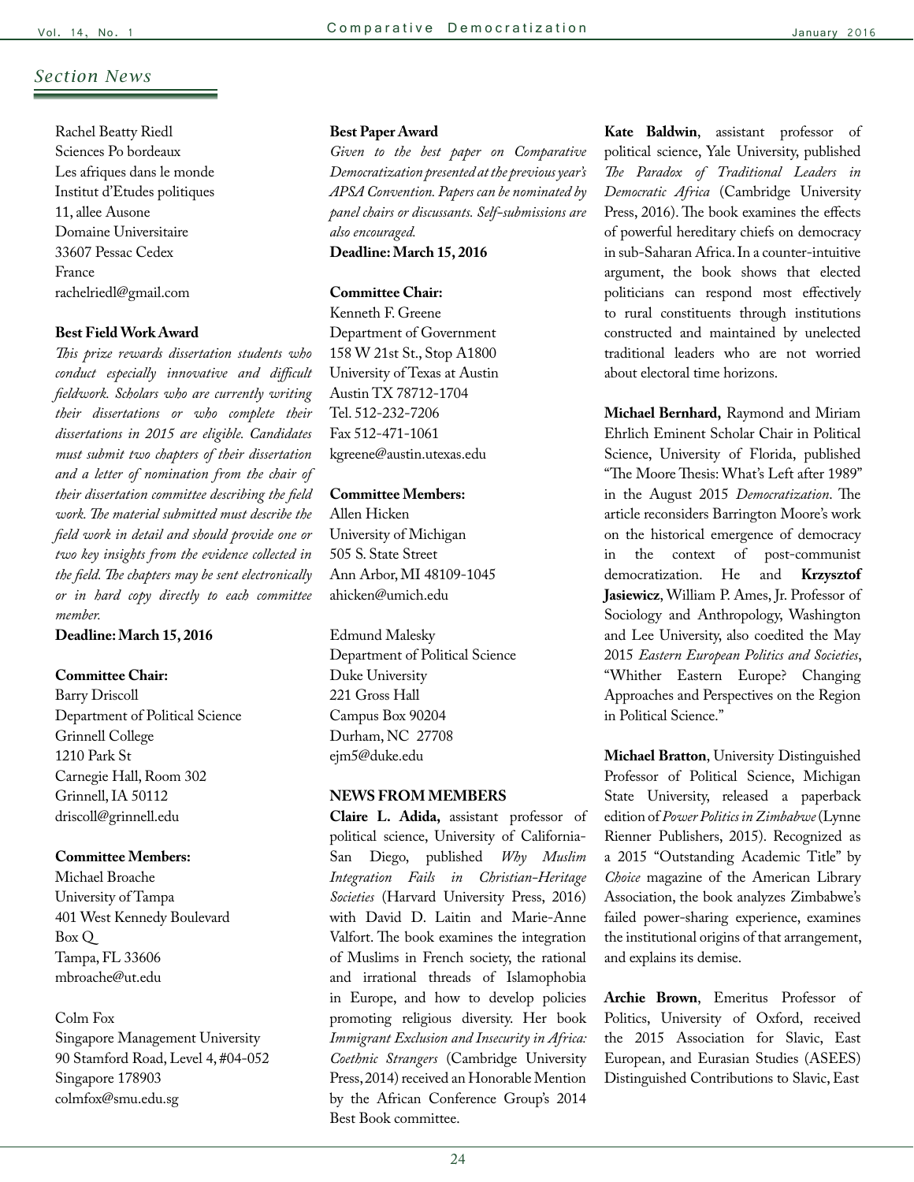## *Section News*

Rachel Beatty Riedl
Sciences Po bordeaux
Les afriques dans le monde
Institut d'Etudes politiques
11, allee Ausone
Domaine Universitaire
33607 Pessac Cedex
France
rachelriedl@gmail.com

**Best Field Work Award**

*This prize rewards dissertation students who conduct especially innovative and difficult fieldwork. Scholars who are currently writing their dissertations or who complete their dissertations in 2015 are eligible. Candidates must submit two chapters of their dissertation and a letter of nomination from the chair of their dissertation committee describing the field work. The material submitted must describe the field work in detail and should provide one or two key insights from the evidence collected in the field. The chapters may be sent electronically or in hard copy directly to each committee member.*

**Deadline: March 15, 2016**

**Committee Chair:**
Barry Driscoll
Department of Political Science
Grinnell College
1210 Park St
Carnegie Hall, Room 302
Grinnell, IA 50112
driscoll@grinnell.edu

**Committee Members:**
Michael Broache
University of Tampa
401 West Kennedy Boulevard
Box Q
Tampa, FL 33606
mbroache@ut.edu

Colm Fox
Singapore Management University
90 Stamford Road, Level 4, #04-052
Singapore 178903
colmfox@smu.edu.sg

**Best Paper Award**

*Given to the best paper on Comparative Democratization presented at the previous year's APSA Convention. Papers can be nominated by panel chairs or discussants. Self-submissions are also encouraged.*

**Deadline: March 15, 2016**

**Committee Chair:**
Kenneth F. Greene
Department of Government
158 W 21st St., Stop A1800
University of Texas at Austin
Austin TX 78712-1704
Tel. 512-232-7206
Fax 512-471-1061
kgreene@austin.utexas.edu

**Committee Members:**
Allen Hicken
University of Michigan
505 S. State Street
Ann Arbor, MI 48109-1045
ahicken@umich.edu

Edmund Malesky
Department of Political Science
Duke University
221 Gross Hall
Campus Box 90204
Durham, NC 27708
ejm5@duke.edu

**NEWS FROM MEMBERS**

**Claire L. Adida,** assistant professor of political science, University of California-San Diego, published *Why Muslim Integration Fails in Christian-Heritage Societies* (Harvard University Press, 2016) with David D. Laitin and Marie-Anne Valfort. The book examines the integration of Muslims in French society, the rational and irrational threads of Islamophobia in Europe, and how to develop policies promoting religious diversity. Her book *Immigrant Exclusion and Insecurity in Africa: Coethnic Strangers* (Cambridge University Press, 2014) received an Honorable Mention by the African Conference Group's 2014 Best Book committee.

**Kate Baldwin**, assistant professor of political science, Yale University, published *The Paradox of Traditional Leaders in Democratic Africa* (Cambridge University Press, 2016). The book examines the effects of powerful hereditary chiefs on democracy in sub-Saharan Africa. In a counter-intuitive argument, the book shows that elected politicians can respond most effectively to rural constituents through institutions constructed and maintained by unelected traditional leaders who are not worried about electoral time horizons.

**Michael Bernhard,** Raymond and Miriam Ehrlich Eminent Scholar Chair in Political Science, University of Florida, published "The Moore Thesis: What's Left after 1989" in the August 2015 *Democratization*. The article reconsiders Barrington Moore's work on the historical emergence of democracy in the context of post-communist democratization. He and **Krzysztof Jasiewicz**, William P. Ames, Jr. Professor of Sociology and Anthropology, Washington and Lee University, also coedited the May 2015 *Eastern European Politics and Societies*, "Whither Eastern Europe? Changing Approaches and Perspectives on the Region in Political Science."

**Michael Bratton**, University Distinguished Professor of Political Science, Michigan State University, released a paperback edition of *Power Politics in Zimbabwe* (Lynne Rienner Publishers, 2015). Recognized as a 2015 "Outstanding Academic Title" by *Choice* magazine of the American Library Association, the book analyzes Zimbabwe's failed power-sharing experience, examines the institutional origins of that arrangement, and explains its demise.

**Archie Brown**, Emeritus Professor of Politics, University of Oxford, received the 2015 Association for Slavic, East European, and Eurasian Studies (ASEES) Distinguished Contributions to Slavic, East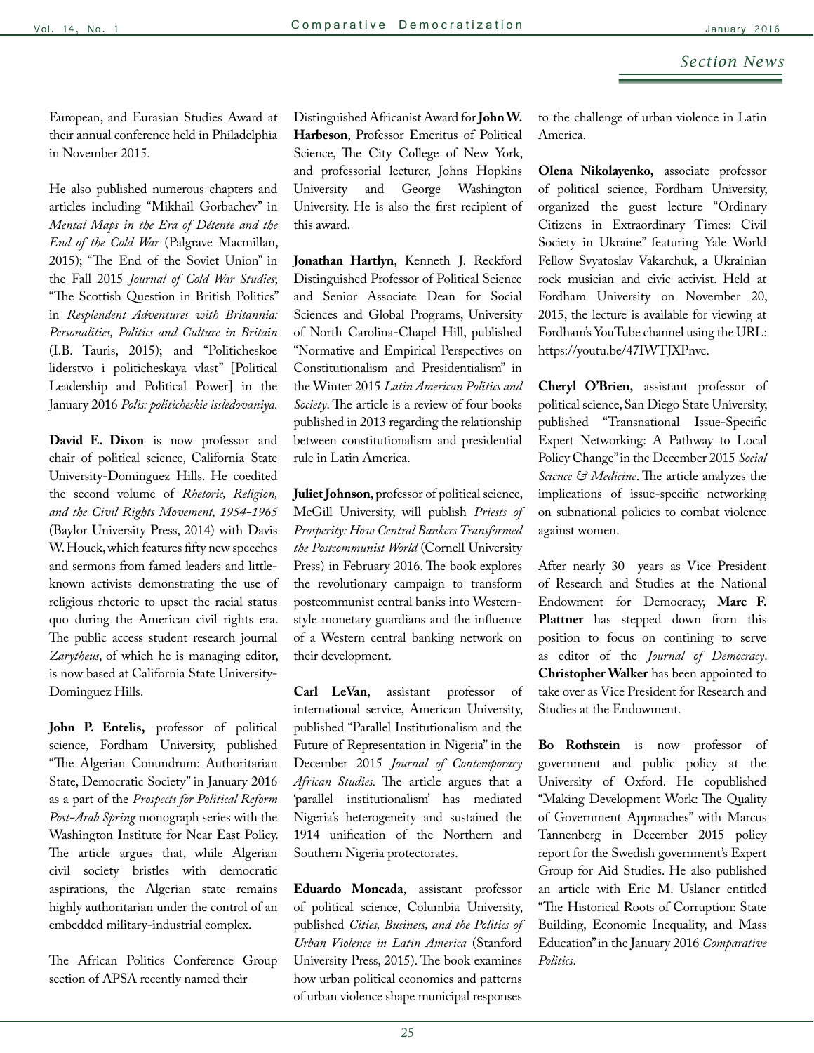## Section News

European, and Eurasian Studies Award at their annual conference held in Philadelphia in November 2015.

He also published numerous chapters and articles including "Mikhail Gorbachev" in *Mental Maps in the Era of Détente and the End of the Cold War* (Palgrave Macmillan, 2015); "The End of the Soviet Union" in the Fall 2015 *Journal of Cold War Studies*; "The Scottish Question in British Politics" in *Resplendent Adventures with Britannia: Personalities, Politics and Culture in Britain* (I.B. Tauris, 2015); and "Politicheskoe liderstvo i politicheskaya vlast" [Political Leadership and Political Power] in the January 2016 *Polis: politicheskie issledovaniya.*

**David E. Dixon** is now professor and chair of political science, California State University-Dominguez Hills. He coedited the second volume of *Rhetoric, Religion, and the Civil Rights Movement, 1954-1965* (Baylor University Press, 2014) with Davis W. Houck, which features fifty new speeches and sermons from famed leaders and little-known activists demonstrating the use of religious rhetoric to upset the racial status quo during the American civil rights era. The public access student research journal *Zarytheus*, of which he is managing editor, is now based at California State University-Dominguez Hills.

**John P. Entelis,** professor of political science, Fordham University, published "The Algerian Conundrum: Authoritarian State, Democratic Society" in January 2016 as a part of the *Prospects for Political Reform Post-Arab Spring* monograph series with the Washington Institute for Near East Policy. The article argues that, while Algerian civil society bristles with democratic aspirations, the Algerian state remains highly authoritarian under the control of an embedded military-industrial complex.

The African Politics Conference Group section of APSA recently named their Distinguished Africanist Award for **John W. Harbeson**, Professor Emeritus of Political Science, The City College of New York, and professorial lecturer, Johns Hopkins University and George Washington University. He is also the first recipient of this award.

**Jonathan Hartlyn**, Kenneth J. Reckford Distinguished Professor of Political Science and Senior Associate Dean for Social Sciences and Global Programs, University of North Carolina-Chapel Hill, published "Normative and Empirical Perspectives on Constitutionalism and Presidentialism" in the Winter 2015 *Latin American Politics and Society*. The article is a review of four books published in 2013 regarding the relationship between constitutionalism and presidential rule in Latin America.

**Juliet Johnson**, professor of political science, McGill University, will publish *Priests of Prosperity: How Central Bankers Transformed the Postcommunist World* (Cornell University Press) in February 2016. The book explores the revolutionary campaign to transform postcommunist central banks into Western-style monetary guardians and the influence of a Western central banking network on their development.

**Carl LeVan**, assistant professor of international service, American University, published "Parallel Institutionalism and the Future of Representation in Nigeria" in the December 2015 *Journal of Contemporary African Studies.* The article argues that a 'parallel institutionalism' has mediated Nigeria's heterogeneity and sustained the 1914 unification of the Northern and Southern Nigeria protectorates.

**Eduardo Moncada**, assistant professor of political science, Columbia University, published *Cities, Business, and the Politics of Urban Violence in Latin America* (Stanford University Press, 2015). The book examines how urban political economies and patterns of urban violence shape municipal responses to the challenge of urban violence in Latin America.

**Olena Nikolayenko,** associate professor of political science, Fordham University, organized the guest lecture "Ordinary Citizens in Extraordinary Times: Civil Society in Ukraine" featuring Yale World Fellow Svyatoslav Vakarchuk, a Ukrainian rock musician and civic activist. Held at Fordham University on November 20, 2015, the lecture is available for viewing at Fordham's YouTube channel using the URL: https://youtu.be/47IWTJXPnvc.

**Cheryl O'Brien,** assistant professor of political science, San Diego State University, published "Transnational Issue-Specific Expert Networking: A Pathway to Local Policy Change" in the December 2015 *Social Science & Medicine*. The article analyzes the implications of issue-specific networking on subnational policies to combat violence against women.

After nearly 30 years as Vice President of Research and Studies at the National Endowment for Democracy, **Marc F. Plattner** has stepped down from this position to focus on contining to serve as editor of the *Journal of Democracy*. **Christopher Walker** has been appointed to take over as Vice President for Research and Studies at the Endowment.

**Bo Rothstein** is now professor of government and public policy at the University of Oxford. He copublished "Making Development Work: The Quality of Government Approaches" with Marcus Tannenberg in December 2015 policy report for the Swedish government's Expert Group for Aid Studies. He also published an article with Eric M. Uslaner entitled "The Historical Roots of Corruption: State Building, Economic Inequality, and Mass Education" in the January 2016 *Comparative Politics*.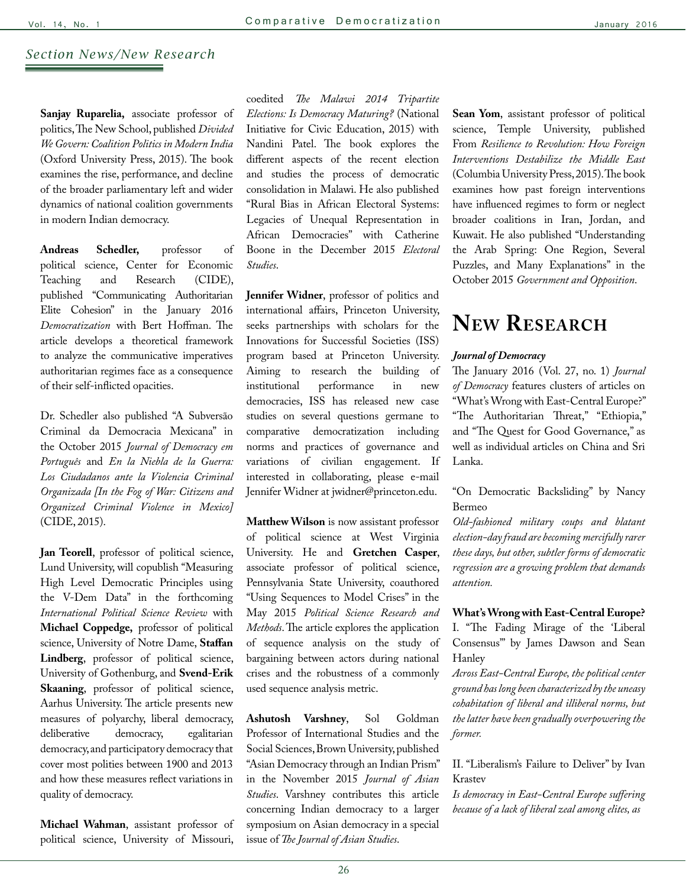## *Section News/New Research*

**Sanjay Ruparelia,** associate professor of politics, The New School, published *Divided We Govern: Coalition Politics in Modern India* (Oxford University Press, 2015). The book examines the rise, performance, and decline of the broader parliamentary left and wider dynamics of national coalition governments in modern Indian democracy.

**Andreas Schedler,** professor of political science, Center for Economic Teaching and Research (CIDE), published "Communicating Authoritarian Elite Cohesion" in the January 2016 *Democratization* with Bert Hoffman. The article develops a theoretical framework to analyze the communicative imperatives authoritarian regimes face as a consequence of their self-inflicted opacities.

Dr. Schedler also published "A Subversão Criminal da Democracia Mexicana" in the October 2015 *Journal of Democracy em Português* and *En la Niebla de la Guerra: Los Ciudadanos ante la Violencia Criminal Organizada [In the Fog of War: Citizens and Organized Criminal Violence in Mexico]* (CIDE, 2015).

**Jan Teorell**, professor of political science, Lund University, will copublish "Measuring High Level Democratic Principles using the V-Dem Data" in the forthcoming *International Political Science Review* with **Michael Coppedge,** professor of political science, University of Notre Dame, **Staffan Lindberg**, professor of political science, University of Gothenburg, and **Svend-Erik Skaaning**, professor of political science, Aarhus University. The article presents new measures of polyarchy, liberal democracy, deliberative democracy, egalitarian democracy, and participatory democracy that cover most polities between 1900 and 2013 and how these measures reflect variations in quality of democracy.

**Michael Wahman**, assistant professor of political science, University of Missouri, coedited *The Malawi 2014 Tripartite Elections: Is Democracy Maturing?* (National Initiative for Civic Education, 2015) with Nandini Patel. The book explores the different aspects of the recent election and studies the process of democratic consolidation in Malawi. He also published "Rural Bias in African Electoral Systems: Legacies of Unequal Representation in African Democracies" with Catherine Boone in the December 2015 *Electoral Studies*.

**Jennifer Widner**, professor of politics and international affairs, Princeton University, seeks partnerships with scholars for the Innovations for Successful Societies (ISS) program based at Princeton University. Aiming to research the building of institutional performance in new democracies, ISS has released new case studies on several questions germane to comparative democratization including norms and practices of governance and variations of civilian engagement. If interested in collaborating, please e-mail Jennifer Widner at jwidner@princeton.edu.

**Matthew Wilson** is now assistant professor of political science at West Virginia University. He and **Gretchen Casper**, associate professor of political science, Pennsylvania State University, coauthored "Using Sequences to Model Crises" in the May 2015 *Political Science Research and Methods*. The article explores the application of sequence analysis on the study of bargaining between actors during national crises and the robustness of a commonly used sequence analysis metric.

**Ashutosh Varshney**, Sol Goldman Professor of International Studies and the Social Sciences, Brown University, published "Asian Democracy through an Indian Prism" in the November 2015 *Journal of Asian Studies*. Varshney contributes this article concerning Indian democracy to a larger symposium on Asian democracy in a special issue of *The Journal of Asian Studies*.

**Sean Yom**, assistant professor of political science, Temple University, published From *Resilience to Revolution: How Foreign Interventions Destabilize the Middle East* (Columbia University Press, 2015). The book examines how past foreign interventions have influenced regimes to form or neglect broader coalitions in Iran, Jordan, and Kuwait. He also published "Understanding the Arab Spring: One Region, Several Puzzles, and Many Explanations" in the October 2015 *Government and Opposition*.

# New Research

### *Journal of Democracy*

The January 2016 (Vol. 27, no. 1) *Journal of Democracy* features clusters of articles on "What's Wrong with East-Central Europe?" "The Authoritarian Threat," "Ethiopia," and "The Quest for Good Governance," as well as individual articles on China and Sri Lanka.

"On Democratic Backsliding" by Nancy Bermeo

*Old-fashioned military coups and blatant election-day fraud are becoming mercifully rarer these days, but other, subtler forms of democratic regression are a growing problem that demands attention.*

**What's Wrong with East-Central Europe?**

I. "The Fading Mirage of the 'Liberal Consensus'" by James Dawson and Sean Hanley

*Across East-Central Europe, the political center ground has long been characterized by the uneasy cohabitation of liberal and illiberal norms, but the latter have been gradually overpowering the former.*

II. "Liberalism's Failure to Deliver" by Ivan Krastev

*Is democracy in East-Central Europe suffering because of a lack of liberal zeal among elites, as*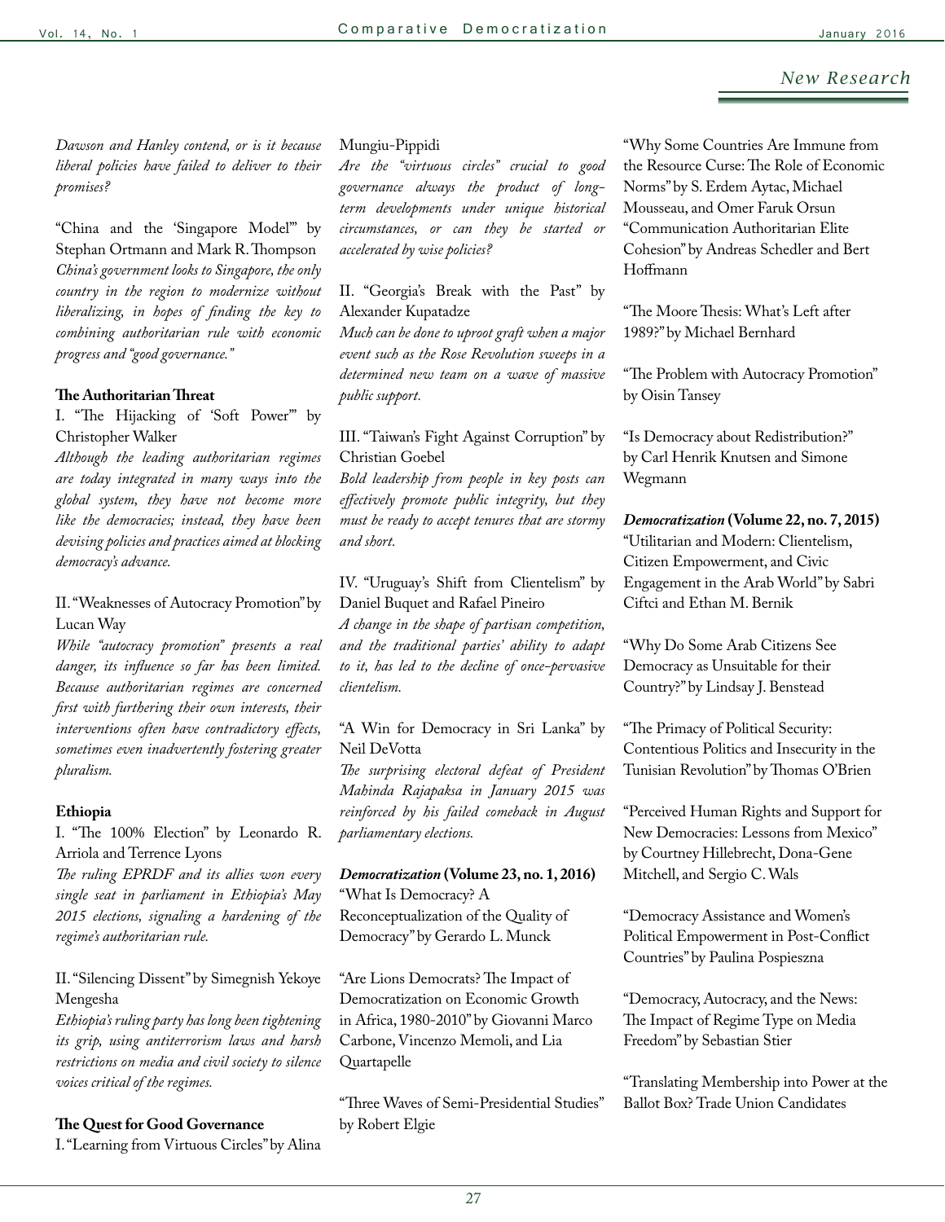*Dawson and Hanley contend, or is it because liberal policies have failed to deliver to their promises?*

"China and the 'Singapore Model'" by Stephan Ortmann and Mark R. Thompson
*China's government looks to Singapore, the only country in the region to modernize without liberalizing, in hopes of finding the key to combining authoritarian rule with economic progress and "good governance."*

**The Authoritarian Threat**

I. "The Hijacking of 'Soft Power'" by Christopher Walker
*Although the leading authoritarian regimes are today integrated in many ways into the global system, they have not become more like the democracies; instead, they have been devising policies and practices aimed at blocking democracy's advance.*

II. "Weaknesses of Autocracy Promotion" by Lucan Way
*While "autocracy promotion" presents a real danger, its influence so far has been limited. Because authoritarian regimes are concerned first with furthering their own interests, their interventions often have contradictory effects, sometimes even inadvertently fostering greater pluralism.*

**Ethiopia**

I. "The 100% Election" by Leonardo R. Arriola and Terrence Lyons
*The ruling EPRDF and its allies won every single seat in parliament in Ethiopia's May 2015 elections, signaling a hardening of the regime's authoritarian rule.*

II. "Silencing Dissent" by Simegnish Yekoye Mengesha
*Ethiopia's ruling party has long been tightening its grip, using antiterrorism laws and harsh restrictions on media and civil society to silence voices critical of the regimes.*

**The Quest for Good Governance**

I. "Learning from Virtuous Circles" by Alina Mungiu-Pippidi
*Are the "virtuous circles" crucial to good governance always the product of long-term developments under unique historical circumstances, or can they be started or accelerated by wise policies?*

II. "Georgia's Break with the Past" by Alexander Kupatadze
*Much can be done to uproot graft when a major event such as the Rose Revolution sweeps in a determined new team on a wave of massive public support.*

III. "Taiwan's Fight Against Corruption" by Christian Goebel
*Bold leadership from people in key posts can effectively promote public integrity, but they must be ready to accept tenures that are stormy and short.*

IV. "Uruguay's Shift from Clientelism" by Daniel Buquet and Rafael Pineiro
*A change in the shape of partisan competition, and the traditional parties' ability to adapt to it, has led to the decline of once-pervasive clientelism.*

"A Win for Democracy in Sri Lanka" by Neil DeVotta
*The surprising electoral defeat of President Mahinda Rajapaksa in January 2015 was reinforced by his failed comeback in August parliamentary elections.*

***Democratization* (Volume 23, no. 1, 2016)**

"What Is Democracy? A Reconceptualization of the Quality of Democracy" by Gerardo L. Munck

"Are Lions Democrats? The Impact of Democratization on Economic Growth in Africa, 1980-2010" by Giovanni Marco Carbone, Vincenzo Memoli, and Lia Quartapelle

"Three Waves of Semi-Presidential Studies" by Robert Elgie

"Why Some Countries Are Immune from the Resource Curse: The Role of Economic Norms" by S. Erdem Aytac, Michael Mousseau, and Omer Faruk Orsun

"Communication Authoritarian Elite Cohesion" by Andreas Schedler and Bert Hoffmann

"The Moore Thesis: What's Left after 1989?" by Michael Bernhard

"The Problem with Autocracy Promotion" by Oisin Tansey

"Is Democracy about Redistribution?" by Carl Henrik Knutsen and Simone Wegmann

***Democratization* (Volume 22, no. 7, 2015)**

"Utilitarian and Modern: Clientelism, Citizen Empowerment, and Civic Engagement in the Arab World" by Sabri Ciftci and Ethan M. Bernik

"Why Do Some Arab Citizens See Democracy as Unsuitable for their Country?" by Lindsay J. Benstead

"The Primacy of Political Security: Contentious Politics and Insecurity in the Tunisian Revolution" by Thomas O'Brien

"Perceived Human Rights and Support for New Democracies: Lessons from Mexico" by Courtney Hillebrecht, Dona-Gene Mitchell, and Sergio C. Wals

"Democracy Assistance and Women's Political Empowerment in Post-Conflict Countries" by Paulina Pospieszna

"Democracy, Autocracy, and the News: The Impact of Regime Type on Media Freedom" by Sebastian Stier

"Translating Membership into Power at the Ballot Box? Trade Union Candidates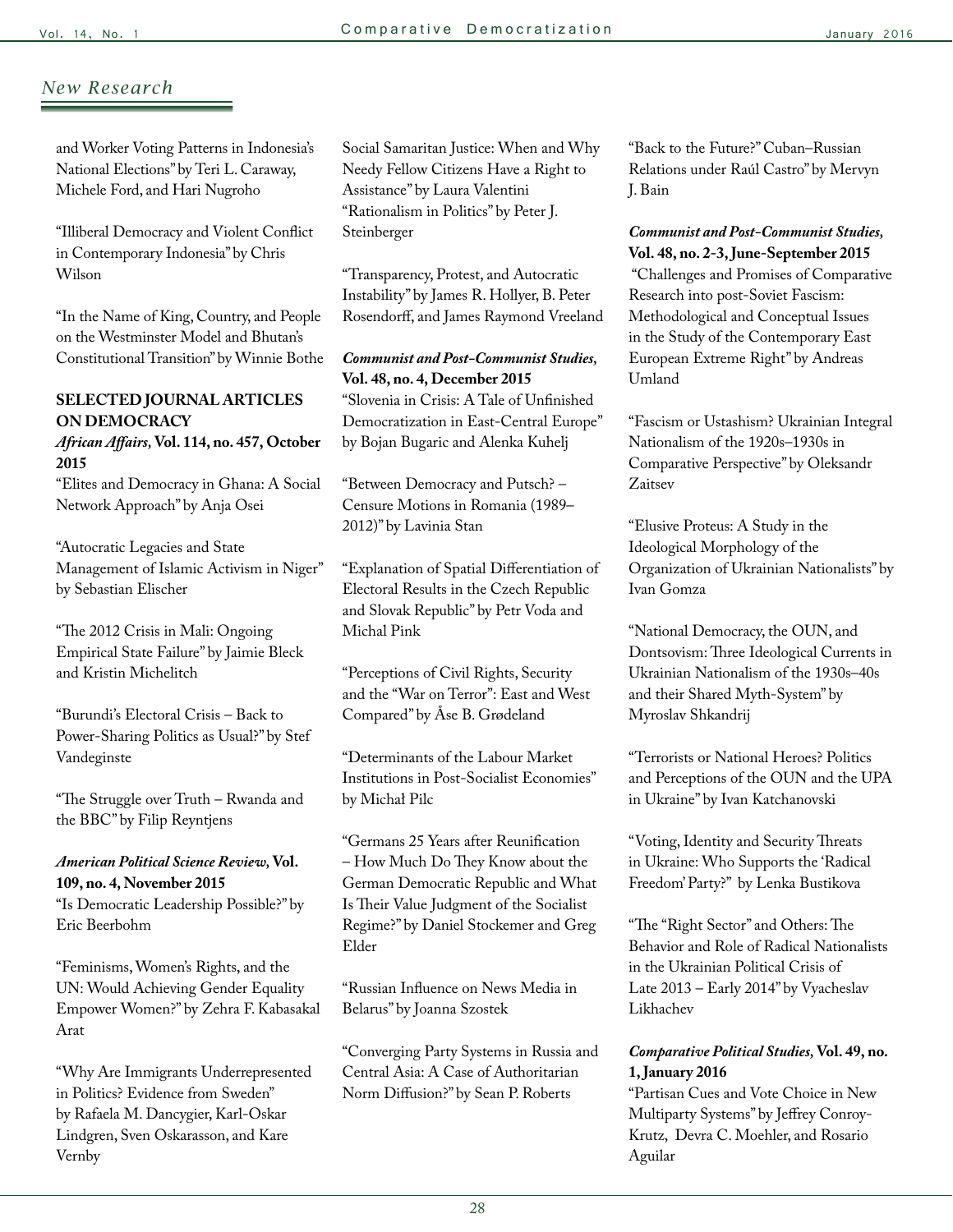## New Research

and Worker Voting Patterns in Indonesia's National Elections" by Teri L. Caraway, Michele Ford, and Hari Nugroho

"Illiberal Democracy and Violent Conflict in Contemporary Indonesia" by Chris Wilson

"In the Name of King, Country, and People on the Westminster Model and Bhutan's Constitutional Transition" by Winnie Bothe

### SELECTED JOURNAL ARTICLES ON DEMOCRACY

***African Affairs,* Vol. 114, no. 457, October 2015**

"Elites and Democracy in Ghana: A Social Network Approach" by Anja Osei

"Autocratic Legacies and State Management of Islamic Activism in Niger" by Sebastian Elischer

"The 2012 Crisis in Mali: Ongoing Empirical State Failure" by Jaimie Bleck and Kristin Michelitch

"Burundi's Electoral Crisis – Back to Power-Sharing Politics as Usual?" by Stef Vandeginste

"The Struggle over Truth – Rwanda and the BBC" by Filip Reyntjens

***American Political Science Review,* Vol. 109, no. 4, November 2015**

"Is Democratic Leadership Possible?" by Eric Beerbohm

"Feminisms, Women's Rights, and the UN: Would Achieving Gender Equality Empower Women?" by Zehra F. Kabasakal Arat

"Why Are Immigrants Underrepresented in Politics? Evidence from Sweden" by Rafaela M. Dancygier, Karl-Oskar Lindgren, Sven Oskarasson, and Kare Vernby

Social Samaritan Justice: When and Why Needy Fellow Citizens Have a Right to Assistance" by Laura Valentini

"Rationalism in Politics" by Peter J. Steinberger

"Transparency, Protest, and Autocratic Instability" by James R. Hollyer, B. Peter Rosendorff, and James Raymond Vreeland

***Communist and Post-Communist Studies,* Vol. 48, no. 4, December 2015**

"Slovenia in Crisis: A Tale of Unfinished Democratization in East-Central Europe" by Bojan Bugaric and Alenka Kuhelj

"Between Democracy and Putsch? – Censure Motions in Romania (1989–2012)" by Lavinia Stan

"Explanation of Spatial Differentiation of Electoral Results in the Czech Republic and Slovak Republic" by Petr Voda and Michal Pink

"Perceptions of Civil Rights, Security and the "War on Terror": East and West Compared" by Åse B. Grødeland

"Determinants of the Labour Market Institutions in Post-Socialist Economies" by Michał Pilc

"Germans 25 Years after Reunification – How Much Do They Know about the German Democratic Republic and What Is Their Value Judgment of the Socialist Regime?" by Daniel Stockemer and Greg Elder

"Russian Influence on News Media in Belarus" by Joanna Szostek

"Converging Party Systems in Russia and Central Asia: A Case of Authoritarian Norm Diffusion?" by Sean P. Roberts

"Back to the Future?" Cuban–Russian Relations under Raúl Castro" by Mervyn J. Bain

***Communist and Post-Communist Studies,* Vol. 48, no. 2-3, June-September 2015**

"Challenges and Promises of Comparative Research into post-Soviet Fascism: Methodological and Conceptual Issues in the Study of the Contemporary East European Extreme Right" by Andreas Umland

"Fascism or Ustashism? Ukrainian Integral Nationalism of the 1920s–1930s in Comparative Perspective" by Oleksandr Zaitsev

"Elusive Proteus: A Study in the Ideological Morphology of the Organization of Ukrainian Nationalists" by Ivan Gomza

"National Democracy, the OUN, and Dontsovism: Three Ideological Currents in Ukrainian Nationalism of the 1930s–40s and their Shared Myth-System" by Myroslav Shkandrij

"Terrorists or National Heroes? Politics and Perceptions of the OUN and the UPA in Ukraine" by Ivan Katchanovski

"Voting, Identity and Security Threats in Ukraine: Who Supports the 'Radical Freedom' Party?" by Lenka Bustikova

"The "Right Sector" and Others: The Behavior and Role of Radical Nationalists in the Ukrainian Political Crisis of Late 2013 – Early 2014" by Vyacheslav Likhachev

***Comparative Political Studies,* Vol. 49, no. 1, January 2016**

"Partisan Cues and Vote Choice in New Multiparty Systems" by Jeffrey Conroy-Krutz, Devra C. Moehler, and Rosario Aguilar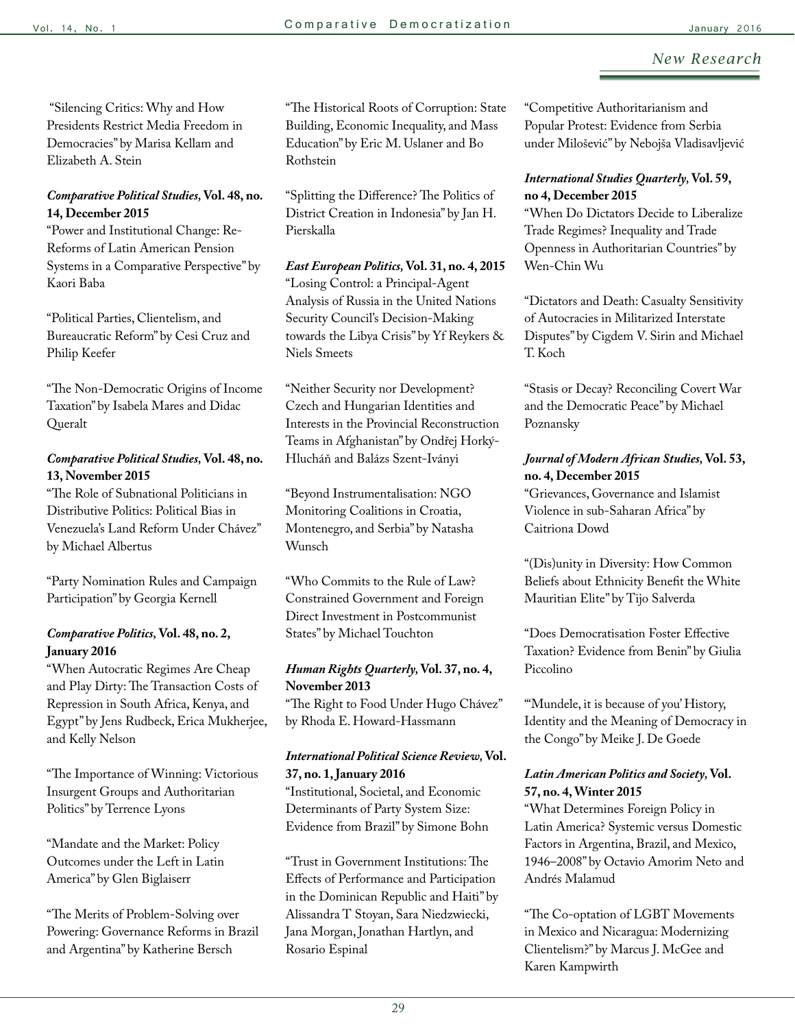"Silencing Critics: Why and How Presidents Restrict Media Freedom in Democracies" by Marisa Kellam and Elizabeth A. Stein

***Comparative Political Studies,* Vol. 48, no. 14, December 2015**

"Power and Institutional Change: Re-Reforms of Latin American Pension Systems in a Comparative Perspective" by Kaori Baba

"Political Parties, Clientelism, and Bureaucratic Reform" by Cesi Cruz and Philip Keefer

"The Non-Democratic Origins of Income Taxation" by Isabela Mares and Didac Queralt

***Comparative Political Studies,* Vol. 48, no. 13, November 2015**

"The Role of Subnational Politicians in Distributive Politics: Political Bias in Venezuela's Land Reform Under Chávez" by Michael Albertus

"Party Nomination Rules and Campaign Participation" by Georgia Kernell

***Comparative Politics,* Vol. 48, no. 2, January 2016**

"When Autocratic Regimes Are Cheap and Play Dirty: The Transaction Costs of Repression in South Africa, Kenya, and Egypt" by Jens Rudbeck, Erica Mukherjee, and Kelly Nelson

"The Importance of Winning: Victorious Insurgent Groups and Authoritarian Politics" by Terrence Lyons

"Mandate and the Market: Policy Outcomes under the Left in Latin America" by Glen Biglaiserr

"The Merits of Problem-Solving over Powering: Governance Reforms in Brazil and Argentina" by Katherine Bersch

"The Historical Roots of Corruption: State Building, Economic Inequality, and Mass Education" by Eric M. Uslaner and Bo Rothstein

"Splitting the Difference? The Politics of District Creation in Indonesia" by Jan H. Pierskalla

***East European Politics,* Vol. 31, no. 4, 2015**

"Losing Control: a Principal-Agent Analysis of Russia in the United Nations Security Council's Decision-Making towards the Libya Crisis" by Yf Reykers & Niels Smeets

"Neither Security nor Development? Czech and Hungarian Identities and Interests in the Provincial Reconstruction Teams in Afghanistan" by Ondřej Horký-Hlucháň and Balázs Szent-Iványi

"Beyond Instrumentalisation: NGO Monitoring Coalitions in Croatia, Montenegro, and Serbia" by Natasha Wunsch

"Who Commits to the Rule of Law? Constrained Government and Foreign Direct Investment in Postcommunist States" by Michael Touchton

***Human Rights Quarterly,* Vol. 37, no. 4, November 2013**

"The Right to Food Under Hugo Chávez" by Rhoda E. Howard-Hassmann

***International Political Science Review,* Vol. 37, no. 1, January 2016**

"Institutional, Societal, and Economic Determinants of Party System Size: Evidence from Brazil" by Simone Bohn

"Trust in Government Institutions: The Effects of Performance and Participation in the Dominican Republic and Haiti" by Alissandra T Stoyan, Sara Niedzwiecki, Jana Morgan, Jonathan Hartlyn, and Rosario Espinal

"Competitive Authoritarianism and Popular Protest: Evidence from Serbia under Milošević" by Nebojša Vladisavljević

***International Studies Quarterly,* Vol. 59, no 4, December 2015**

"When Do Dictators Decide to Liberalize Trade Regimes? Inequality and Trade Openness in Authoritarian Countries" by Wen-Chin Wu

"Dictators and Death: Casualty Sensitivity of Autocracies in Militarized Interstate Disputes" by Cigdem V. Sirin and Michael T. Koch

"Stasis or Decay? Reconciling Covert War and the Democratic Peace" by Michael Poznansky

***Journal of Modern African Studies,* Vol. 53, no. 4, December 2015**

"Grievances, Governance and Islamist Violence in sub-Saharan Africa" by Caitriona Dowd

"(Dis)unity in Diversity: How Common Beliefs about Ethnicity Benefit the White Mauritian Elite" by Tijo Salverda

"Does Democratisation Foster Effective Taxation? Evidence from Benin" by Giulia Piccolino

"'Mundele, it is because of you' History, Identity and the Meaning of Democracy in the Congo" by Meike J. De Goede

***Latin American Politics and Society,* Vol. 57, no. 4, Winter 2015**

"What Determines Foreign Policy in Latin America? Systemic versus Domestic Factors in Argentina, Brazil, and Mexico, 1946–2008" by Octavio Amorim Neto and Andrés Malamud

"The Co-optation of LGBT Movements in Mexico and Nicaragua: Modernizing Clientelism?" by Marcus J. McGee and Karen Kampwirth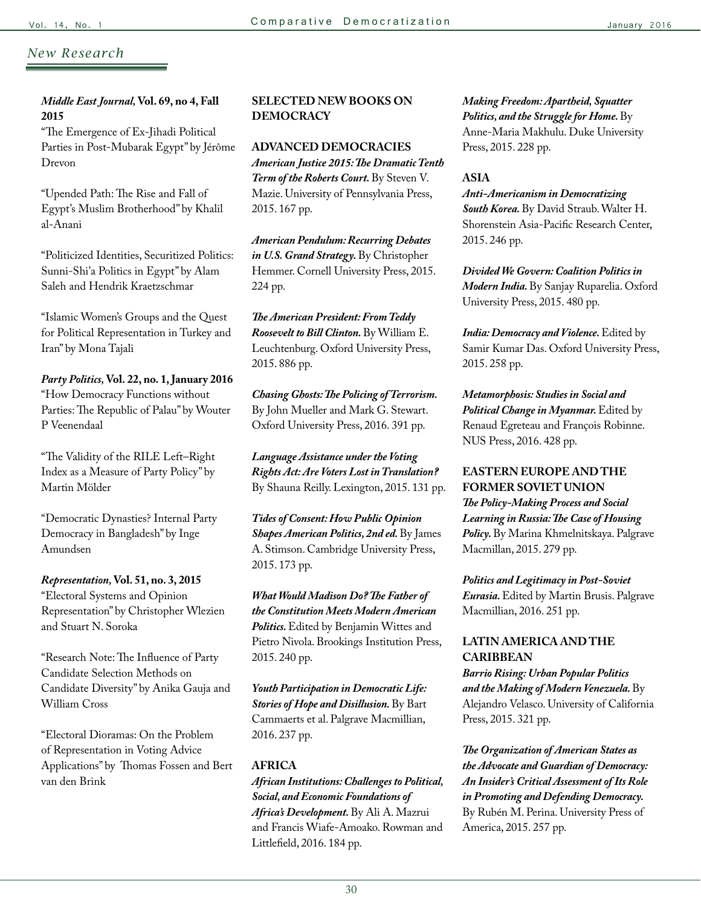## New Research

***Middle East Journal*, Vol. 69, no 4, Fall 2015**

"The Emergence of Ex-Jihadi Political Parties in Post-Mubarak Egypt" by Jérôme Drevon

"Upended Path: The Rise and Fall of Egypt's Muslim Brotherhood" by Khalil al-Anani

"Politicized Identities, Securitized Politics: Sunni-Shi'a Politics in Egypt" by Alam Saleh and Hendrik Kraetzschmar

"Islamic Women's Groups and the Quest for Political Representation in Turkey and Iran" by Mona Tajali

***Party Politics*, Vol. 22, no. 1, January 2016**

"How Democracy Functions without Parties: The Republic of Palau" by Wouter P Veenendaal

"The Validity of the RILE Left–Right Index as a Measure of Party Policy" by Martin Mölder

"Democratic Dynasties? Internal Party Democracy in Bangladesh" by Inge Amundsen

***Representation*, Vol. 51, no. 3, 2015**

"Electoral Systems and Opinion Representation" by Christopher Wlezien and Stuart N. Soroka

"Research Note: The Influence of Party Candidate Selection Methods on Candidate Diversity" by Anika Gauja and William Cross

"Electoral Dioramas: On the Problem of Representation in Voting Advice Applications" by Thomas Fossen and Bert van den Brink

## SELECTED NEW BOOKS ON DEMOCRACY

### ADVANCED DEMOCRACIES

***American Justice 2015: The Dramatic Tenth Term of the Roberts Court.*** By Steven V. Mazie. University of Pennsylvania Press, 2015. 167 pp.

***American Pendulum: Recurring Debates in U.S. Grand Strategy.*** By Christopher Hemmer. Cornell University Press, 2015. 224 pp.

***The American President: From Teddy Roosevelt to Bill Clinton.*** By William E. Leuchtenburg. Oxford University Press, 2015. 886 pp.

***Chasing Ghosts: The Policing of Terrorism.*** By John Mueller and Mark G. Stewart. Oxford University Press, 2016. 391 pp.

***Language Assistance under the Voting Rights Act: Are Voters Lost in Translation?*** By Shauna Reilly. Lexington, 2015. 131 pp.

***Tides of Consent: How Public Opinion Shapes American Politics, 2nd ed.*** By James A. Stimson. Cambridge University Press, 2015. 173 pp.

***What Would Madison Do? The Father of the Constitution Meets Modern American Politics.*** Edited by Benjamin Wittes and Pietro Nivola. Brookings Institution Press, 2015. 240 pp.

***Youth Participation in Democratic Life: Stories of Hope and Disillusion.*** By Bart Cammaerts et al. Palgrave Macmillian, 2016. 237 pp.

### AFRICA

***African Institutions: Challenges to Political, Social, and Economic Foundations of Africa's Development.*** By Ali A. Mazrui and Francis Wiafe-Amoako. Rowman and Littlefield, 2016. 184 pp.

***Making Freedom: Apartheid, Squatter Politics, and the Struggle for Home.*** By Anne-Maria Makhulu. Duke University Press, 2015. 228 pp.

### ASIA

***Anti-Americanism in Democratizing South Korea.*** By David Straub. Walter H. Shorenstein Asia-Pacific Research Center, 2015. 246 pp.

***Divided We Govern: Coalition Politics in Modern India.*** By Sanjay Ruparelia. Oxford University Press, 2015. 480 pp.

***India: Democracy and Violence.*** Edited by Samir Kumar Das. Oxford University Press, 2015. 258 pp.

***Metamorphosis: Studies in Social and Political Change in Myanmar.*** Edited by Renaud Egreteau and François Robinne. NUS Press, 2016. 428 pp.

### EASTERN EUROPE AND THE FORMER SOVIET UNION

***The Policy-Making Process and Social Learning in Russia: The Case of Housing Policy.*** By Marina Khmelnitskaya. Palgrave Macmillan, 2015. 279 pp.

***Politics and Legitimacy in Post-Soviet Eurasia.*** Edited by Martin Brusis. Palgrave Macmillian, 2016. 251 pp.

### LATIN AMERICA AND THE CARIBBEAN

***Barrio Rising: Urban Popular Politics and the Making of Modern Venezuela.*** By Alejandro Velasco. University of California Press, 2015. 321 pp.

***The Organization of American States as the Advocate and Guardian of Democracy: An Insider's Critical Assessment of Its Role in Promoting and Defending Democracy.*** By Rubén M. Perina. University Press of America, 2015. 257 pp.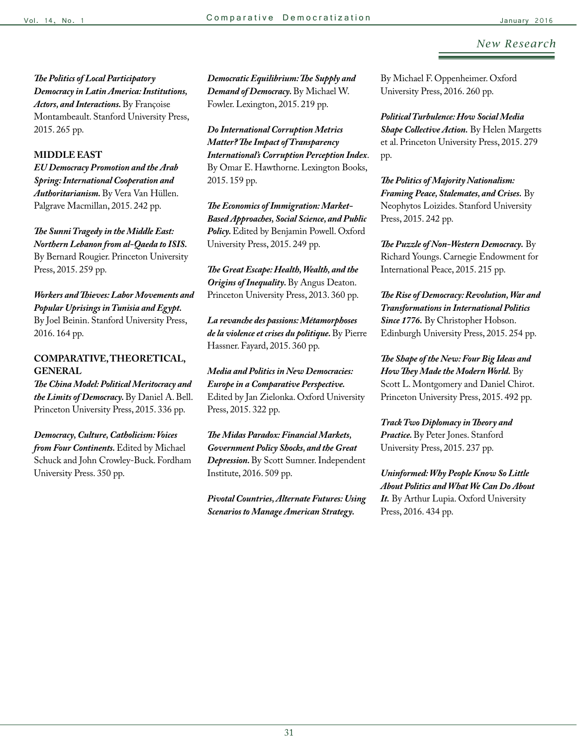***The Politics of Local Participatory Democracy in Latin America: Institutions, Actors, and Interactions.*** By Françoise Montambeault. Stanford University Press, 2015. 265 pp.

**MIDDLE EAST**

***EU Democracy Promotion and the Arab Spring: International Cooperation and Authoritarianism.*** By Vera Van Hüllen. Palgrave Macmillan, 2015. 242 pp.

***The Sunni Tragedy in the Middle East: Northern Lebanon from al-Qaeda to ISIS.*** By Bernard Rougier. Princeton University Press, 2015. 259 pp.

***Workers and Thieves: Labor Movements and Popular Uprisings in Tunisia and Egypt.*** By Joel Beinin. Stanford University Press, 2016. 164 pp.

**COMPARATIVE, THEORETICAL, GENERAL**

***The China Model: Political Meritocracy and the Limits of Democracy.*** By Daniel A. Bell. Princeton University Press, 2015. 336 pp.

***Democracy, Culture, Catholicism: Voices from Four Continents.*** Edited by Michael Schuck and John Crowley-Buck. Fordham University Press. 350 pp.

***Democratic Equilibrium: The Supply and Demand of Democracy.*** By Michael W. Fowler. Lexington, 2015. 219 pp.

***Do International Corruption Metrics Matter? The Impact of Transparency International's Corruption Perception Index***. By Omar E. Hawthorne. Lexington Books, 2015. 159 pp.

***The Economics of Immigration: Market-Based Approaches, Social Science, and Public Policy.*** Edited by Benjamin Powell. Oxford University Press, 2015. 249 pp.

***The Great Escape: Health, Wealth, and the Origins of Inequality.*** By Angus Deaton. Princeton University Press, 2013. 360 pp.

***La revanche des passions: Métamorphoses de la violence et crises du politique.*** By Pierre Hassner. Fayard, 2015. 360 pp.

***Media and Politics in New Democracies: Europe in a Comparative Perspective.*** Edited by Jan Zielonka. Oxford University Press, 2015. 322 pp.

***The Midas Paradox: Financial Markets, Government Policy Shocks, and the Great Depression.*** By Scott Sumner. Independent Institute, 2016. 509 pp.

***Pivotal Countries, Alternate Futures: Using Scenarios to Manage American Strategy.*** By Michael F. Oppenheimer. Oxford University Press, 2016. 260 pp.

***Political Turbulence: How Social Media Shape Collective Action.*** By Helen Margetts et al. Princeton University Press, 2015. 279 pp.

***The Politics of Majority Nationalism: Framing Peace, Stalemates, and Crises.*** By Neophytos Loizides. Stanford University Press, 2015. 242 pp.

***The Puzzle of Non-Western Democracy.*** By Richard Youngs. Carnegie Endowment for International Peace, 2015. 215 pp.

***The Rise of Democracy: Revolution, War and Transformations in International Politics Since 1776.*** By Christopher Hobson. Edinburgh University Press, 2015. 254 pp.

***The Shape of the New: Four Big Ideas and How They Made the Modern World.*** By Scott L. Montgomery and Daniel Chirot. Princeton University Press, 2015. 492 pp.

***Track Two Diplomacy in Theory and Practice.*** By Peter Jones. Stanford University Press, 2015. 237 pp.

***Uninformed: Why People Know So Little About Politics and What We Can Do About It.*** By Arthur Lupia. Oxford University Press, 2016. 434 pp.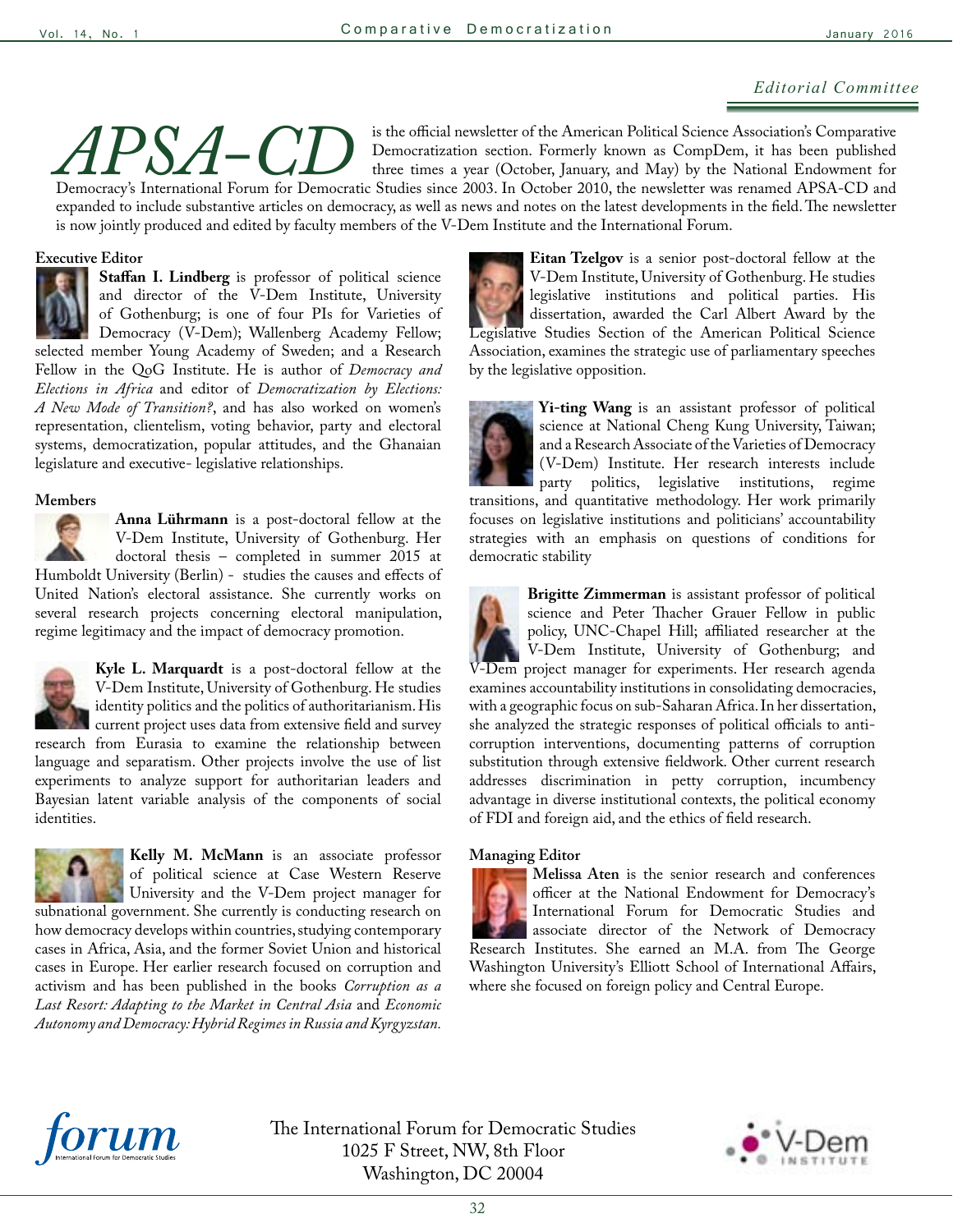## Editorial Committee

**APSA-CD** is the official newsletter of the American Political Science Association's Comparative Democratization section. Formerly known as CompDem, it has been published three times a year (October, January, and May) by the National Endowment for Democracy's International Forum for Democratic Studies since 2003. In October 2010, the newsletter was renamed APSA-CD and expanded to include substantive articles on democracy, as well as news and notes on the latest developments in the field. The newsletter is now jointly produced and edited by faculty members of the V-Dem Institute and the International Forum.

### Executive Editor

**Staffan I. Lindberg** is professor of political science and director of the V-Dem Institute, University of Gothenburg; is one of four PIs for Varieties of Democracy (V-Dem); Wallenberg Academy Fellow; selected member Young Academy of Sweden; and a Research Fellow in the QoG Institute. He is author of *Democracy and Elections in Africa* and editor of *Democratization by Elections: A New Mode of Transition?*, and has also worked on women's representation, clientelism, voting behavior, party and electoral systems, democratization, popular attitudes, and the Ghanaian legislature and executive- legislative relationships.

### Members

**Anna Lührmann** is a post-doctoral fellow at the V-Dem Institute, University of Gothenburg. Her doctoral thesis – completed in summer 2015 at Humboldt University (Berlin) - studies the causes and effects of United Nation's electoral assistance. She currently works on several research projects concerning electoral manipulation, regime legitimacy and the impact of democracy promotion.

**Kyle L. Marquardt** is a post-doctoral fellow at the V-Dem Institute, University of Gothenburg. He studies identity politics and the politics of authoritarianism. His current project uses data from extensive field and survey research from Eurasia to examine the relationship between language and separatism. Other projects involve the use of list experiments to analyze support for authoritarian leaders and Bayesian latent variable analysis of the components of social identities.

**Kelly M. McMann** is an associate professor of political science at Case Western Reserve University and the V-Dem project manager for subnational government. She currently is conducting research on how democracy develops within countries, studying contemporary cases in Africa, Asia, and the former Soviet Union and historical cases in Europe. Her earlier research focused on corruption and activism and has been published in the books *Corruption as a Last Resort: Adapting to the Market in Central Asia* and *Economic Autonomy and Democracy: Hybrid Regimes in Russia and Kyrgyzstan.*

**Eitan Tzelgov** is a senior post-doctoral fellow at the V-Dem Institute, University of Gothenburg. He studies legislative institutions and political parties. His dissertation, awarded the Carl Albert Award by the Legislative Studies Section of the American Political Science Association, examines the strategic use of parliamentary speeches by the legislative opposition.

**Yi-ting Wang** is an assistant professor of political science at National Cheng Kung University, Taiwan; and a Research Associate of the Varieties of Democracy (V-Dem) Institute. Her research interests include party politics, legislative institutions, regime transitions, and quantitative methodology. Her work primarily focuses on legislative institutions and politicians' accountability strategies with an emphasis on questions of conditions for democratic stability

**Brigitte Zimmerman** is assistant professor of political science and Peter Thacher Grauer Fellow in public policy, UNC-Chapel Hill; affiliated researcher at the V-Dem Institute, University of Gothenburg; and V-Dem project manager for experiments. Her research agenda examines accountability institutions in consolidating democracies, with a geographic focus on sub-Saharan Africa. In her dissertation, she analyzed the strategic responses of political officials to anti-corruption interventions, documenting patterns of corruption substitution through extensive fieldwork. Other current research addresses discrimination in petty corruption, incumbency advantage in diverse institutional contexts, the political economy of FDI and foreign aid, and the ethics of field research.

### Managing Editor

**Melissa Aten** is the senior research and conferences officer at the National Endowment for Democracy's International Forum for Democratic Studies and associate director of the Network of Democracy Research Institutes. She earned an M.A. from The George Washington University's Elliott School of International Affairs, where she focused on foreign policy and Central Europe.

forum
International Forum for Democratic Studies

The International Forum for Democratic Studies
1025 F Street, NW, 8th Floor
Washington, DC 20004

V-Dem INSTITUTE